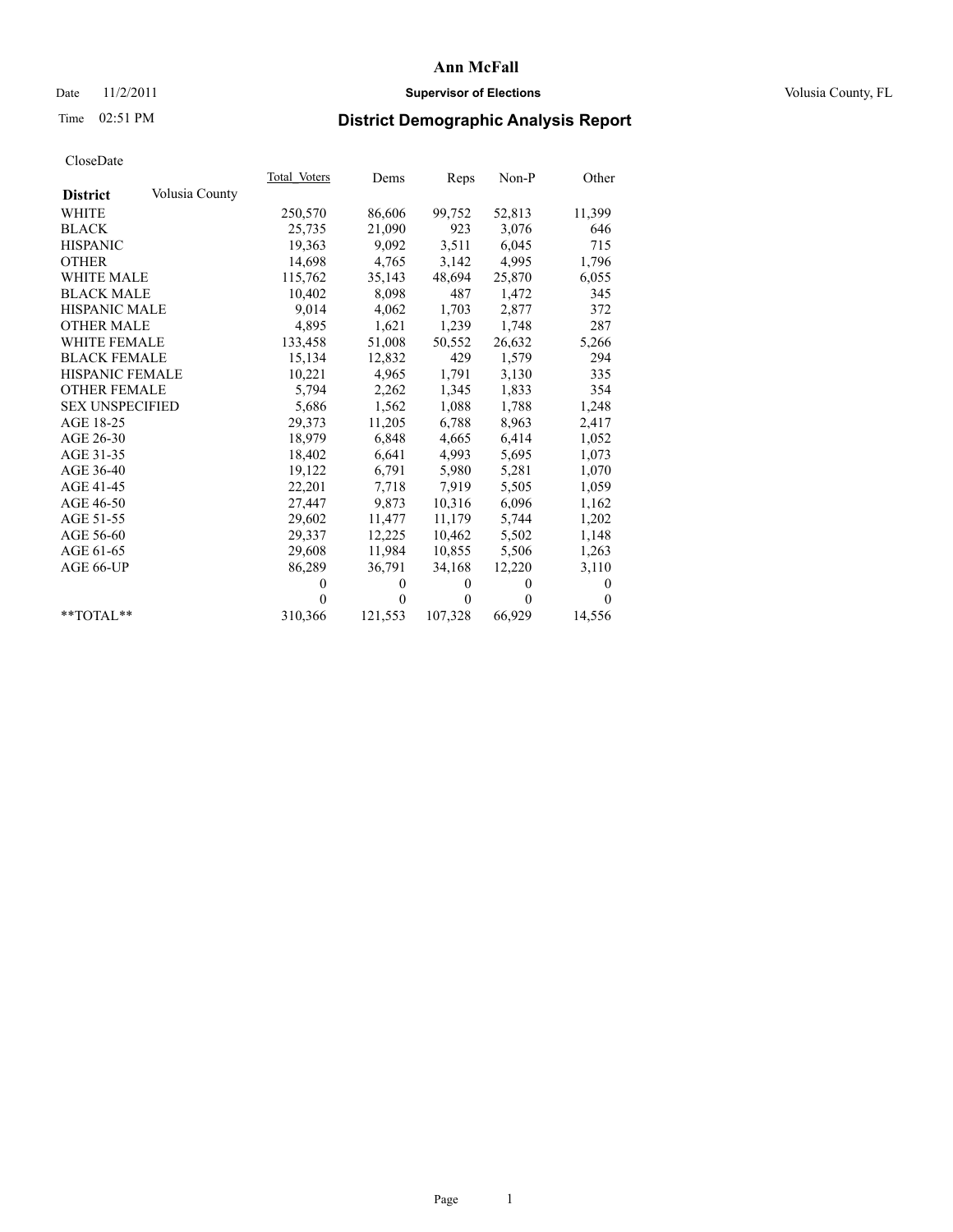# Ann McFall

Date 11/2/2011 **Supervisor of Elections** Volusia County, FL

Time 02:51 PM

## District Demographic Analysis Report

CloseDate

| **District** Volusia County | Total_Voters | Dems | Reps | Non-P | Other |
|---|---|---|---|---|---|
| WHITE | 250,570 | 86,606 | 99,752 | 52,813 | 11,399 |
| BLACK | 25,735 | 21,090 | 923 | 3,076 | 646 |
| HISPANIC | 19,363 | 9,092 | 3,511 | 6,045 | 715 |
| OTHER | 14,698 | 4,765 | 3,142 | 4,995 | 1,796 |
| WHITE MALE | 115,762 | 35,143 | 48,694 | 25,870 | 6,055 |
| BLACK MALE | 10,402 | 8,098 | 487 | 1,472 | 345 |
| HISPANIC MALE | 9,014 | 4,062 | 1,703 | 2,877 | 372 |
| OTHER MALE | 4,895 | 1,621 | 1,239 | 1,748 | 287 |
| WHITE FEMALE | 133,458 | 51,008 | 50,552 | 26,632 | 5,266 |
| BLACK FEMALE | 15,134 | 12,832 | 429 | 1,579 | 294 |
| HISPANIC FEMALE | 10,221 | 4,965 | 1,791 | 3,130 | 335 |
| OTHER FEMALE | 5,794 | 2,262 | 1,345 | 1,833 | 354 |
| SEX UNSPECIFIED | 5,686 | 1,562 | 1,088 | 1,788 | 1,248 |
| AGE 18-25 | 29,373 | 11,205 | 6,788 | 8,963 | 2,417 |
| AGE 26-30 | 18,979 | 6,848 | 4,665 | 6,414 | 1,052 |
| AGE 31-35 | 18,402 | 6,641 | 4,993 | 5,695 | 1,073 |
| AGE 36-40 | 19,122 | 6,791 | 5,980 | 5,281 | 1,070 |
| AGE 41-45 | 22,201 | 7,718 | 7,919 | 5,505 | 1,059 |
| AGE 46-50 | 27,447 | 9,873 | 10,316 | 6,096 | 1,162 |
| AGE 51-55 | 29,602 | 11,477 | 11,179 | 5,744 | 1,202 |
| AGE 56-60 | 29,337 | 12,225 | 10,462 | 5,502 | 1,148 |
| AGE 61-65 | 29,608 | 11,984 | 10,855 | 5,506 | 1,263 |
| AGE 66-UP | 86,289 | 36,791 | 34,168 | 12,220 | 3,110 |
| | 0 | 0 | 0 | 0 | 0 |
| | 0 | 0 | 0 | 0 | 0 |
| **TOTAL** | 310,366 | 121,553 | 107,328 | 66,929 | 14,556 |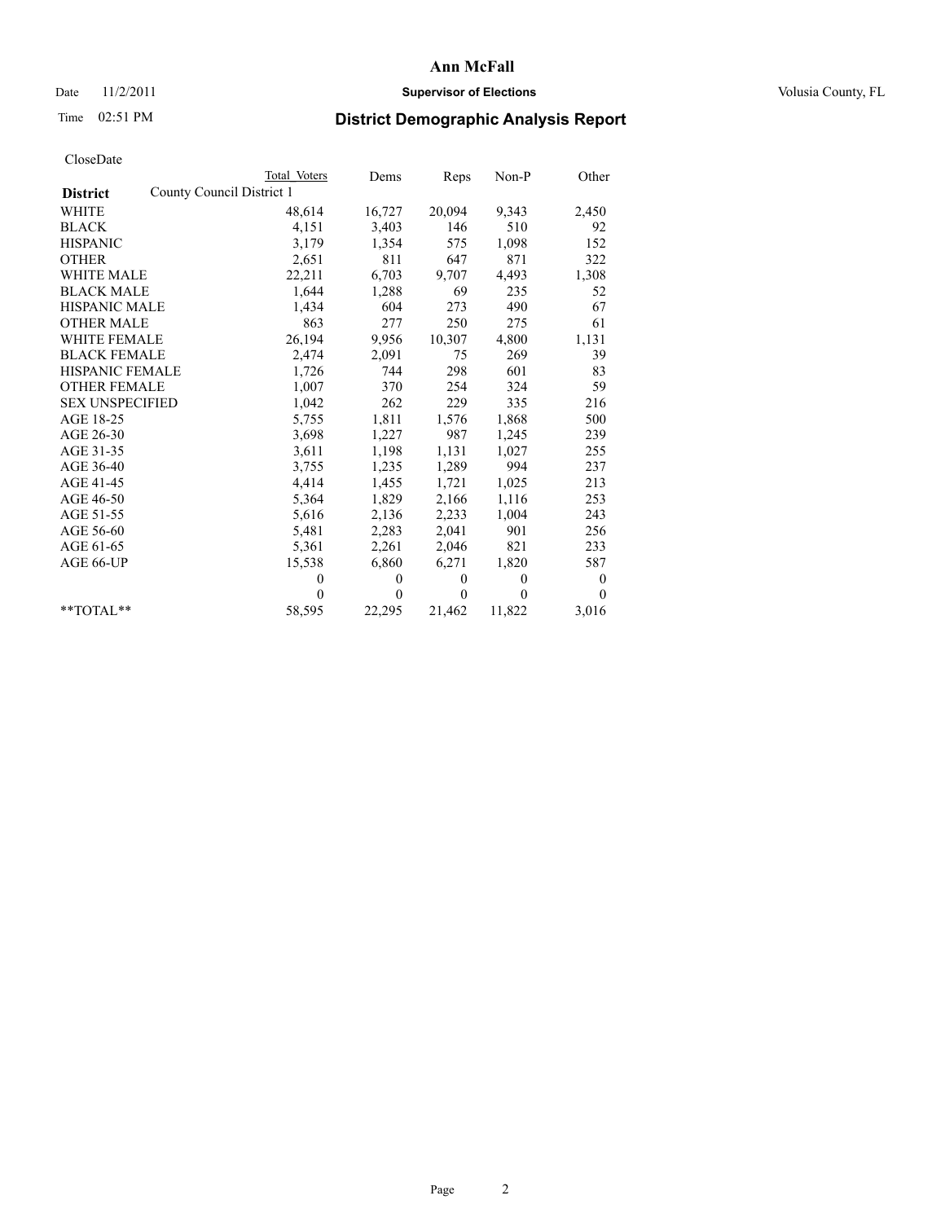# Ann McFall

Date 11/2/2011 **Supervisor of Elections** Volusia County, FL

Time 02:51 PM

## District Demographic Analysis Report

CloseDate

| | Total Voters | Dems | Reps | Non-P | Other |
|---|---|---|---|---|---|
| **District** County Council District 1 | | | | | |
| WHITE | 48,614 | 16,727 | 20,094 | 9,343 | 2,450 |
| BLACK | 4,151 | 3,403 | 146 | 510 | 92 |
| HISPANIC | 3,179 | 1,354 | 575 | 1,098 | 152 |
| OTHER | 2,651 | 811 | 647 | 871 | 322 |
| WHITE MALE | 22,211 | 6,703 | 9,707 | 4,493 | 1,308 |
| BLACK MALE | 1,644 | 1,288 | 69 | 235 | 52 |
| HISPANIC MALE | 1,434 | 604 | 273 | 490 | 67 |
| OTHER MALE | 863 | 277 | 250 | 275 | 61 |
| WHITE FEMALE | 26,194 | 9,956 | 10,307 | 4,800 | 1,131 |
| BLACK FEMALE | 2,474 | 2,091 | 75 | 269 | 39 |
| HISPANIC FEMALE | 1,726 | 744 | 298 | 601 | 83 |
| OTHER FEMALE | 1,007 | 370 | 254 | 324 | 59 |
| SEX UNSPECIFIED | 1,042 | 262 | 229 | 335 | 216 |
| AGE 18-25 | 5,755 | 1,811 | 1,576 | 1,868 | 500 |
| AGE 26-30 | 3,698 | 1,227 | 987 | 1,245 | 239 |
| AGE 31-35 | 3,611 | 1,198 | 1,131 | 1,027 | 255 |
| AGE 36-40 | 3,755 | 1,235 | 1,289 | 994 | 237 |
| AGE 41-45 | 4,414 | 1,455 | 1,721 | 1,025 | 213 |
| AGE 46-50 | 5,364 | 1,829 | 2,166 | 1,116 | 253 |
| AGE 51-55 | 5,616 | 2,136 | 2,233 | 1,004 | 243 |
| AGE 56-60 | 5,481 | 2,283 | 2,041 | 901 | 256 |
| AGE 61-65 | 5,361 | 2,261 | 2,046 | 821 | 233 |
| AGE 66-UP | 15,538 | 6,860 | 6,271 | 1,820 | 587 |
| | 0 | 0 | 0 | 0 | 0 |
| | 0 | 0 | 0 | 0 | 0 |
| **TOTAL** | 58,595 | 22,295 | 21,462 | 11,822 | 3,016 |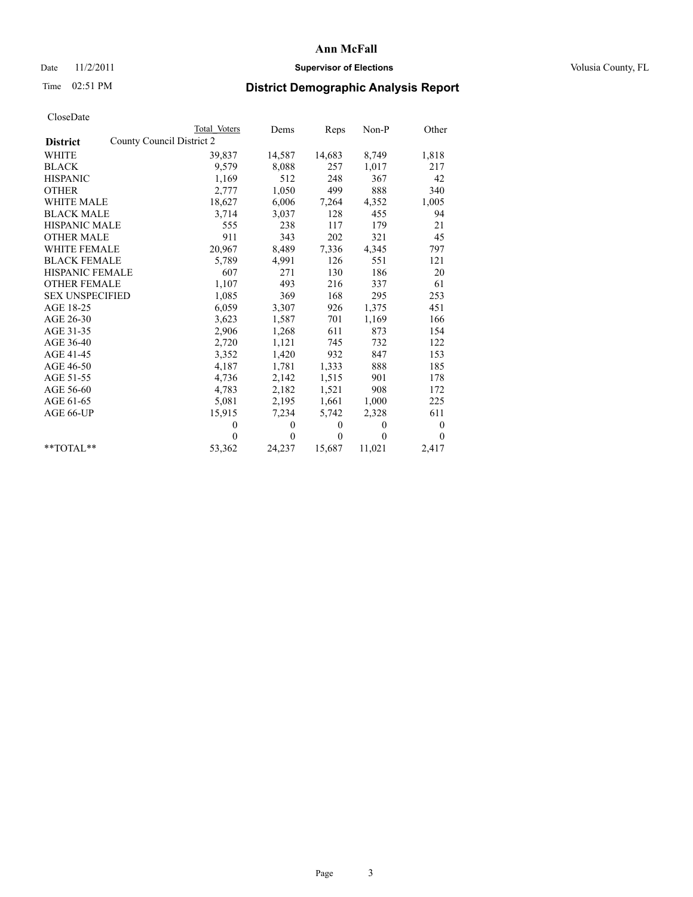# Ann McFall

Date 11/2/2011 **Supervisor of Elections** Volusia County, FL

Time 02:51 PM

## District Demographic Analysis Report

CloseDate

| District | County Council District 2 | Total Voters | Dems | Reps | Non-P | Other |
|---|---|---|---|---|---|---|
| WHITE | | 39,837 | 14,587 | 14,683 | 8,749 | 1,818 |
| BLACK | | 9,579 | 8,088 | 257 | 1,017 | 217 |
| HISPANIC | | 1,169 | 512 | 248 | 367 | 42 |
| OTHER | | 2,777 | 1,050 | 499 | 888 | 340 |
| WHITE MALE | | 18,627 | 6,006 | 7,264 | 4,352 | 1,005 |
| BLACK MALE | | 3,714 | 3,037 | 128 | 455 | 94 |
| HISPANIC MALE | | 555 | 238 | 117 | 179 | 21 |
| OTHER MALE | | 911 | 343 | 202 | 321 | 45 |
| WHITE FEMALE | | 20,967 | 8,489 | 7,336 | 4,345 | 797 |
| BLACK FEMALE | | 5,789 | 4,991 | 126 | 551 | 121 |
| HISPANIC FEMALE | | 607 | 271 | 130 | 186 | 20 |
| OTHER FEMALE | | 1,107 | 493 | 216 | 337 | 61 |
| SEX UNSPECIFIED | | 1,085 | 369 | 168 | 295 | 253 |
| AGE 18-25 | | 6,059 | 3,307 | 926 | 1,375 | 451 |
| AGE 26-30 | | 3,623 | 1,587 | 701 | 1,169 | 166 |
| AGE 31-35 | | 2,906 | 1,268 | 611 | 873 | 154 |
| AGE 36-40 | | 2,720 | 1,121 | 745 | 732 | 122 |
| AGE 41-45 | | 3,352 | 1,420 | 932 | 847 | 153 |
| AGE 46-50 | | 4,187 | 1,781 | 1,333 | 888 | 185 |
| AGE 51-55 | | 4,736 | 2,142 | 1,515 | 901 | 178 |
| AGE 56-60 | | 4,783 | 2,182 | 1,521 | 908 | 172 |
| AGE 61-65 | | 5,081 | 2,195 | 1,661 | 1,000 | 225 |
| AGE 66-UP | | 15,915 | 7,234 | 5,742 | 2,328 | 611 |
| | | 0 | 0 | 0 | 0 | 0 |
| | | 0 | 0 | 0 | 0 | 0 |
| **TOTAL** | | 53,362 | 24,237 | 15,687 | 11,021 | 2,417 |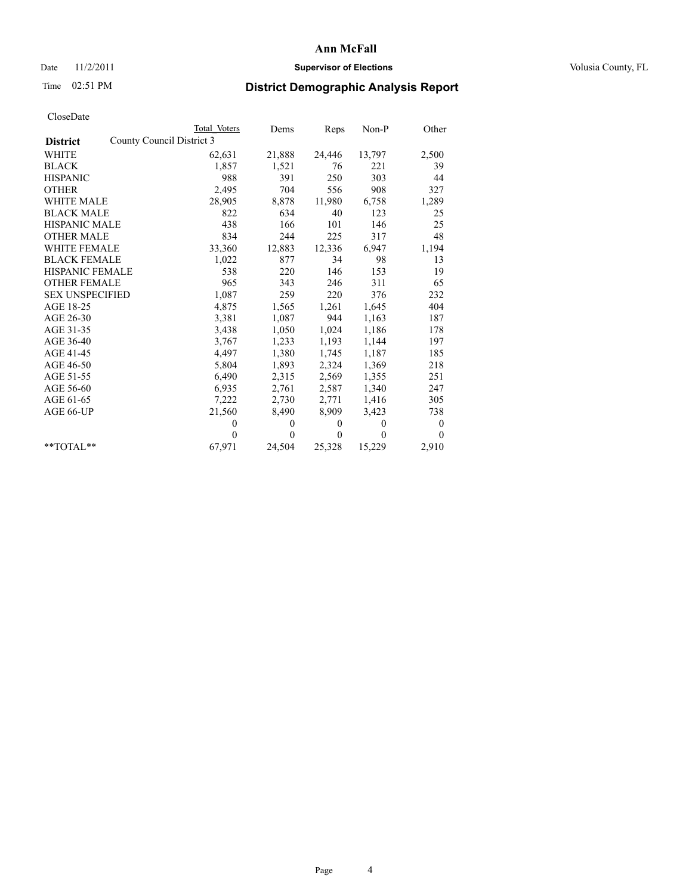# Ann McFall

Date 11/2/2011 **Supervisor of Elections** Volusia County, FL

Time 02:51 PM

## District Demographic Analysis Report

CloseDate

| | Total Voters | Dems | Reps | Non-P | Other |
|---|---|---|---|---|---|
| **District** County Council District 3 | | | | | |
| WHITE | 62,631 | 21,888 | 24,446 | 13,797 | 2,500 |
| BLACK | 1,857 | 1,521 | 76 | 221 | 39 |
| HISPANIC | 988 | 391 | 250 | 303 | 44 |
| OTHER | 2,495 | 704 | 556 | 908 | 327 |
| WHITE MALE | 28,905 | 8,878 | 11,980 | 6,758 | 1,289 |
| BLACK MALE | 822 | 634 | 40 | 123 | 25 |
| HISPANIC MALE | 438 | 166 | 101 | 146 | 25 |
| OTHER MALE | 834 | 244 | 225 | 317 | 48 |
| WHITE FEMALE | 33,360 | 12,883 | 12,336 | 6,947 | 1,194 |
| BLACK FEMALE | 1,022 | 877 | 34 | 98 | 13 |
| HISPANIC FEMALE | 538 | 220 | 146 | 153 | 19 |
| OTHER FEMALE | 965 | 343 | 246 | 311 | 65 |
| SEX UNSPECIFIED | 1,087 | 259 | 220 | 376 | 232 |
| AGE 18-25 | 4,875 | 1,565 | 1,261 | 1,645 | 404 |
| AGE 26-30 | 3,381 | 1,087 | 944 | 1,163 | 187 |
| AGE 31-35 | 3,438 | 1,050 | 1,024 | 1,186 | 178 |
| AGE 36-40 | 3,767 | 1,233 | 1,193 | 1,144 | 197 |
| AGE 41-45 | 4,497 | 1,380 | 1,745 | 1,187 | 185 |
| AGE 46-50 | 5,804 | 1,893 | 2,324 | 1,369 | 218 |
| AGE 51-55 | 6,490 | 2,315 | 2,569 | 1,355 | 251 |
| AGE 56-60 | 6,935 | 2,761 | 2,587 | 1,340 | 247 |
| AGE 61-65 | 7,222 | 2,730 | 2,771 | 1,416 | 305 |
| AGE 66-UP | 21,560 | 8,490 | 8,909 | 3,423 | 738 |
| | 0 | 0 | 0 | 0 | 0 |
| | 0 | 0 | 0 | 0 | 0 |
| **TOTAL** | 67,971 | 24,504 | 25,328 | 15,229 | 2,910 |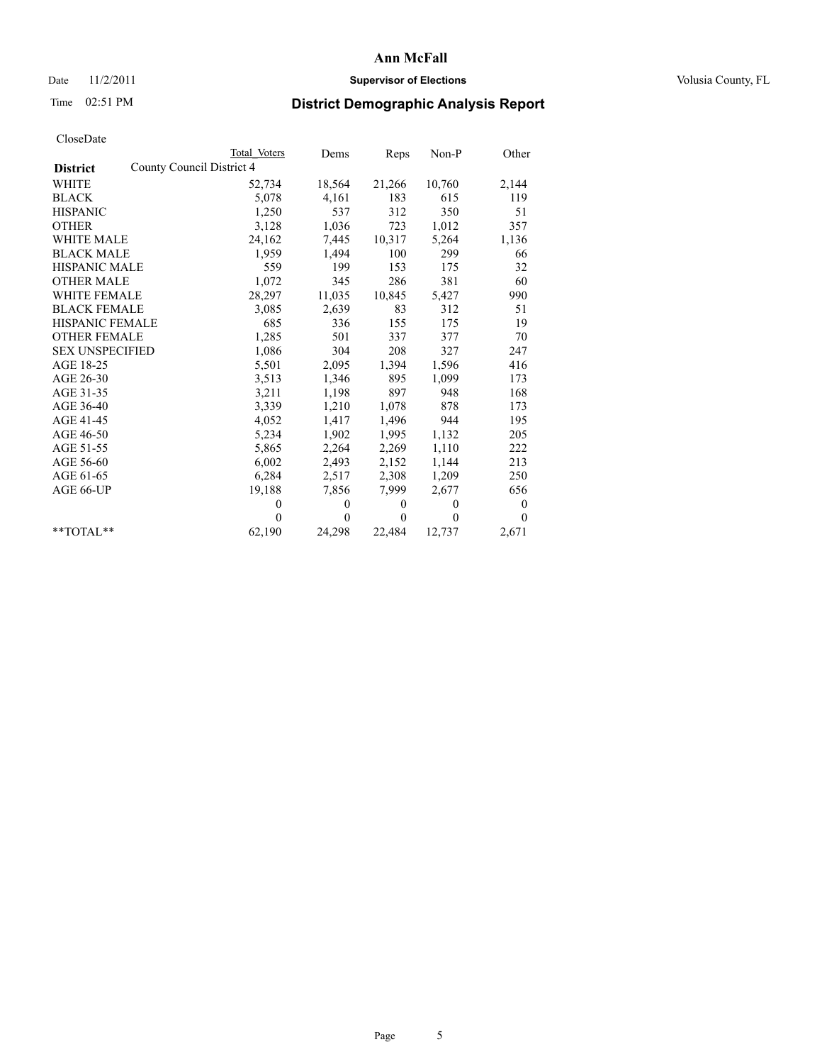# Ann McFall

Date 11/2/2011 **Supervisor of Elections** Volusia County, FL

Time 02:51 PM

## District Demographic Analysis Report

CloseDate

| | Total Voters | Dems | Reps | Non-P | Other |
|---|---|---|---|---|---|
| **District** County Council District 4 | | | | | |
| WHITE | 52,734 | 18,564 | 21,266 | 10,760 | 2,144 |
| BLACK | 5,078 | 4,161 | 183 | 615 | 119 |
| HISPANIC | 1,250 | 537 | 312 | 350 | 51 |
| OTHER | 3,128 | 1,036 | 723 | 1,012 | 357 |
| WHITE MALE | 24,162 | 7,445 | 10,317 | 5,264 | 1,136 |
| BLACK MALE | 1,959 | 1,494 | 100 | 299 | 66 |
| HISPANIC MALE | 559 | 199 | 153 | 175 | 32 |
| OTHER MALE | 1,072 | 345 | 286 | 381 | 60 |
| WHITE FEMALE | 28,297 | 11,035 | 10,845 | 5,427 | 990 |
| BLACK FEMALE | 3,085 | 2,639 | 83 | 312 | 51 |
| HISPANIC FEMALE | 685 | 336 | 155 | 175 | 19 |
| OTHER FEMALE | 1,285 | 501 | 337 | 377 | 70 |
| SEX UNSPECIFIED | 1,086 | 304 | 208 | 327 | 247 |
| AGE 18-25 | 5,501 | 2,095 | 1,394 | 1,596 | 416 |
| AGE 26-30 | 3,513 | 1,346 | 895 | 1,099 | 173 |
| AGE 31-35 | 3,211 | 1,198 | 897 | 948 | 168 |
| AGE 36-40 | 3,339 | 1,210 | 1,078 | 878 | 173 |
| AGE 41-45 | 4,052 | 1,417 | 1,496 | 944 | 195 |
| AGE 46-50 | 5,234 | 1,902 | 1,995 | 1,132 | 205 |
| AGE 51-55 | 5,865 | 2,264 | 2,269 | 1,110 | 222 |
| AGE 56-60 | 6,002 | 2,493 | 2,152 | 1,144 | 213 |
| AGE 61-65 | 6,284 | 2,517 | 2,308 | 1,209 | 250 |
| AGE 66-UP | 19,188 | 7,856 | 7,999 | 2,677 | 656 |
| | 0 | 0 | 0 | 0 | 0 |
| | 0 | 0 | 0 | 0 | 0 |
| **TOTAL** | 62,190 | 24,298 | 22,484 | 12,737 | 2,671 |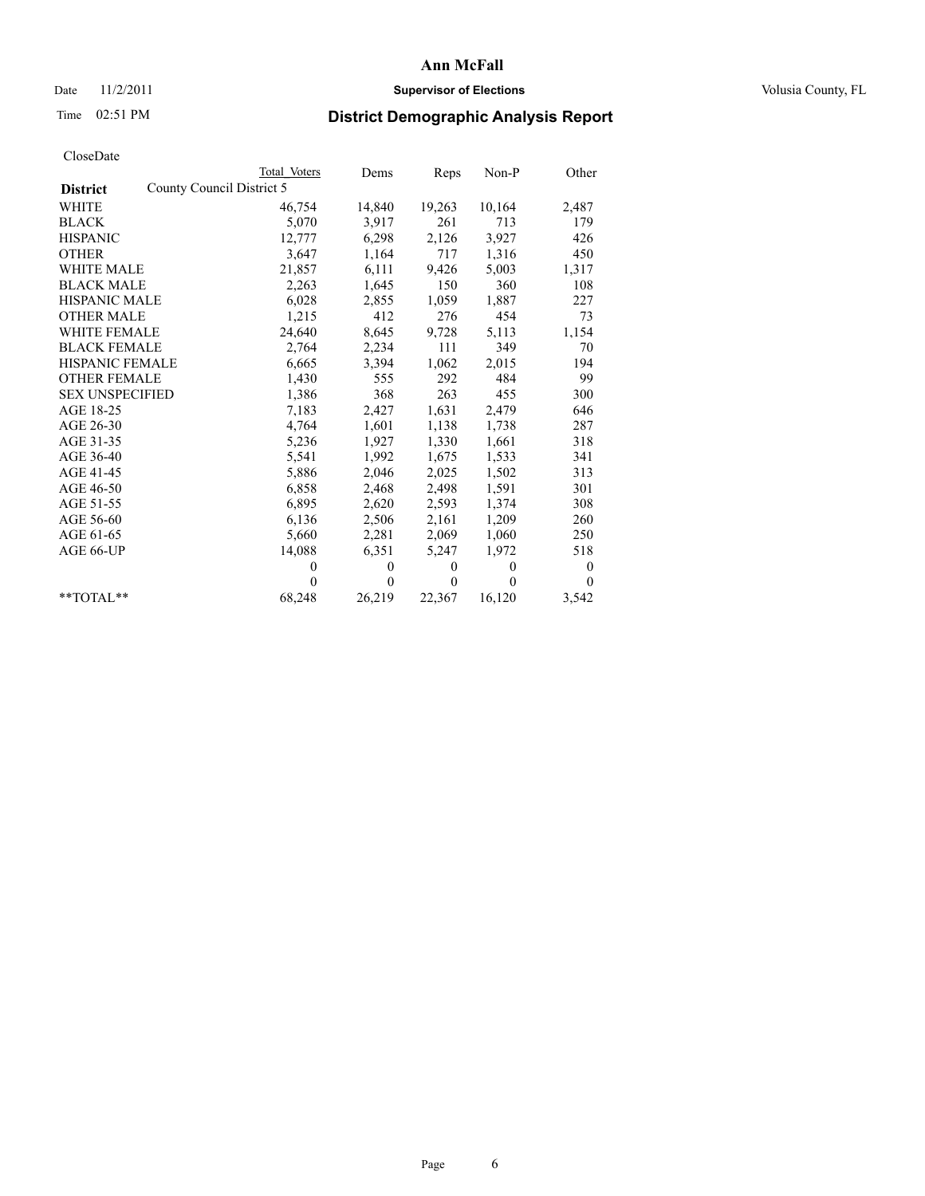# Ann McFall

Date 11/2/2011 **Supervisor of Elections** Volusia County, FL

Time 02:51 PM **District Demographic Analysis Report**

CloseDate

| | Total Voters | Dems | Reps | Non-P | Other |
|---|---|---|---|---|---|
| **District** County Council District 5 | | | | | |
| WHITE | 46,754 | 14,840 | 19,263 | 10,164 | 2,487 |
| BLACK | 5,070 | 3,917 | 261 | 713 | 179 |
| HISPANIC | 12,777 | 6,298 | 2,126 | 3,927 | 426 |
| OTHER | 3,647 | 1,164 | 717 | 1,316 | 450 |
| WHITE MALE | 21,857 | 6,111 | 9,426 | 5,003 | 1,317 |
| BLACK MALE | 2,263 | 1,645 | 150 | 360 | 108 |
| HISPANIC MALE | 6,028 | 2,855 | 1,059 | 1,887 | 227 |
| OTHER MALE | 1,215 | 412 | 276 | 454 | 73 |
| WHITE FEMALE | 24,640 | 8,645 | 9,728 | 5,113 | 1,154 |
| BLACK FEMALE | 2,764 | 2,234 | 111 | 349 | 70 |
| HISPANIC FEMALE | 6,665 | 3,394 | 1,062 | 2,015 | 194 |
| OTHER FEMALE | 1,430 | 555 | 292 | 484 | 99 |
| SEX UNSPECIFIED | 1,386 | 368 | 263 | 455 | 300 |
| AGE 18-25 | 7,183 | 2,427 | 1,631 | 2,479 | 646 |
| AGE 26-30 | 4,764 | 1,601 | 1,138 | 1,738 | 287 |
| AGE 31-35 | 5,236 | 1,927 | 1,330 | 1,661 | 318 |
| AGE 36-40 | 5,541 | 1,992 | 1,675 | 1,533 | 341 |
| AGE 41-45 | 5,886 | 2,046 | 2,025 | 1,502 | 313 |
| AGE 46-50 | 6,858 | 2,468 | 2,498 | 1,591 | 301 |
| AGE 51-55 | 6,895 | 2,620 | 2,593 | 1,374 | 308 |
| AGE 56-60 | 6,136 | 2,506 | 2,161 | 1,209 | 260 |
| AGE 61-65 | 5,660 | 2,281 | 2,069 | 1,060 | 250 |
| AGE 66-UP | 14,088 | 6,351 | 5,247 | 1,972 | 518 |
| | 0 | 0 | 0 | 0 | 0 |
| | 0 | 0 | 0 | 0 | 0 |
| **TOTAL** | 68,248 | 26,219 | 22,367 | 16,120 | 3,542 |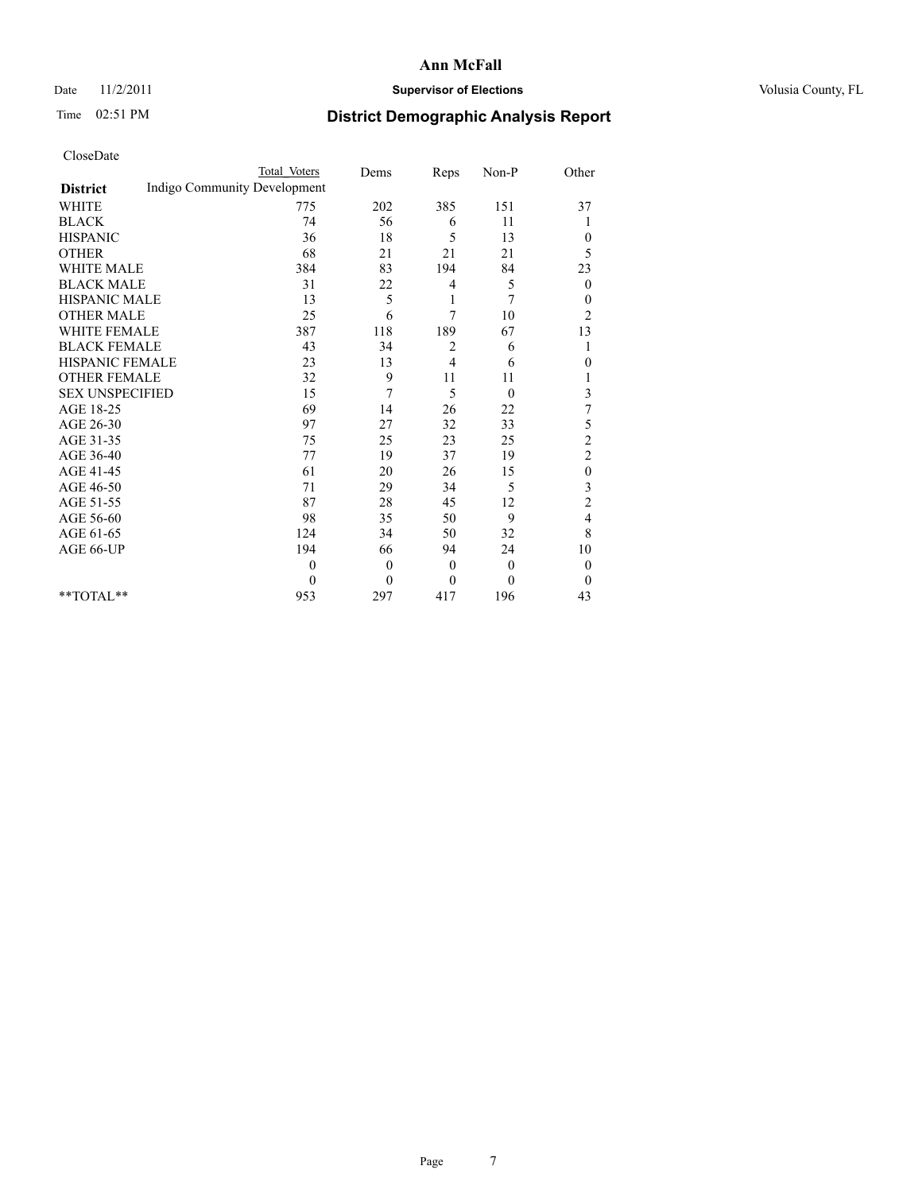# Ann McFall

Date 11/2/2011 **Supervisor of Elections** Volusia County, FL

Time 02:51 PM

## District Demographic Analysis Report

CloseDate

| District | Total Voters | Dems | Reps | Non-P | Other |
|---|---|---|---|---|---|
| Indigo Community Development | | | | | |
| WHITE | 775 | 202 | 385 | 151 | 37 |
| BLACK | 74 | 56 | 6 | 11 | 1 |
| HISPANIC | 36 | 18 | 5 | 13 | 0 |
| OTHER | 68 | 21 | 21 | 21 | 5 |
| WHITE MALE | 384 | 83 | 194 | 84 | 23 |
| BLACK MALE | 31 | 22 | 4 | 5 | 0 |
| HISPANIC MALE | 13 | 5 | 1 | 7 | 0 |
| OTHER MALE | 25 | 6 | 7 | 10 | 2 |
| WHITE FEMALE | 387 | 118 | 189 | 67 | 13 |
| BLACK FEMALE | 43 | 34 | 2 | 6 | 1 |
| HISPANIC FEMALE | 23 | 13 | 4 | 6 | 0 |
| OTHER FEMALE | 32 | 9 | 11 | 11 | 1 |
| SEX UNSPECIFIED | 15 | 7 | 5 | 0 | 3 |
| AGE 18-25 | 69 | 14 | 26 | 22 | 7 |
| AGE 26-30 | 97 | 27 | 32 | 33 | 5 |
| AGE 31-35 | 75 | 25 | 23 | 25 | 2 |
| AGE 36-40 | 77 | 19 | 37 | 19 | 2 |
| AGE 41-45 | 61 | 20 | 26 | 15 | 0 |
| AGE 46-50 | 71 | 29 | 34 | 5 | 3 |
| AGE 51-55 | 87 | 28 | 45 | 12 | 2 |
| AGE 56-60 | 98 | 35 | 50 | 9 | 4 |
| AGE 61-65 | 124 | 34 | 50 | 32 | 8 |
| AGE 66-UP | 194 | 66 | 94 | 24 | 10 |
| | 0 | 0 | 0 | 0 | 0 |
| | 0 | 0 | 0 | 0 | 0 |
| **TOTAL** | 953 | 297 | 417 | 196 | 43 |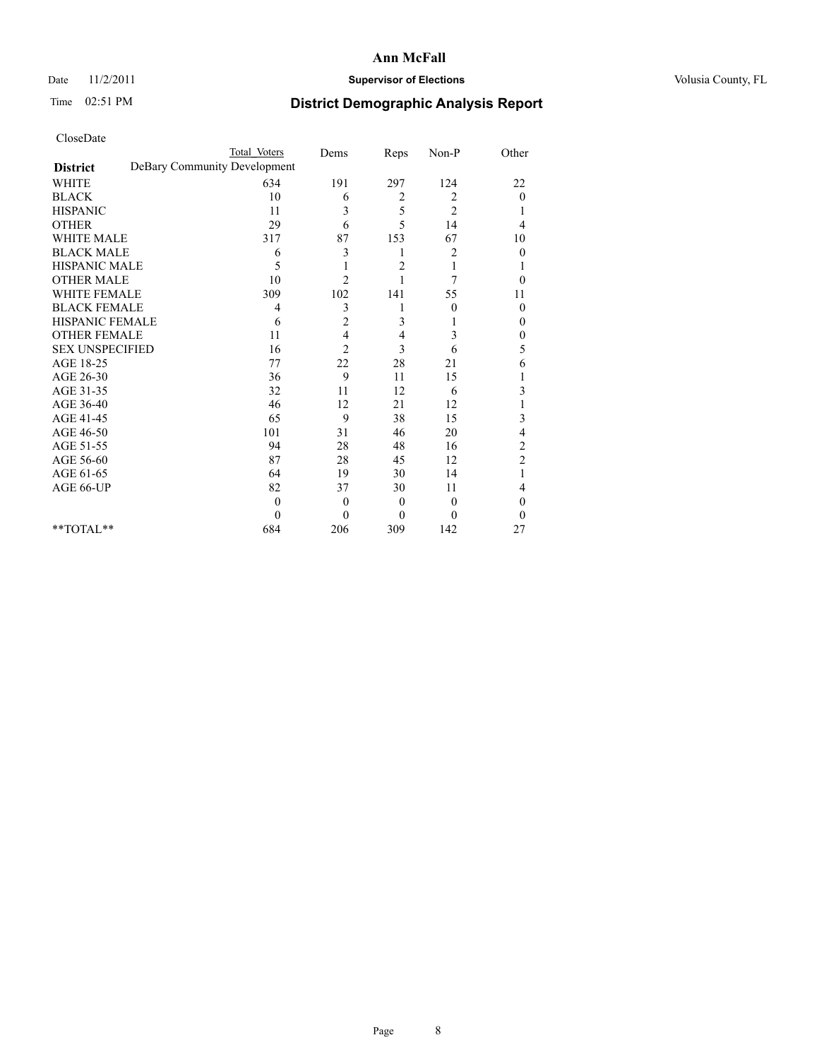# Ann McFall

Date 11/2/2011 **Supervisor of Elections** Volusia County, FL

Time 02:51 PM **District Demographic Analysis Report**

CloseDate

| **District** | Total Voters | Dems | Reps | Non-P | Other |
|---|---|---|---|---|---|
| DeBary Community Development | | | | | |
| WHITE | 634 | 191 | 297 | 124 | 22 |
| BLACK | 10 | 6 | 2 | 2 | 0 |
| HISPANIC | 11 | 3 | 5 | 2 | 1 |
| OTHER | 29 | 6 | 5 | 14 | 4 |
| WHITE MALE | 317 | 87 | 153 | 67 | 10 |
| BLACK MALE | 6 | 3 | 1 | 2 | 0 |
| HISPANIC MALE | 5 | 1 | 2 | 1 | 1 |
| OTHER MALE | 10 | 2 | 1 | 7 | 0 |
| WHITE FEMALE | 309 | 102 | 141 | 55 | 11 |
| BLACK FEMALE | 4 | 3 | 1 | 0 | 0 |
| HISPANIC FEMALE | 6 | 2 | 3 | 1 | 0 |
| OTHER FEMALE | 11 | 4 | 4 | 3 | 0 |
| SEX UNSPECIFIED | 16 | 2 | 3 | 6 | 5 |
| AGE 18-25 | 77 | 22 | 28 | 21 | 6 |
| AGE 26-30 | 36 | 9 | 11 | 15 | 1 |
| AGE 31-35 | 32 | 11 | 12 | 6 | 3 |
| AGE 36-40 | 46 | 12 | 21 | 12 | 1 |
| AGE 41-45 | 65 | 9 | 38 | 15 | 3 |
| AGE 46-50 | 101 | 31 | 46 | 20 | 4 |
| AGE 51-55 | 94 | 28 | 48 | 16 | 2 |
| AGE 56-60 | 87 | 28 | 45 | 12 | 2 |
| AGE 61-65 | 64 | 19 | 30 | 14 | 1 |
| AGE 66-UP | 82 | 37 | 30 | 11 | 4 |
| | 0 | 0 | 0 | 0 | 0 |
| | 0 | 0 | 0 | 0 | 0 |
| **TOTAL** | 684 | 206 | 309 | 142 | 27 |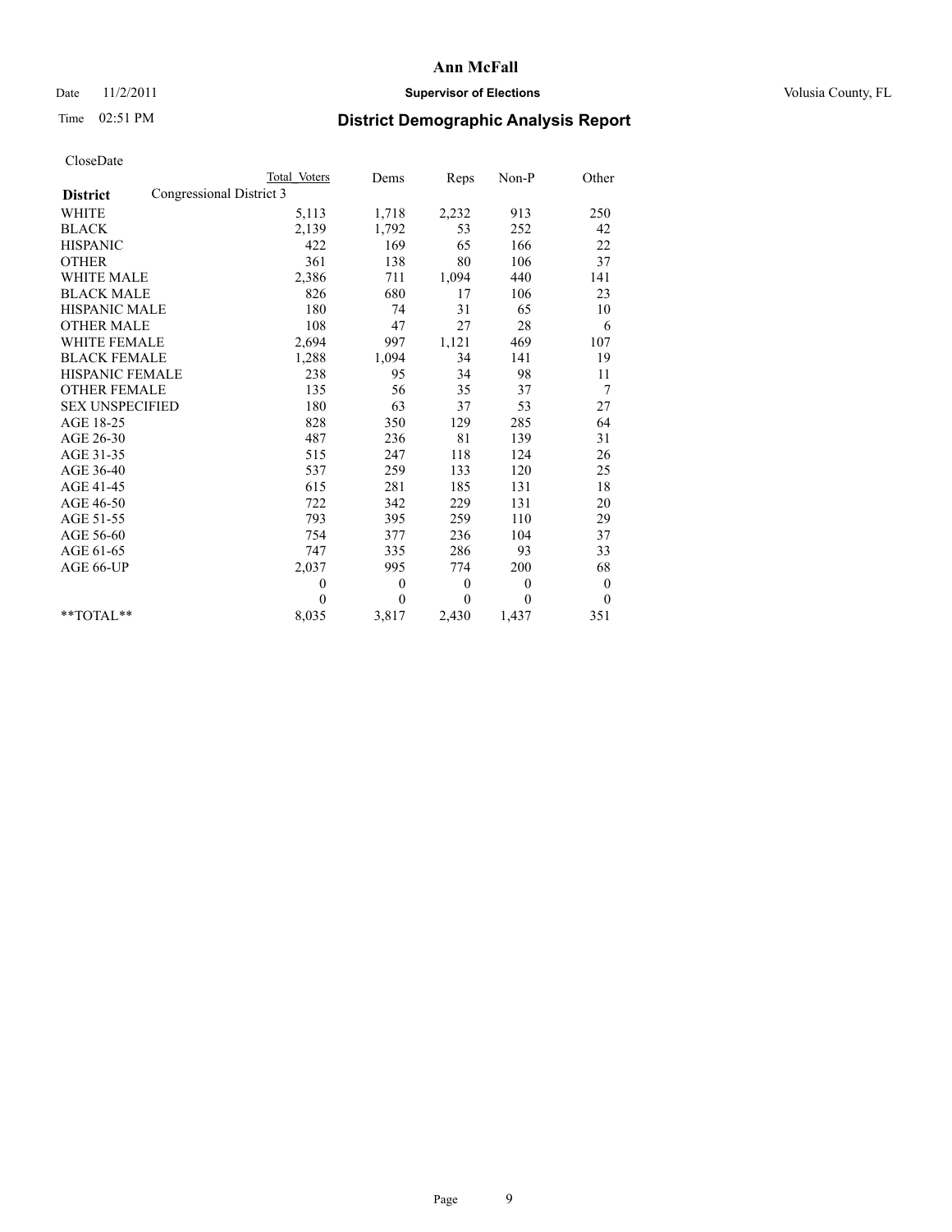# Ann McFall

Date 11/2/2011 **Supervisor of Elections** Volusia County, FL

Time 02:51 PM **District Demographic Analysis Report**

CloseDate

| District | Congressional District 3 | Total Voters | Dems | Reps | Non-P | Other |
|---|---|---|---|---|---|---|
| WHITE | | 5,113 | 1,718 | 2,232 | 913 | 250 |
| BLACK | | 2,139 | 1,792 | 53 | 252 | 42 |
| HISPANIC | | 422 | 169 | 65 | 166 | 22 |
| OTHER | | 361 | 138 | 80 | 106 | 37 |
| WHITE MALE | | 2,386 | 711 | 1,094 | 440 | 141 |
| BLACK MALE | | 826 | 680 | 17 | 106 | 23 |
| HISPANIC MALE | | 180 | 74 | 31 | 65 | 10 |
| OTHER MALE | | 108 | 47 | 27 | 28 | 6 |
| WHITE FEMALE | | 2,694 | 997 | 1,121 | 469 | 107 |
| BLACK FEMALE | | 1,288 | 1,094 | 34 | 141 | 19 |
| HISPANIC FEMALE | | 238 | 95 | 34 | 98 | 11 |
| OTHER FEMALE | | 135 | 56 | 35 | 37 | 7 |
| SEX UNSPECIFIED | | 180 | 63 | 37 | 53 | 27 |
| AGE 18-25 | | 828 | 350 | 129 | 285 | 64 |
| AGE 26-30 | | 487 | 236 | 81 | 139 | 31 |
| AGE 31-35 | | 515 | 247 | 118 | 124 | 26 |
| AGE 36-40 | | 537 | 259 | 133 | 120 | 25 |
| AGE 41-45 | | 615 | 281 | 185 | 131 | 18 |
| AGE 46-50 | | 722 | 342 | 229 | 131 | 20 |
| AGE 51-55 | | 793 | 395 | 259 | 110 | 29 |
| AGE 56-60 | | 754 | 377 | 236 | 104 | 37 |
| AGE 61-65 | | 747 | 335 | 286 | 93 | 33 |
| AGE 66-UP | | 2,037 | 995 | 774 | 200 | 68 |
| | | 0 | 0 | 0 | 0 | 0 |
| | | 0 | 0 | 0 | 0 | 0 |
| **TOTAL** | | 8,035 | 3,817 | 2,430 | 1,437 | 351 |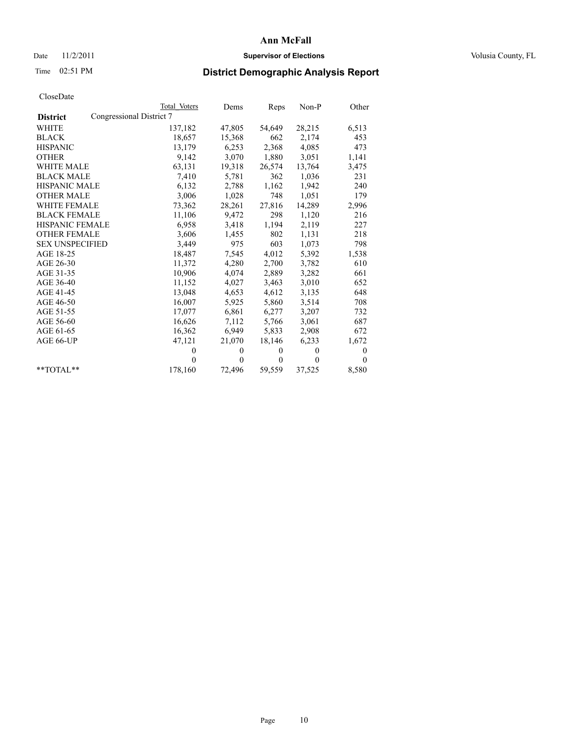# Ann McFall

Date 11/2/2011 **Supervisor of Elections** Volusia County, FL

Time 02:51 PM **District Demographic Analysis Report**

CloseDate

| District | Congressional District 7 | Total Voters | Dems | Reps | Non-P | Other |
|---|---|---|---|---|---|---|
| WHITE | | 137,182 | 47,805 | 54,649 | 28,215 | 6,513 |
| BLACK | | 18,657 | 15,368 | 662 | 2,174 | 453 |
| HISPANIC | | 13,179 | 6,253 | 2,368 | 4,085 | 473 |
| OTHER | | 9,142 | 3,070 | 1,880 | 3,051 | 1,141 |
| WHITE MALE | | 63,131 | 19,318 | 26,574 | 13,764 | 3,475 |
| BLACK MALE | | 7,410 | 5,781 | 362 | 1,036 | 231 |
| HISPANIC MALE | | 6,132 | 2,788 | 1,162 | 1,942 | 240 |
| OTHER MALE | | 3,006 | 1,028 | 748 | 1,051 | 179 |
| WHITE FEMALE | | 73,362 | 28,261 | 27,816 | 14,289 | 2,996 |
| BLACK FEMALE | | 11,106 | 9,472 | 298 | 1,120 | 216 |
| HISPANIC FEMALE | | 6,958 | 3,418 | 1,194 | 2,119 | 227 |
| OTHER FEMALE | | 3,606 | 1,455 | 802 | 1,131 | 218 |
| SEX UNSPECIFIED | | 3,449 | 975 | 603 | 1,073 | 798 |
| AGE 18-25 | | 18,487 | 7,545 | 4,012 | 5,392 | 1,538 |
| AGE 26-30 | | 11,372 | 4,280 | 2,700 | 3,782 | 610 |
| AGE 31-35 | | 10,906 | 4,074 | 2,889 | 3,282 | 661 |
| AGE 36-40 | | 11,152 | 4,027 | 3,463 | 3,010 | 652 |
| AGE 41-45 | | 13,048 | 4,653 | 4,612 | 3,135 | 648 |
| AGE 46-50 | | 16,007 | 5,925 | 5,860 | 3,514 | 708 |
| AGE 51-55 | | 17,077 | 6,861 | 6,277 | 3,207 | 732 |
| AGE 56-60 | | 16,626 | 7,112 | 5,766 | 3,061 | 687 |
| AGE 61-65 | | 16,362 | 6,949 | 5,833 | 2,908 | 672 |
| AGE 66-UP | | 47,121 | 21,070 | 18,146 | 6,233 | 1,672 |
| | | 0 | 0 | 0 | 0 | 0 |
| | | 0 | 0 | 0 | 0 | 0 |
| **TOTAL** | | 178,160 | 72,496 | 59,559 | 37,525 | 8,580 |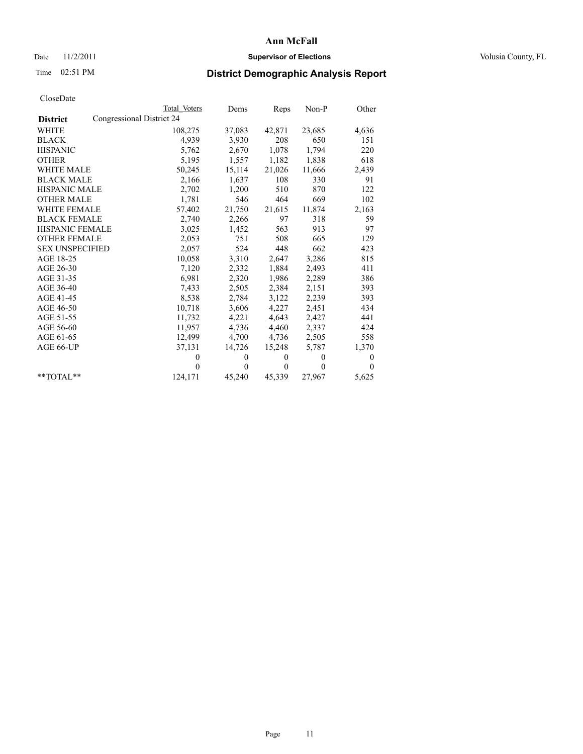**Ann McFall**

Date 11/2/2011 **Supervisor of Elections** Volusia County, FL

Time 02:51 PM **District Demographic Analysis Report**

CloseDate

| **District** | Total Voters | Dems | Reps | Non-P | Other |
|---|---|---|---|---|---|
| Congressional District 24 | | | | | |
| WHITE | 108,275 | 37,083 | 42,871 | 23,685 | 4,636 |
| BLACK | 4,939 | 3,930 | 208 | 650 | 151 |
| HISPANIC | 5,762 | 2,670 | 1,078 | 1,794 | 220 |
| OTHER | 5,195 | 1,557 | 1,182 | 1,838 | 618 |
| WHITE MALE | 50,245 | 15,114 | 21,026 | 11,666 | 2,439 |
| BLACK MALE | 2,166 | 1,637 | 108 | 330 | 91 |
| HISPANIC MALE | 2,702 | 1,200 | 510 | 870 | 122 |
| OTHER MALE | 1,781 | 546 | 464 | 669 | 102 |
| WHITE FEMALE | 57,402 | 21,750 | 21,615 | 11,874 | 2,163 |
| BLACK FEMALE | 2,740 | 2,266 | 97 | 318 | 59 |
| HISPANIC FEMALE | 3,025 | 1,452 | 563 | 913 | 97 |
| OTHER FEMALE | 2,053 | 751 | 508 | 665 | 129 |
| SEX UNSPECIFIED | 2,057 | 524 | 448 | 662 | 423 |
| AGE 18-25 | 10,058 | 3,310 | 2,647 | 3,286 | 815 |
| AGE 26-30 | 7,120 | 2,332 | 1,884 | 2,493 | 411 |
| AGE 31-35 | 6,981 | 2,320 | 1,986 | 2,289 | 386 |
| AGE 36-40 | 7,433 | 2,505 | 2,384 | 2,151 | 393 |
| AGE 41-45 | 8,538 | 2,784 | 3,122 | 2,239 | 393 |
| AGE 46-50 | 10,718 | 3,606 | 4,227 | 2,451 | 434 |
| AGE 51-55 | 11,732 | 4,221 | 4,643 | 2,427 | 441 |
| AGE 56-60 | 11,957 | 4,736 | 4,460 | 2,337 | 424 |
| AGE 61-65 | 12,499 | 4,700 | 4,736 | 2,505 | 558 |
| AGE 66-UP | 37,131 | 14,726 | 15,248 | 5,787 | 1,370 |
| | 0 | 0 | 0 | 0 | 0 |
| | 0 | 0 | 0 | 0 | 0 |
| **TOTAL** | 124,171 | 45,240 | 45,339 | 27,967 | 5,625 |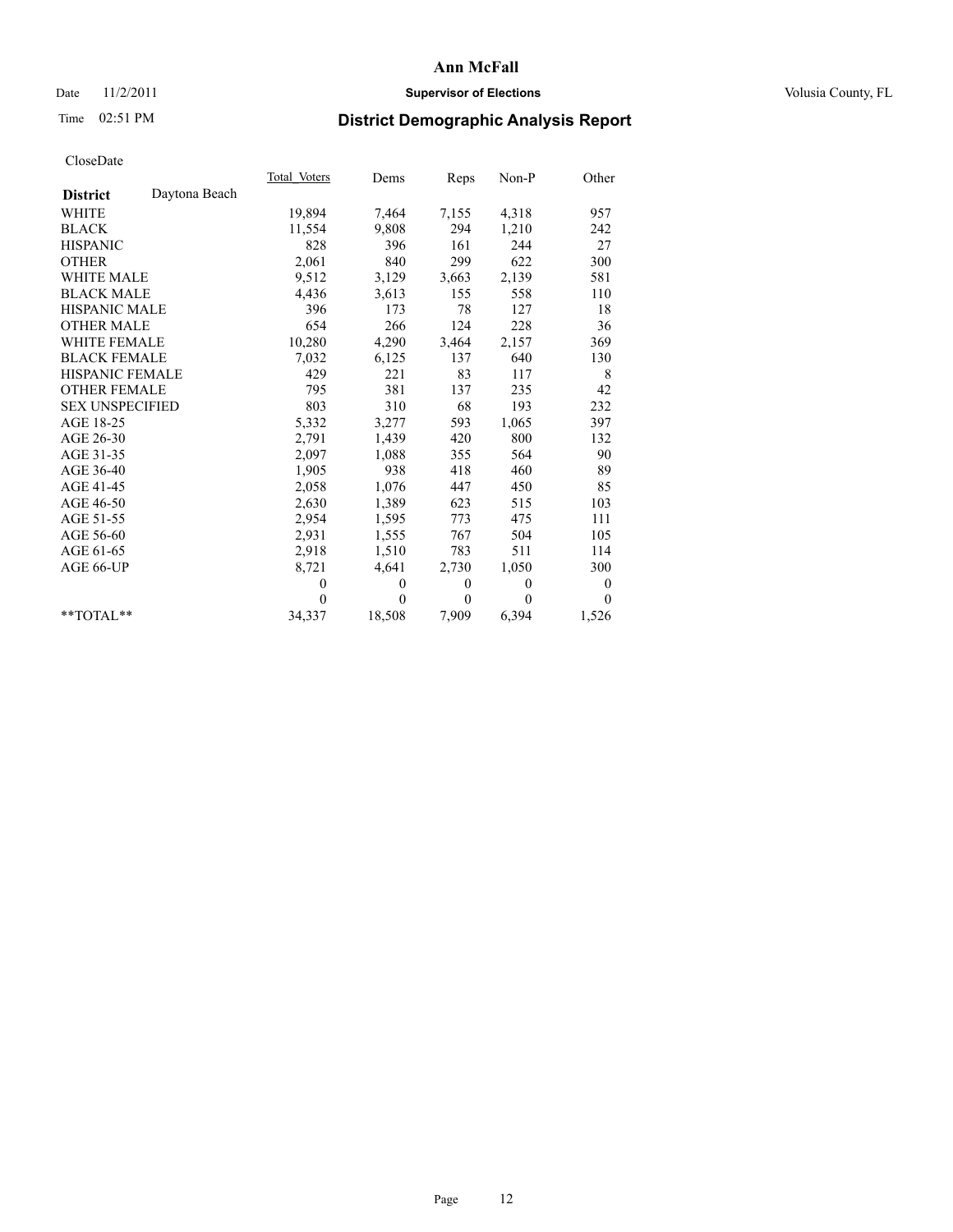**Ann McFall**

Date 11/2/2011 **Supervisor of Elections** Volusia County, FL

Time 02:51 PM

# District Demographic Analysis Report

CloseDate

| | Total_Voters | Dems | Reps | Non-P | Other |
|---|---|---|---|---|---|
| **District** Daytona Beach | | | | | |
| WHITE | 19,894 | 7,464 | 7,155 | 4,318 | 957 |
| BLACK | 11,554 | 9,808 | 294 | 1,210 | 242 |
| HISPANIC | 828 | 396 | 161 | 244 | 27 |
| OTHER | 2,061 | 840 | 299 | 622 | 300 |
| WHITE MALE | 9,512 | 3,129 | 3,663 | 2,139 | 581 |
| BLACK MALE | 4,436 | 3,613 | 155 | 558 | 110 |
| HISPANIC MALE | 396 | 173 | 78 | 127 | 18 |
| OTHER MALE | 654 | 266 | 124 | 228 | 36 |
| WHITE FEMALE | 10,280 | 4,290 | 3,464 | 2,157 | 369 |
| BLACK FEMALE | 7,032 | 6,125 | 137 | 640 | 130 |
| HISPANIC FEMALE | 429 | 221 | 83 | 117 | 8 |
| OTHER FEMALE | 795 | 381 | 137 | 235 | 42 |
| SEX UNSPECIFIED | 803 | 310 | 68 | 193 | 232 |
| AGE 18-25 | 5,332 | 3,277 | 593 | 1,065 | 397 |
| AGE 26-30 | 2,791 | 1,439 | 420 | 800 | 132 |
| AGE 31-35 | 2,097 | 1,088 | 355 | 564 | 90 |
| AGE 36-40 | 1,905 | 938 | 418 | 460 | 89 |
| AGE 41-45 | 2,058 | 1,076 | 447 | 450 | 85 |
| AGE 46-50 | 2,630 | 1,389 | 623 | 515 | 103 |
| AGE 51-55 | 2,954 | 1,595 | 773 | 475 | 111 |
| AGE 56-60 | 2,931 | 1,555 | 767 | 504 | 105 |
| AGE 61-65 | 2,918 | 1,510 | 783 | 511 | 114 |
| AGE 66-UP | 8,721 | 4,641 | 2,730 | 1,050 | 300 |
| | 0 | 0 | 0 | 0 | 0 |
| | 0 | 0 | 0 | 0 | 0 |
| **TOTAL** | 34,337 | 18,508 | 7,909 | 6,394 | 1,526 |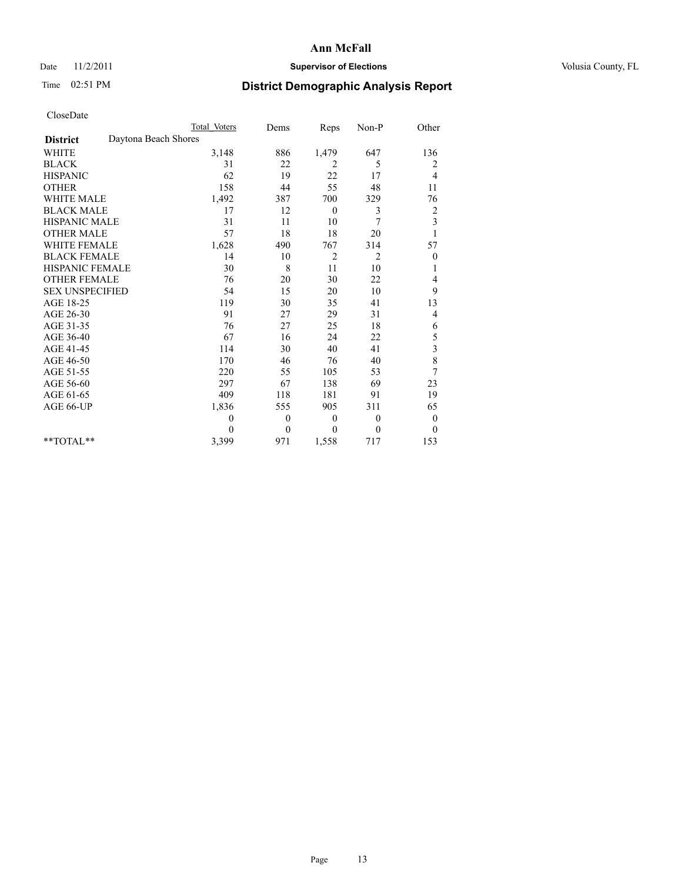# Ann McFall

Date 11/2/2011 **Supervisor of Elections** Volusia County, FL

Time 02:51 PM **District Demographic Analysis Report**

CloseDate

| | Total Voters | Dems | Reps | Non-P | Other |
|---|---|---|---|---|---|
| **District** Daytona Beach Shores | | | | | |
| WHITE | 3,148 | 886 | 1,479 | 647 | 136 |
| BLACK | 31 | 22 | 2 | 5 | 2 |
| HISPANIC | 62 | 19 | 22 | 17 | 4 |
| OTHER | 158 | 44 | 55 | 48 | 11 |
| WHITE MALE | 1,492 | 387 | 700 | 329 | 76 |
| BLACK MALE | 17 | 12 | 0 | 3 | 2 |
| HISPANIC MALE | 31 | 11 | 10 | 7 | 3 |
| OTHER MALE | 57 | 18 | 18 | 20 | 1 |
| WHITE FEMALE | 1,628 | 490 | 767 | 314 | 57 |
| BLACK FEMALE | 14 | 10 | 2 | 2 | 0 |
| HISPANIC FEMALE | 30 | 8 | 11 | 10 | 1 |
| OTHER FEMALE | 76 | 20 | 30 | 22 | 4 |
| SEX UNSPECIFIED | 54 | 15 | 20 | 10 | 9 |
| AGE 18-25 | 119 | 30 | 35 | 41 | 13 |
| AGE 26-30 | 91 | 27 | 29 | 31 | 4 |
| AGE 31-35 | 76 | 27 | 25 | 18 | 6 |
| AGE 36-40 | 67 | 16 | 24 | 22 | 5 |
| AGE 41-45 | 114 | 30 | 40 | 41 | 3 |
| AGE 46-50 | 170 | 46 | 76 | 40 | 8 |
| AGE 51-55 | 220 | 55 | 105 | 53 | 7 |
| AGE 56-60 | 297 | 67 | 138 | 69 | 23 |
| AGE 61-65 | 409 | 118 | 181 | 91 | 19 |
| AGE 66-UP | 1,836 | 555 | 905 | 311 | 65 |
| | 0 | 0 | 0 | 0 | 0 |
| | 0 | 0 | 0 | 0 | 0 |
| **TOTAL** | 3,399 | 971 | 1,558 | 717 | 153 |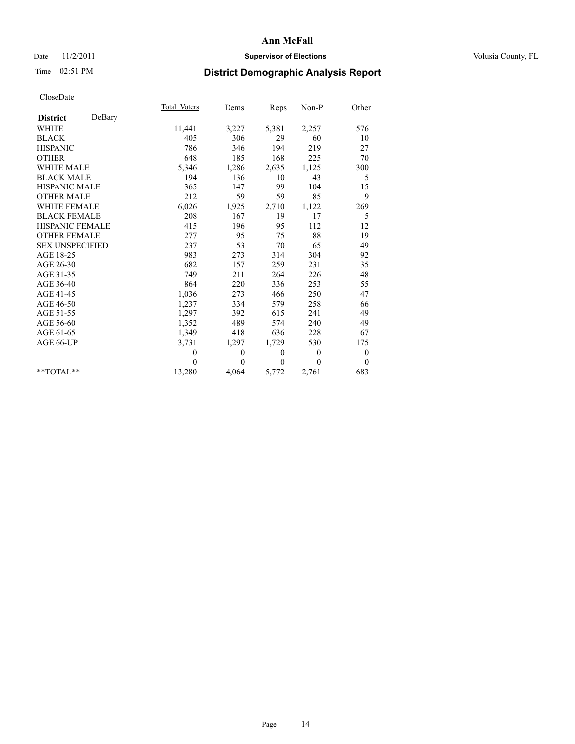# Ann McFall

Date 11/2/2011 **Supervisor of Elections** Volusia County, FL

Time 02:51 PM **District Demographic Analysis Report**

CloseDate

| **District** DeBary | Total Voters | Dems | Reps | Non-P | Other |
|---|---|---|---|---|---|
| WHITE | 11,441 | 3,227 | 5,381 | 2,257 | 576 |
| BLACK | 405 | 306 | 29 | 60 | 10 |
| HISPANIC | 786 | 346 | 194 | 219 | 27 |
| OTHER | 648 | 185 | 168 | 225 | 70 |
| WHITE MALE | 5,346 | 1,286 | 2,635 | 1,125 | 300 |
| BLACK MALE | 194 | 136 | 10 | 43 | 5 |
| HISPANIC MALE | 365 | 147 | 99 | 104 | 15 |
| OTHER MALE | 212 | 59 | 59 | 85 | 9 |
| WHITE FEMALE | 6,026 | 1,925 | 2,710 | 1,122 | 269 |
| BLACK FEMALE | 208 | 167 | 19 | 17 | 5 |
| HISPANIC FEMALE | 415 | 196 | 95 | 112 | 12 |
| OTHER FEMALE | 277 | 95 | 75 | 88 | 19 |
| SEX UNSPECIFIED | 237 | 53 | 70 | 65 | 49 |
| AGE 18-25 | 983 | 273 | 314 | 304 | 92 |
| AGE 26-30 | 682 | 157 | 259 | 231 | 35 |
| AGE 31-35 | 749 | 211 | 264 | 226 | 48 |
| AGE 36-40 | 864 | 220 | 336 | 253 | 55 |
| AGE 41-45 | 1,036 | 273 | 466 | 250 | 47 |
| AGE 46-50 | 1,237 | 334 | 579 | 258 | 66 |
| AGE 51-55 | 1,297 | 392 | 615 | 241 | 49 |
| AGE 56-60 | 1,352 | 489 | 574 | 240 | 49 |
| AGE 61-65 | 1,349 | 418 | 636 | 228 | 67 |
| AGE 66-UP | 3,731 | 1,297 | 1,729 | 530 | 175 |
| | 0 | 0 | 0 | 0 | 0 |
| | 0 | 0 | 0 | 0 | 0 |
| **TOTAL** | 13,280 | 4,064 | 5,772 | 2,761 | 683 |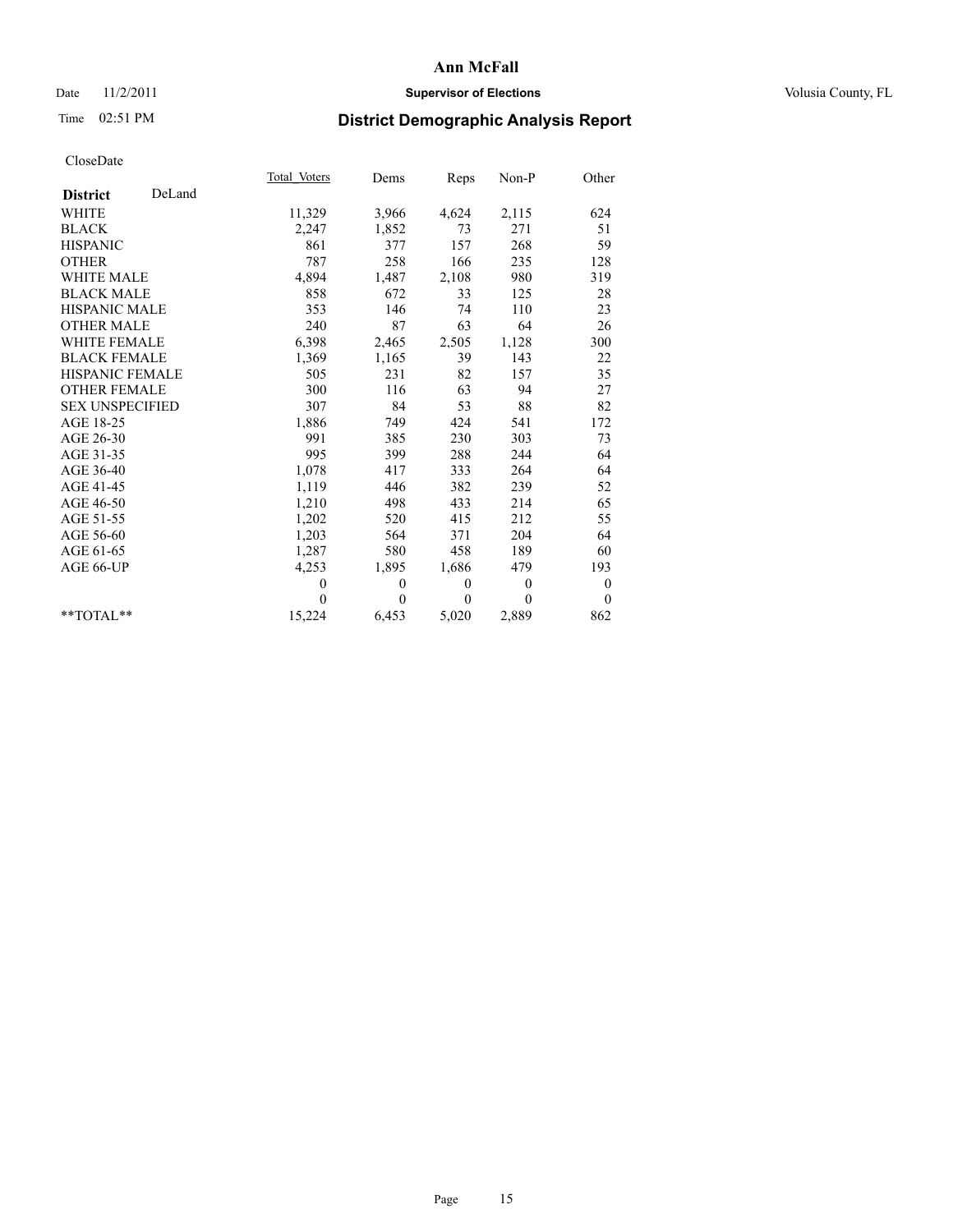**Ann McFall**

Date 11/2/2011 **Supervisor of Elections** Volusia County, FL

Time 02:51 PM

## District Demographic Analysis Report

CloseDate

| **District** DeLand | Total Voters | Dems | Reps | Non-P | Other |
|---|---|---|---|---|---|
| WHITE | 11,329 | 3,966 | 4,624 | 2,115 | 624 |
| BLACK | 2,247 | 1,852 | 73 | 271 | 51 |
| HISPANIC | 861 | 377 | 157 | 268 | 59 |
| OTHER | 787 | 258 | 166 | 235 | 128 |
| WHITE MALE | 4,894 | 1,487 | 2,108 | 980 | 319 |
| BLACK MALE | 858 | 672 | 33 | 125 | 28 |
| HISPANIC MALE | 353 | 146 | 74 | 110 | 23 |
| OTHER MALE | 240 | 87 | 63 | 64 | 26 |
| WHITE FEMALE | 6,398 | 2,465 | 2,505 | 1,128 | 300 |
| BLACK FEMALE | 1,369 | 1,165 | 39 | 143 | 22 |
| HISPANIC FEMALE | 505 | 231 | 82 | 157 | 35 |
| OTHER FEMALE | 300 | 116 | 63 | 94 | 27 |
| SEX UNSPECIFIED | 307 | 84 | 53 | 88 | 82 |
| AGE 18-25 | 1,886 | 749 | 424 | 541 | 172 |
| AGE 26-30 | 991 | 385 | 230 | 303 | 73 |
| AGE 31-35 | 995 | 399 | 288 | 244 | 64 |
| AGE 36-40 | 1,078 | 417 | 333 | 264 | 64 |
| AGE 41-45 | 1,119 | 446 | 382 | 239 | 52 |
| AGE 46-50 | 1,210 | 498 | 433 | 214 | 65 |
| AGE 51-55 | 1,202 | 520 | 415 | 212 | 55 |
| AGE 56-60 | 1,203 | 564 | 371 | 204 | 64 |
| AGE 61-65 | 1,287 | 580 | 458 | 189 | 60 |
| AGE 66-UP | 4,253 | 1,895 | 1,686 | 479 | 193 |
| | 0 | 0 | 0 | 0 | 0 |
| | 0 | 0 | 0 | 0 | 0 |
| **TOTAL** | 15,224 | 6,453 | 5,020 | 2,889 | 862 |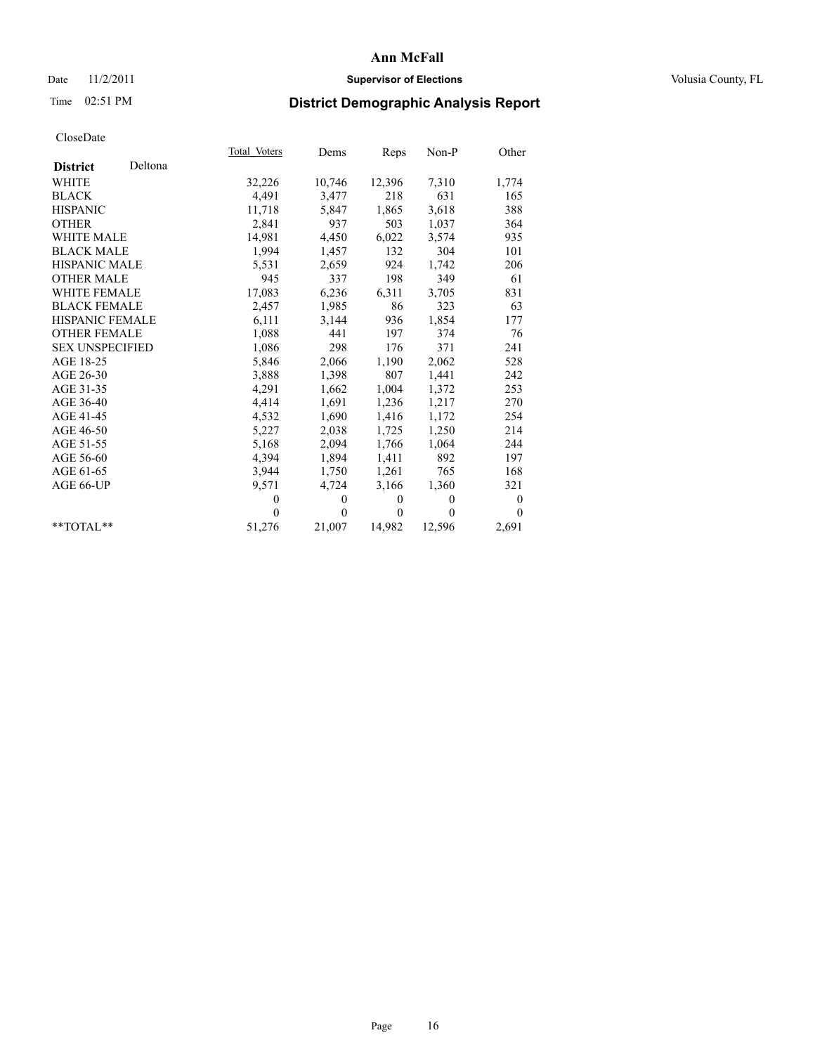# Ann McFall

Date 11/2/2011 **Supervisor of Elections** Volusia County, FL

Time 02:51 PM

## District Demographic Analysis Report

CloseDate

| **District** Deltona | Total_Voters | Dems | Reps | Non-P | Other |
|---|---|---|---|---|---|
| WHITE | 32,226 | 10,746 | 12,396 | 7,310 | 1,774 |
| BLACK | 4,491 | 3,477 | 218 | 631 | 165 |
| HISPANIC | 11,718 | 5,847 | 1,865 | 3,618 | 388 |
| OTHER | 2,841 | 937 | 503 | 1,037 | 364 |
| WHITE MALE | 14,981 | 4,450 | 6,022 | 3,574 | 935 |
| BLACK MALE | 1,994 | 1,457 | 132 | 304 | 101 |
| HISPANIC MALE | 5,531 | 2,659 | 924 | 1,742 | 206 |
| OTHER MALE | 945 | 337 | 198 | 349 | 61 |
| WHITE FEMALE | 17,083 | 6,236 | 6,311 | 3,705 | 831 |
| BLACK FEMALE | 2,457 | 1,985 | 86 | 323 | 63 |
| HISPANIC FEMALE | 6,111 | 3,144 | 936 | 1,854 | 177 |
| OTHER FEMALE | 1,088 | 441 | 197 | 374 | 76 |
| SEX UNSPECIFIED | 1,086 | 298 | 176 | 371 | 241 |
| AGE 18-25 | 5,846 | 2,066 | 1,190 | 2,062 | 528 |
| AGE 26-30 | 3,888 | 1,398 | 807 | 1,441 | 242 |
| AGE 31-35 | 4,291 | 1,662 | 1,004 | 1,372 | 253 |
| AGE 36-40 | 4,414 | 1,691 | 1,236 | 1,217 | 270 |
| AGE 41-45 | 4,532 | 1,690 | 1,416 | 1,172 | 254 |
| AGE 46-50 | 5,227 | 2,038 | 1,725 | 1,250 | 214 |
| AGE 51-55 | 5,168 | 2,094 | 1,766 | 1,064 | 244 |
| AGE 56-60 | 4,394 | 1,894 | 1,411 | 892 | 197 |
| AGE 61-65 | 3,944 | 1,750 | 1,261 | 765 | 168 |
| AGE 66-UP | 9,571 | 4,724 | 3,166 | 1,360 | 321 |
| | 0 | 0 | 0 | 0 | 0 |
| | 0 | 0 | 0 | 0 | 0 |
| **TOTAL** | 51,276 | 21,007 | 14,982 | 12,596 | 2,691 |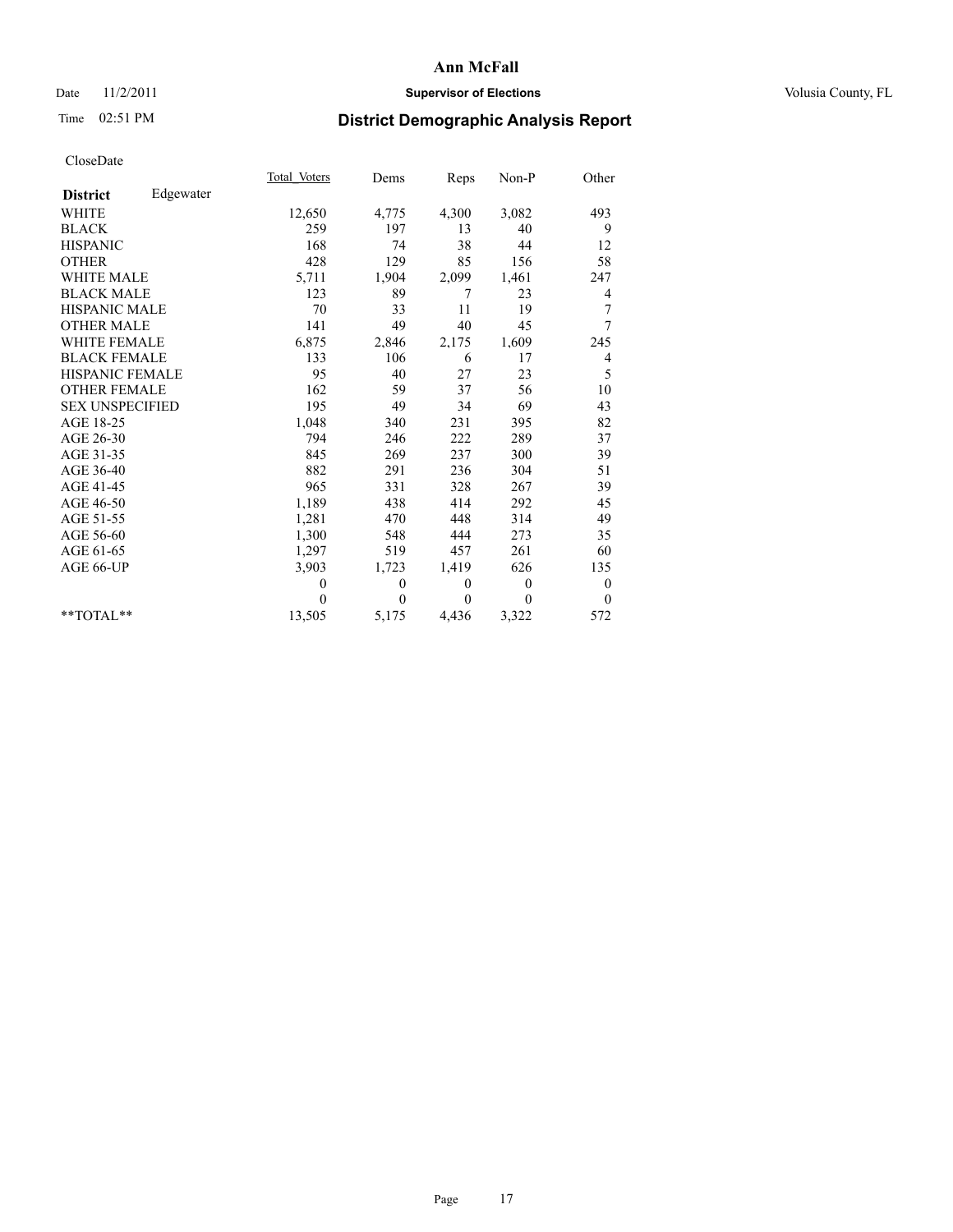# Ann McFall

Date 11/2/2011 **Supervisor of Elections** Volusia County, FL

Time 02:51 PM **District Demographic Analysis Report**

CloseDate

| **District** Edgewater | Total Voters | Dems | Reps | Non-P | Other |
|---|---|---|---|---|---|
| WHITE | 12,650 | 4,775 | 4,300 | 3,082 | 493 |
| BLACK | 259 | 197 | 13 | 40 | 9 |
| HISPANIC | 168 | 74 | 38 | 44 | 12 |
| OTHER | 428 | 129 | 85 | 156 | 58 |
| WHITE MALE | 5,711 | 1,904 | 2,099 | 1,461 | 247 |
| BLACK MALE | 123 | 89 | 7 | 23 | 4 |
| HISPANIC MALE | 70 | 33 | 11 | 19 | 7 |
| OTHER MALE | 141 | 49 | 40 | 45 | 7 |
| WHITE FEMALE | 6,875 | 2,846 | 2,175 | 1,609 | 245 |
| BLACK FEMALE | 133 | 106 | 6 | 17 | 4 |
| HISPANIC FEMALE | 95 | 40 | 27 | 23 | 5 |
| OTHER FEMALE | 162 | 59 | 37 | 56 | 10 |
| SEX UNSPECIFIED | 195 | 49 | 34 | 69 | 43 |
| AGE 18-25 | 1,048 | 340 | 231 | 395 | 82 |
| AGE 26-30 | 794 | 246 | 222 | 289 | 37 |
| AGE 31-35 | 845 | 269 | 237 | 300 | 39 |
| AGE 36-40 | 882 | 291 | 236 | 304 | 51 |
| AGE 41-45 | 965 | 331 | 328 | 267 | 39 |
| AGE 46-50 | 1,189 | 438 | 414 | 292 | 45 |
| AGE 51-55 | 1,281 | 470 | 448 | 314 | 49 |
| AGE 56-60 | 1,300 | 548 | 444 | 273 | 35 |
| AGE 61-65 | 1,297 | 519 | 457 | 261 | 60 |
| AGE 66-UP | 3,903 | 1,723 | 1,419 | 626 | 135 |
| | 0 | 0 | 0 | 0 | 0 |
| | 0 | 0 | 0 | 0 | 0 |
| **TOTAL** | 13,505 | 5,175 | 4,436 | 3,322 | 572 |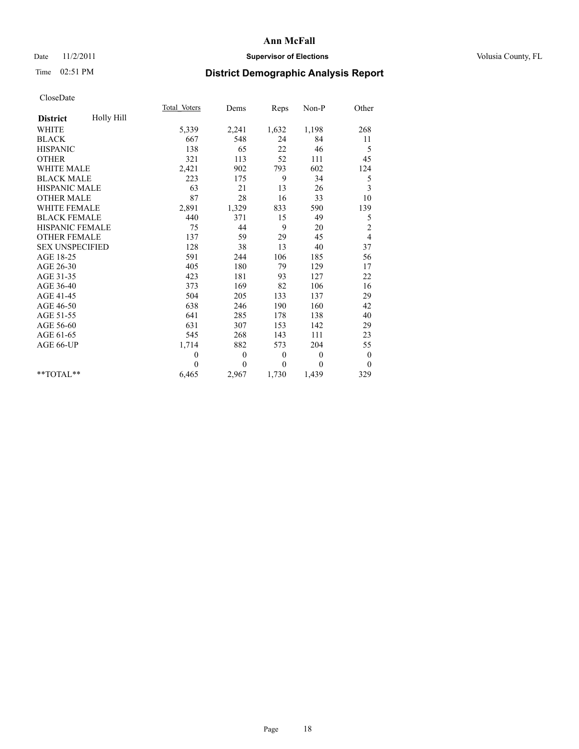**Ann McFall**

Date 11/2/2011 **Supervisor of Elections** Volusia County, FL

Time 02:51 PM

## District Demographic Analysis Report

CloseDate

| | Total_Voters | Dems | Reps | Non-P | Other |
|---|---|---|---|---|---|
| **District** Holly Hill | | | | | |
| WHITE | 5,339 | 2,241 | 1,632 | 1,198 | 268 |
| BLACK | 667 | 548 | 24 | 84 | 11 |
| HISPANIC | 138 | 65 | 22 | 46 | 5 |
| OTHER | 321 | 113 | 52 | 111 | 45 |
| WHITE MALE | 2,421 | 902 | 793 | 602 | 124 |
| BLACK MALE | 223 | 175 | 9 | 34 | 5 |
| HISPANIC MALE | 63 | 21 | 13 | 26 | 3 |
| OTHER MALE | 87 | 28 | 16 | 33 | 10 |
| WHITE FEMALE | 2,891 | 1,329 | 833 | 590 | 139 |
| BLACK FEMALE | 440 | 371 | 15 | 49 | 5 |
| HISPANIC FEMALE | 75 | 44 | 9 | 20 | 2 |
| OTHER FEMALE | 137 | 59 | 29 | 45 | 4 |
| SEX UNSPECIFIED | 128 | 38 | 13 | 40 | 37 |
| AGE 18-25 | 591 | 244 | 106 | 185 | 56 |
| AGE 26-30 | 405 | 180 | 79 | 129 | 17 |
| AGE 31-35 | 423 | 181 | 93 | 127 | 22 |
| AGE 36-40 | 373 | 169 | 82 | 106 | 16 |
| AGE 41-45 | 504 | 205 | 133 | 137 | 29 |
| AGE 46-50 | 638 | 246 | 190 | 160 | 42 |
| AGE 51-55 | 641 | 285 | 178 | 138 | 40 |
| AGE 56-60 | 631 | 307 | 153 | 142 | 29 |
| AGE 61-65 | 545 | 268 | 143 | 111 | 23 |
| AGE 66-UP | 1,714 | 882 | 573 | 204 | 55 |
| | 0 | 0 | 0 | 0 | 0 |
| | 0 | 0 | 0 | 0 | 0 |
| **TOTAL** | 6,465 | 2,967 | 1,730 | 1,439 | 329 |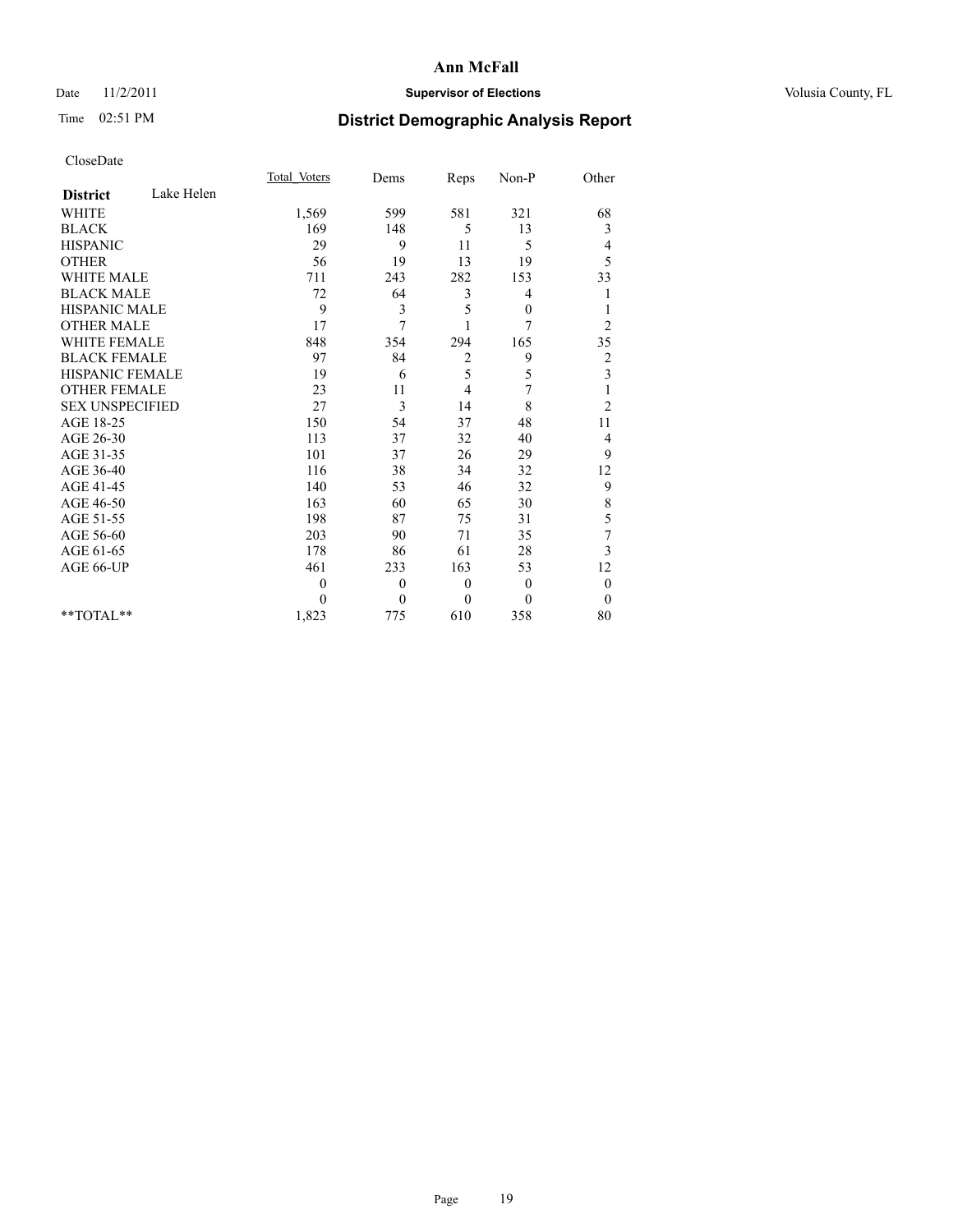# Ann McFall

Date 11/2/2011 **Supervisor of Elections** Volusia County, FL

Time 02:51 PM

## District Demographic Analysis Report

CloseDate

| **District** Lake Helen | Total Voters | Dems | Reps | Non-P | Other |
|---|---|---|---|---|---|
| WHITE | 1,569 | 599 | 581 | 321 | 68 |
| BLACK | 169 | 148 | 5 | 13 | 3 |
| HISPANIC | 29 | 9 | 11 | 5 | 4 |
| OTHER | 56 | 19 | 13 | 19 | 5 |
| WHITE MALE | 711 | 243 | 282 | 153 | 33 |
| BLACK MALE | 72 | 64 | 3 | 4 | 1 |
| HISPANIC MALE | 9 | 3 | 5 | 0 | 1 |
| OTHER MALE | 17 | 7 | 1 | 7 | 2 |
| WHITE FEMALE | 848 | 354 | 294 | 165 | 35 |
| BLACK FEMALE | 97 | 84 | 2 | 9 | 2 |
| HISPANIC FEMALE | 19 | 6 | 5 | 5 | 3 |
| OTHER FEMALE | 23 | 11 | 4 | 7 | 1 |
| SEX UNSPECIFIED | 27 | 3 | 14 | 8 | 2 |
| AGE 18-25 | 150 | 54 | 37 | 48 | 11 |
| AGE 26-30 | 113 | 37 | 32 | 40 | 4 |
| AGE 31-35 | 101 | 37 | 26 | 29 | 9 |
| AGE 36-40 | 116 | 38 | 34 | 32 | 12 |
| AGE 41-45 | 140 | 53 | 46 | 32 | 9 |
| AGE 46-50 | 163 | 60 | 65 | 30 | 8 |
| AGE 51-55 | 198 | 87 | 75 | 31 | 5 |
| AGE 56-60 | 203 | 90 | 71 | 35 | 7 |
| AGE 61-65 | 178 | 86 | 61 | 28 | 3 |
| AGE 66-UP | 461 | 233 | 163 | 53 | 12 |
| | 0 | 0 | 0 | 0 | 0 |
| | 0 | 0 | 0 | 0 | 0 |
| **TOTAL** | 1,823 | 775 | 610 | 358 | 80 |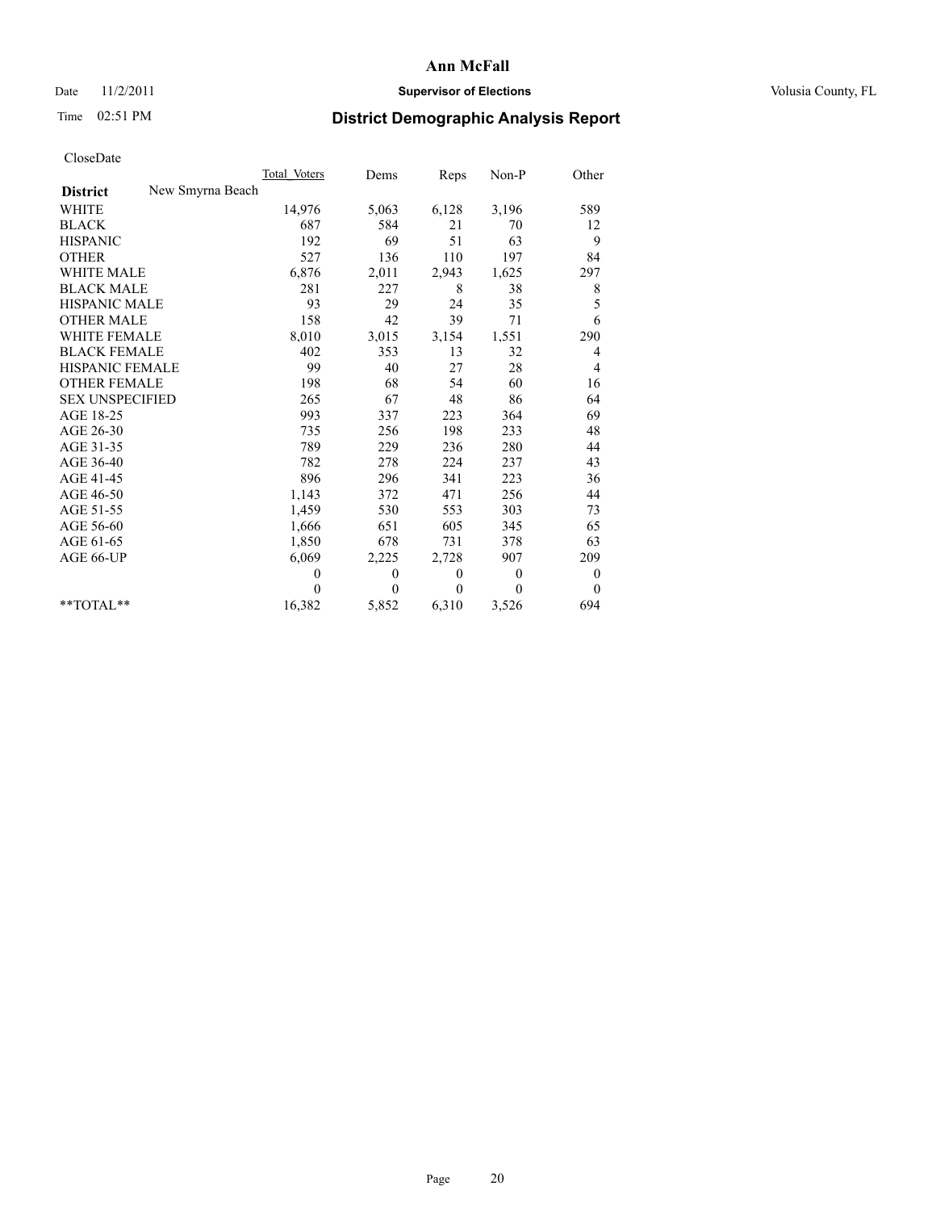# Ann McFall

Date 11/2/2011 **Supervisor of Elections** Volusia County, FL

Time 02:51 PM **District Demographic Analysis Report**

CloseDate

| | Total_Voters | Dems | Reps | Non-P | Other |
|---|---|---|---|---|---|
| **District** New Smyrna Beach | | | | | |
| WHITE | 14,976 | 5,063 | 6,128 | 3,196 | 589 |
| BLACK | 687 | 584 | 21 | 70 | 12 |
| HISPANIC | 192 | 69 | 51 | 63 | 9 |
| OTHER | 527 | 136 | 110 | 197 | 84 |
| WHITE MALE | 6,876 | 2,011 | 2,943 | 1,625 | 297 |
| BLACK MALE | 281 | 227 | 8 | 38 | 8 |
| HISPANIC MALE | 93 | 29 | 24 | 35 | 5 |
| OTHER MALE | 158 | 42 | 39 | 71 | 6 |
| WHITE FEMALE | 8,010 | 3,015 | 3,154 | 1,551 | 290 |
| BLACK FEMALE | 402 | 353 | 13 | 32 | 4 |
| HISPANIC FEMALE | 99 | 40 | 27 | 28 | 4 |
| OTHER FEMALE | 198 | 68 | 54 | 60 | 16 |
| SEX UNSPECIFIED | 265 | 67 | 48 | 86 | 64 |
| AGE 18-25 | 993 | 337 | 223 | 364 | 69 |
| AGE 26-30 | 735 | 256 | 198 | 233 | 48 |
| AGE 31-35 | 789 | 229 | 236 | 280 | 44 |
| AGE 36-40 | 782 | 278 | 224 | 237 | 43 |
| AGE 41-45 | 896 | 296 | 341 | 223 | 36 |
| AGE 46-50 | 1,143 | 372 | 471 | 256 | 44 |
| AGE 51-55 | 1,459 | 530 | 553 | 303 | 73 |
| AGE 56-60 | 1,666 | 651 | 605 | 345 | 65 |
| AGE 61-65 | 1,850 | 678 | 731 | 378 | 63 |
| AGE 66-UP | 6,069 | 2,225 | 2,728 | 907 | 209 |
| | 0 | 0 | 0 | 0 | 0 |
| | 0 | 0 | 0 | 0 | 0 |
| **TOTAL** | 16,382 | 5,852 | 6,310 | 3,526 | 694 |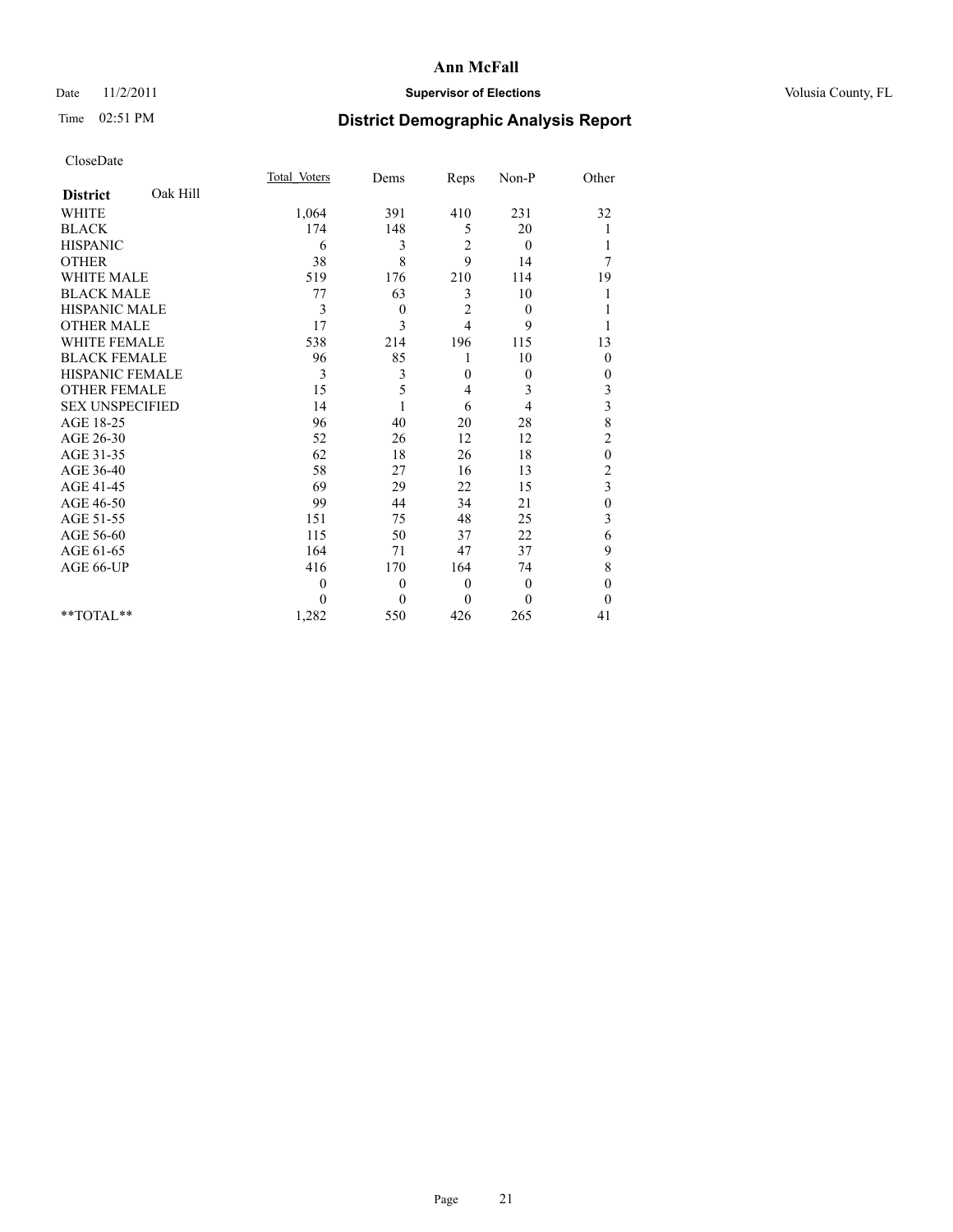**Ann McFall**

Date 11/2/2011 **Supervisor of Elections** Volusia County, FL

Time 02:51 PM **District Demographic Analysis Report**

CloseDate

| **District** Oak Hill | Total_Voters | Dems | Reps | Non-P | Other |
|---|---|---|---|---|---|
| WHITE | 1,064 | 391 | 410 | 231 | 32 |
| BLACK | 174 | 148 | 5 | 20 | 1 |
| HISPANIC | 6 | 3 | 2 | 0 | 1 |
| OTHER | 38 | 8 | 9 | 14 | 7 |
| WHITE MALE | 519 | 176 | 210 | 114 | 19 |
| BLACK MALE | 77 | 63 | 3 | 10 | 1 |
| HISPANIC MALE | 3 | 0 | 2 | 0 | 1 |
| OTHER MALE | 17 | 3 | 4 | 9 | 1 |
| WHITE FEMALE | 538 | 214 | 196 | 115 | 13 |
| BLACK FEMALE | 96 | 85 | 1 | 10 | 0 |
| HISPANIC FEMALE | 3 | 3 | 0 | 0 | 0 |
| OTHER FEMALE | 15 | 5 | 4 | 3 | 3 |
| SEX UNSPECIFIED | 14 | 1 | 6 | 4 | 3 |
| AGE 18-25 | 96 | 40 | 20 | 28 | 8 |
| AGE 26-30 | 52 | 26 | 12 | 12 | 2 |
| AGE 31-35 | 62 | 18 | 26 | 18 | 0 |
| AGE 36-40 | 58 | 27 | 16 | 13 | 2 |
| AGE 41-45 | 69 | 29 | 22 | 15 | 3 |
| AGE 46-50 | 99 | 44 | 34 | 21 | 0 |
| AGE 51-55 | 151 | 75 | 48 | 25 | 3 |
| AGE 56-60 | 115 | 50 | 37 | 22 | 6 |
| AGE 61-65 | 164 | 71 | 47 | 37 | 9 |
| AGE 66-UP | 416 | 170 | 164 | 74 | 8 |
| | 0 | 0 | 0 | 0 | 0 |
| | 0 | 0 | 0 | 0 | 0 |
| **TOTAL** | 1,282 | 550 | 426 | 265 | 41 |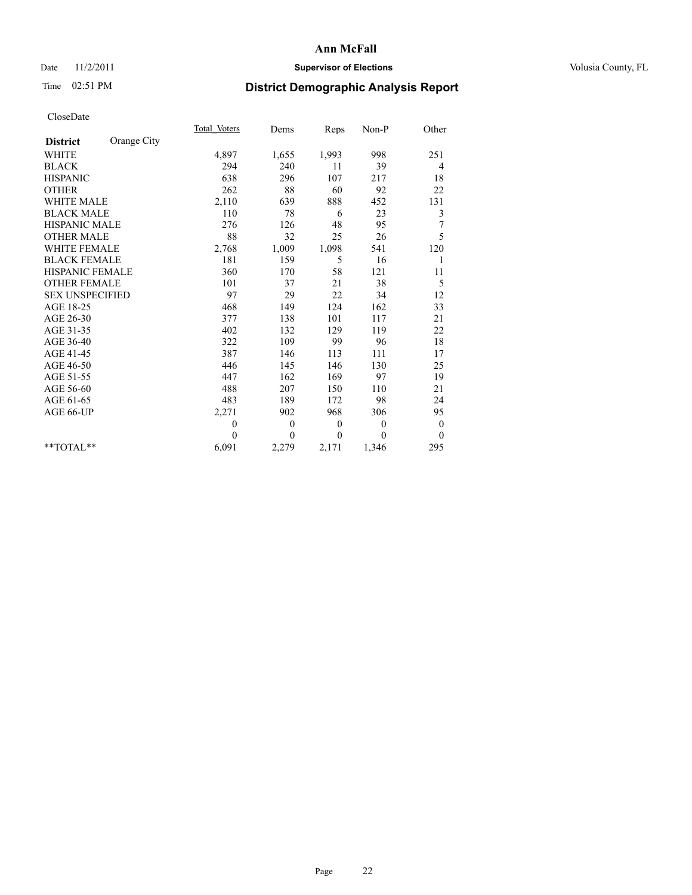# Ann McFall

Date 11/2/2011 **Supervisor of Elections** Volusia County, FL

Time 02:51 PM **District Demographic Analysis Report**

CloseDate

| **District** Orange City | Total Voters | Dems | Reps | Non-P | Other |
|---|---|---|---|---|---|
| WHITE | 4,897 | 1,655 | 1,993 | 998 | 251 |
| BLACK | 294 | 240 | 11 | 39 | 4 |
| HISPANIC | 638 | 296 | 107 | 217 | 18 |
| OTHER | 262 | 88 | 60 | 92 | 22 |
| WHITE MALE | 2,110 | 639 | 888 | 452 | 131 |
| BLACK MALE | 110 | 78 | 6 | 23 | 3 |
| HISPANIC MALE | 276 | 126 | 48 | 95 | 7 |
| OTHER MALE | 88 | 32 | 25 | 26 | 5 |
| WHITE FEMALE | 2,768 | 1,009 | 1,098 | 541 | 120 |
| BLACK FEMALE | 181 | 159 | 5 | 16 | 1 |
| HISPANIC FEMALE | 360 | 170 | 58 | 121 | 11 |
| OTHER FEMALE | 101 | 37 | 21 | 38 | 5 |
| SEX UNSPECIFIED | 97 | 29 | 22 | 34 | 12 |
| AGE 18-25 | 468 | 149 | 124 | 162 | 33 |
| AGE 26-30 | 377 | 138 | 101 | 117 | 21 |
| AGE 31-35 | 402 | 132 | 129 | 119 | 22 |
| AGE 36-40 | 322 | 109 | 99 | 96 | 18 |
| AGE 41-45 | 387 | 146 | 113 | 111 | 17 |
| AGE 46-50 | 446 | 145 | 146 | 130 | 25 |
| AGE 51-55 | 447 | 162 | 169 | 97 | 19 |
| AGE 56-60 | 488 | 207 | 150 | 110 | 21 |
| AGE 61-65 | 483 | 189 | 172 | 98 | 24 |
| AGE 66-UP | 2,271 | 902 | 968 | 306 | 95 |
| | 0 | 0 | 0 | 0 | 0 |
| | 0 | 0 | 0 | 0 | 0 |
| **TOTAL** | 6,091 | 2,279 | 2,171 | 1,346 | 295 |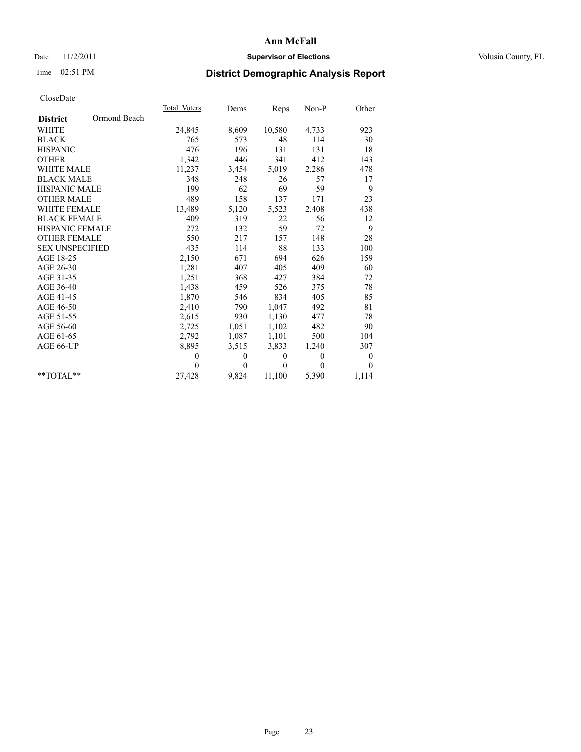# Ann McFall

Date 11/2/2011 **Supervisor of Elections** Volusia County, FL

Time 02:51 PM

## District Demographic Analysis Report

CloseDate

| **District** Ormond Beach | Total Voters | Dems | Reps | Non-P | Other |
|---|---|---|---|---|---|
| WHITE | 24,845 | 8,609 | 10,580 | 4,733 | 923 |
| BLACK | 765 | 573 | 48 | 114 | 30 |
| HISPANIC | 476 | 196 | 131 | 131 | 18 |
| OTHER | 1,342 | 446 | 341 | 412 | 143 |
| WHITE MALE | 11,237 | 3,454 | 5,019 | 2,286 | 478 |
| BLACK MALE | 348 | 248 | 26 | 57 | 17 |
| HISPANIC MALE | 199 | 62 | 69 | 59 | 9 |
| OTHER MALE | 489 | 158 | 137 | 171 | 23 |
| WHITE FEMALE | 13,489 | 5,120 | 5,523 | 2,408 | 438 |
| BLACK FEMALE | 409 | 319 | 22 | 56 | 12 |
| HISPANIC FEMALE | 272 | 132 | 59 | 72 | 9 |
| OTHER FEMALE | 550 | 217 | 157 | 148 | 28 |
| SEX UNSPECIFIED | 435 | 114 | 88 | 133 | 100 |
| AGE 18-25 | 2,150 | 671 | 694 | 626 | 159 |
| AGE 26-30 | 1,281 | 407 | 405 | 409 | 60 |
| AGE 31-35 | 1,251 | 368 | 427 | 384 | 72 |
| AGE 36-40 | 1,438 | 459 | 526 | 375 | 78 |
| AGE 41-45 | 1,870 | 546 | 834 | 405 | 85 |
| AGE 46-50 | 2,410 | 790 | 1,047 | 492 | 81 |
| AGE 51-55 | 2,615 | 930 | 1,130 | 477 | 78 |
| AGE 56-60 | 2,725 | 1,051 | 1,102 | 482 | 90 |
| AGE 61-65 | 2,792 | 1,087 | 1,101 | 500 | 104 |
| AGE 66-UP | 8,895 | 3,515 | 3,833 | 1,240 | 307 |
| | 0 | 0 | 0 | 0 | 0 |
| | 0 | 0 | 0 | 0 | 0 |
| **TOTAL** | 27,428 | 9,824 | 11,100 | 5,390 | 1,114 |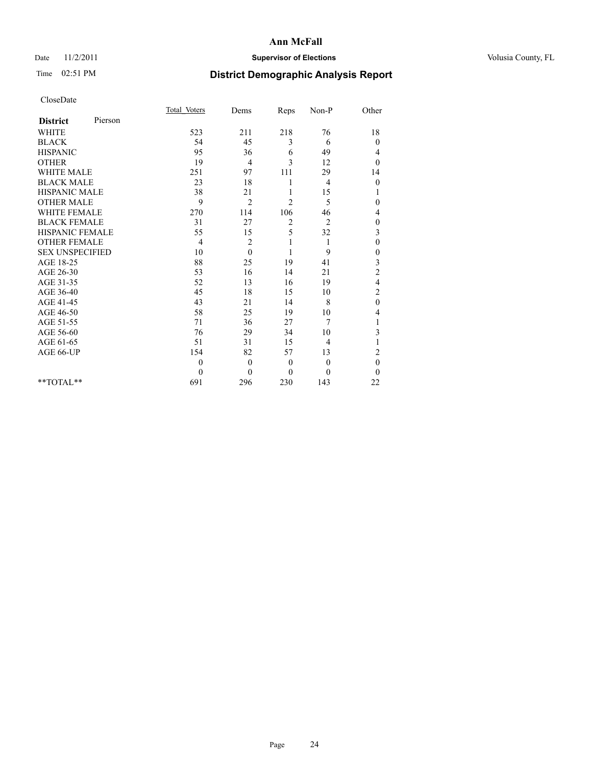# Ann McFall

Date 11/2/2011 **Supervisor of Elections** Volusia County, FL

Time 02:51 PM **District Demographic Analysis Report**

CloseDate

| **District** Pierson | Total Voters | Dems | Reps | Non-P | Other |
|---|---|---|---|---|---|
| WHITE | 523 | 211 | 218 | 76 | 18 |
| BLACK | 54 | 45 | 3 | 6 | 0 |
| HISPANIC | 95 | 36 | 6 | 49 | 4 |
| OTHER | 19 | 4 | 3 | 12 | 0 |
| WHITE MALE | 251 | 97 | 111 | 29 | 14 |
| BLACK MALE | 23 | 18 | 1 | 4 | 0 |
| HISPANIC MALE | 38 | 21 | 1 | 15 | 1 |
| OTHER MALE | 9 | 2 | 2 | 5 | 0 |
| WHITE FEMALE | 270 | 114 | 106 | 46 | 4 |
| BLACK FEMALE | 31 | 27 | 2 | 2 | 0 |
| HISPANIC FEMALE | 55 | 15 | 5 | 32 | 3 |
| OTHER FEMALE | 4 | 2 | 1 | 1 | 0 |
| SEX UNSPECIFIED | 10 | 0 | 1 | 9 | 0 |
| AGE 18-25 | 88 | 25 | 19 | 41 | 3 |
| AGE 26-30 | 53 | 16 | 14 | 21 | 2 |
| AGE 31-35 | 52 | 13 | 16 | 19 | 4 |
| AGE 36-40 | 45 | 18 | 15 | 10 | 2 |
| AGE 41-45 | 43 | 21 | 14 | 8 | 0 |
| AGE 46-50 | 58 | 25 | 19 | 10 | 4 |
| AGE 51-55 | 71 | 36 | 27 | 7 | 1 |
| AGE 56-60 | 76 | 29 | 34 | 10 | 3 |
| AGE 61-65 | 51 | 31 | 15 | 4 | 1 |
| AGE 66-UP | 154 | 82 | 57 | 13 | 2 |
| | 0 | 0 | 0 | 0 | 0 |
| | 0 | 0 | 0 | 0 | 0 |
| **TOTAL** | 691 | 296 | 230 | 143 | 22 |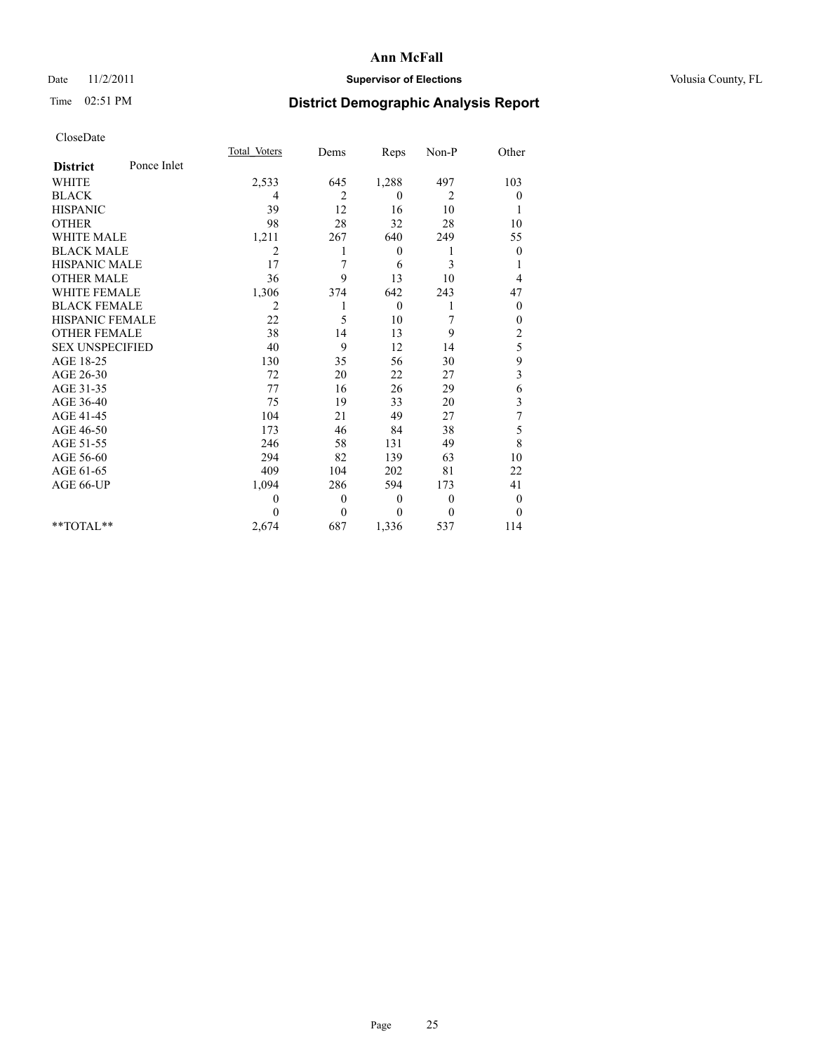# Ann McFall

Date 11/2/2011 **Supervisor of Elections** Volusia County, FL

Time 02:51 PM

## District Demographic Analysis Report

CloseDate

| **District** Ponce Inlet | Total Voters | Dems | Reps | Non-P | Other |
|---|---|---|---|---|---|
| WHITE | 2,533 | 645 | 1,288 | 497 | 103 |
| BLACK | 4 | 2 | 0 | 2 | 0 |
| HISPANIC | 39 | 12 | 16 | 10 | 1 |
| OTHER | 98 | 28 | 32 | 28 | 10 |
| WHITE MALE | 1,211 | 267 | 640 | 249 | 55 |
| BLACK MALE | 2 | 1 | 0 | 1 | 0 |
| HISPANIC MALE | 17 | 7 | 6 | 3 | 1 |
| OTHER MALE | 36 | 9 | 13 | 10 | 4 |
| WHITE FEMALE | 1,306 | 374 | 642 | 243 | 47 |
| BLACK FEMALE | 2 | 1 | 0 | 1 | 0 |
| HISPANIC FEMALE | 22 | 5 | 10 | 7 | 0 |
| OTHER FEMALE | 38 | 14 | 13 | 9 | 2 |
| SEX UNSPECIFIED | 40 | 9 | 12 | 14 | 5 |
| AGE 18-25 | 130 | 35 | 56 | 30 | 9 |
| AGE 26-30 | 72 | 20 | 22 | 27 | 3 |
| AGE 31-35 | 77 | 16 | 26 | 29 | 6 |
| AGE 36-40 | 75 | 19 | 33 | 20 | 3 |
| AGE 41-45 | 104 | 21 | 49 | 27 | 7 |
| AGE 46-50 | 173 | 46 | 84 | 38 | 5 |
| AGE 51-55 | 246 | 58 | 131 | 49 | 8 |
| AGE 56-60 | 294 | 82 | 139 | 63 | 10 |
| AGE 61-65 | 409 | 104 | 202 | 81 | 22 |
| AGE 66-UP | 1,094 | 286 | 594 | 173 | 41 |
| | 0 | 0 | 0 | 0 | 0 |
| | 0 | 0 | 0 | 0 | 0 |
| **TOTAL** | 2,674 | 687 | 1,336 | 537 | 114 |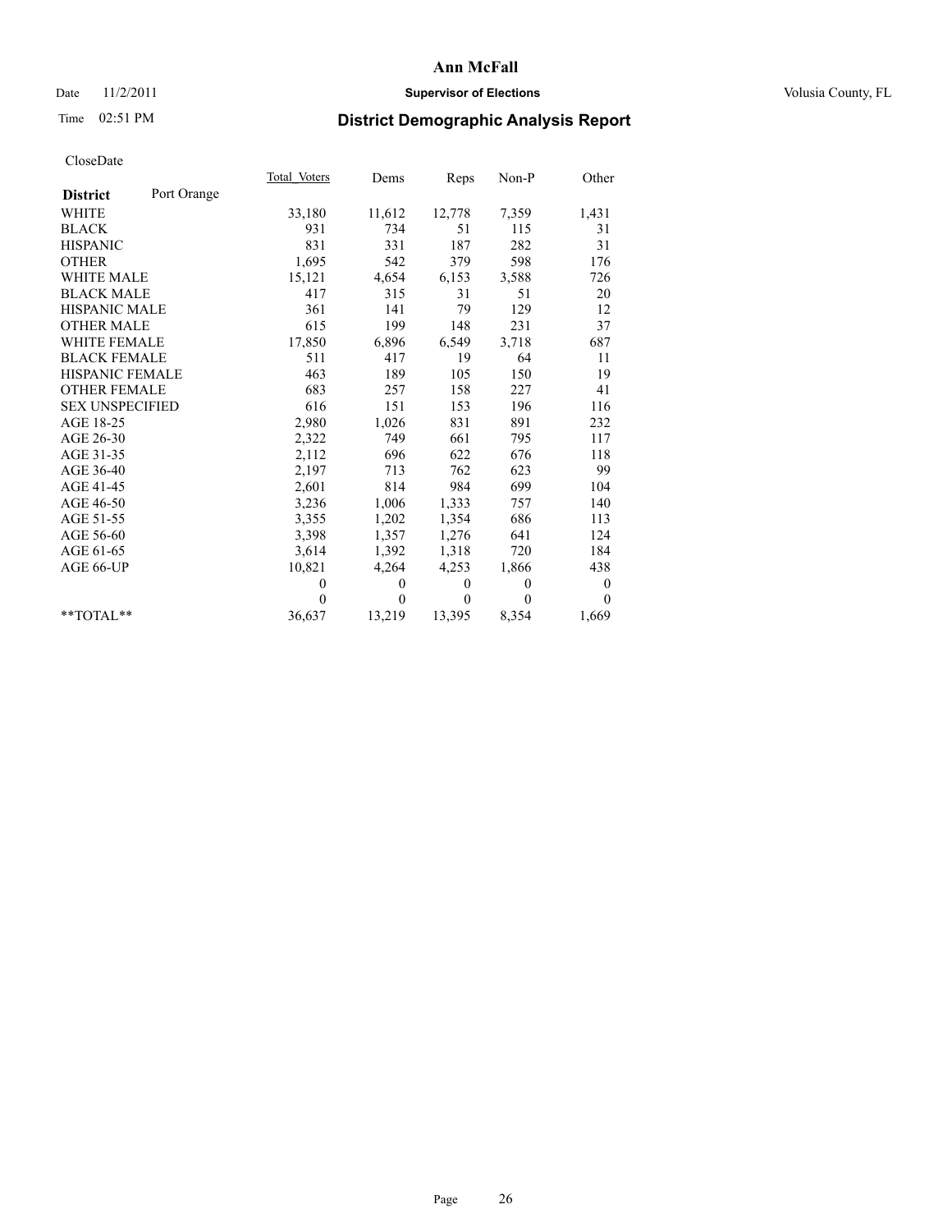# Ann McFall

Date 11/2/2011 **Supervisor of Elections** Volusia County, FL

Time 02:51 PM **District Demographic Analysis Report**

CloseDate

| **District** Port Orange | Total Voters | Dems | Reps | Non-P | Other |
|---|---|---|---|---|---|
| WHITE | 33,180 | 11,612 | 12,778 | 7,359 | 1,431 |
| BLACK | 931 | 734 | 51 | 115 | 31 |
| HISPANIC | 831 | 331 | 187 | 282 | 31 |
| OTHER | 1,695 | 542 | 379 | 598 | 176 |
| WHITE MALE | 15,121 | 4,654 | 6,153 | 3,588 | 726 |
| BLACK MALE | 417 | 315 | 31 | 51 | 20 |
| HISPANIC MALE | 361 | 141 | 79 | 129 | 12 |
| OTHER MALE | 615 | 199 | 148 | 231 | 37 |
| WHITE FEMALE | 17,850 | 6,896 | 6,549 | 3,718 | 687 |
| BLACK FEMALE | 511 | 417 | 19 | 64 | 11 |
| HISPANIC FEMALE | 463 | 189 | 105 | 150 | 19 |
| OTHER FEMALE | 683 | 257 | 158 | 227 | 41 |
| SEX UNSPECIFIED | 616 | 151 | 153 | 196 | 116 |
| AGE 18-25 | 2,980 | 1,026 | 831 | 891 | 232 |
| AGE 26-30 | 2,322 | 749 | 661 | 795 | 117 |
| AGE 31-35 | 2,112 | 696 | 622 | 676 | 118 |
| AGE 36-40 | 2,197 | 713 | 762 | 623 | 99 |
| AGE 41-45 | 2,601 | 814 | 984 | 699 | 104 |
| AGE 46-50 | 3,236 | 1,006 | 1,333 | 757 | 140 |
| AGE 51-55 | 3,355 | 1,202 | 1,354 | 686 | 113 |
| AGE 56-60 | 3,398 | 1,357 | 1,276 | 641 | 124 |
| AGE 61-65 | 3,614 | 1,392 | 1,318 | 720 | 184 |
| AGE 66-UP | 10,821 | 4,264 | 4,253 | 1,866 | 438 |
| | 0 | 0 | 0 | 0 | 0 |
| | 0 | 0 | 0 | 0 | 0 |
| **TOTAL** | 36,637 | 13,219 | 13,395 | 8,354 | 1,669 |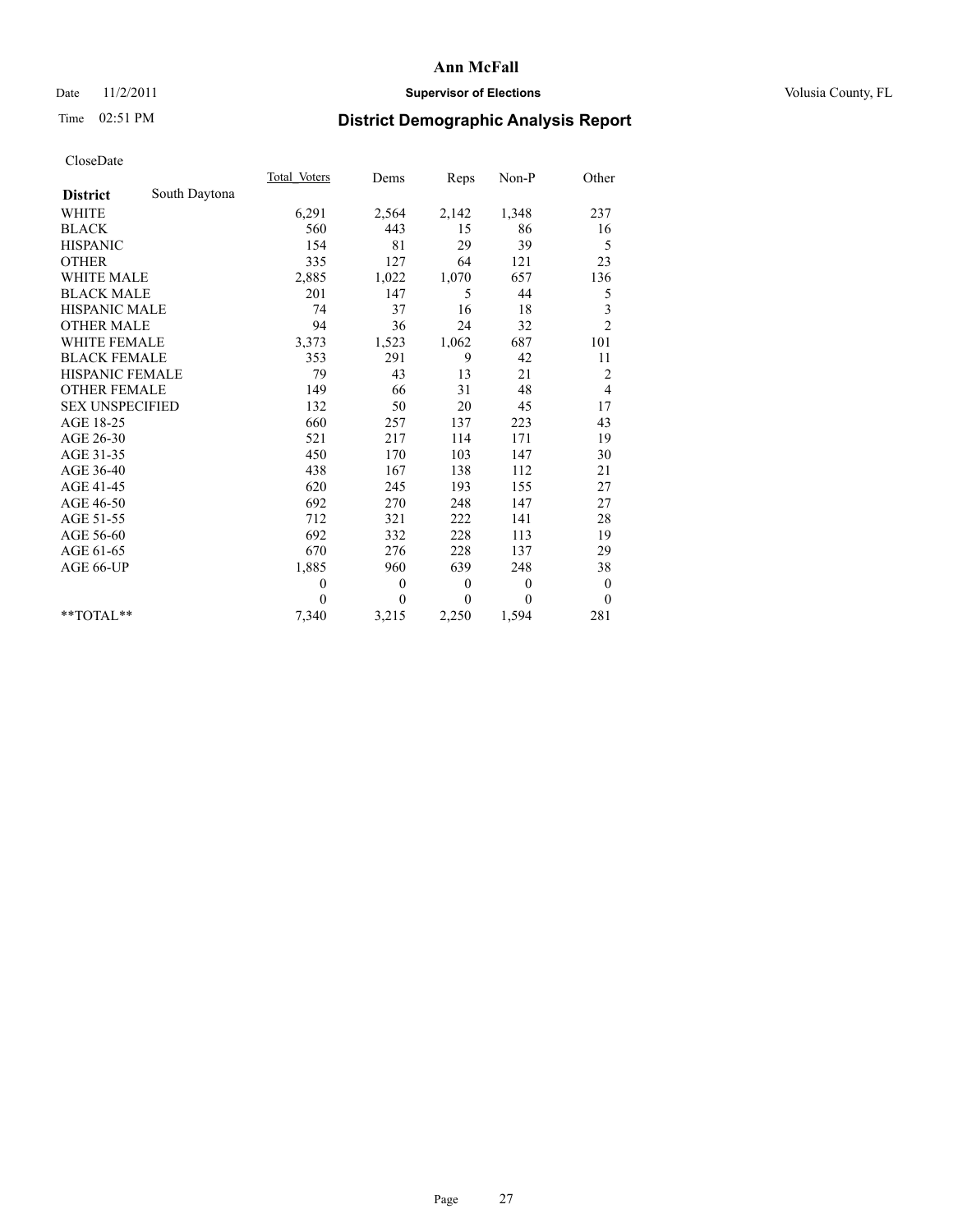# Ann McFall

Date 11/2/2011 **Supervisor of Elections** Volusia County, FL

Time 02:51 PM **District Demographic Analysis Report**

CloseDate

| | Total_Voters | Dems | Reps | Non-P | Other |
|---|---|---|---|---|---|
| **District** South Daytona | | | | | |
| WHITE | 6,291 | 2,564 | 2,142 | 1,348 | 237 |
| BLACK | 560 | 443 | 15 | 86 | 16 |
| HISPANIC | 154 | 81 | 29 | 39 | 5 |
| OTHER | 335 | 127 | 64 | 121 | 23 |
| WHITE MALE | 2,885 | 1,022 | 1,070 | 657 | 136 |
| BLACK MALE | 201 | 147 | 5 | 44 | 5 |
| HISPANIC MALE | 74 | 37 | 16 | 18 | 3 |
| OTHER MALE | 94 | 36 | 24 | 32 | 2 |
| WHITE FEMALE | 3,373 | 1,523 | 1,062 | 687 | 101 |
| BLACK FEMALE | 353 | 291 | 9 | 42 | 11 |
| HISPANIC FEMALE | 79 | 43 | 13 | 21 | 2 |
| OTHER FEMALE | 149 | 66 | 31 | 48 | 4 |
| SEX UNSPECIFIED | 132 | 50 | 20 | 45 | 17 |
| AGE 18-25 | 660 | 257 | 137 | 223 | 43 |
| AGE 26-30 | 521 | 217 | 114 | 171 | 19 |
| AGE 31-35 | 450 | 170 | 103 | 147 | 30 |
| AGE 36-40 | 438 | 167 | 138 | 112 | 21 |
| AGE 41-45 | 620 | 245 | 193 | 155 | 27 |
| AGE 46-50 | 692 | 270 | 248 | 147 | 27 |
| AGE 51-55 | 712 | 321 | 222 | 141 | 28 |
| AGE 56-60 | 692 | 332 | 228 | 113 | 19 |
| AGE 61-65 | 670 | 276 | 228 | 137 | 29 |
| AGE 66-UP | 1,885 | 960 | 639 | 248 | 38 |
| | 0 | 0 | 0 | 0 | 0 |
| | 0 | 0 | 0 | 0 | 0 |
| **TOTAL** | 7,340 | 3,215 | 2,250 | 1,594 | 281 |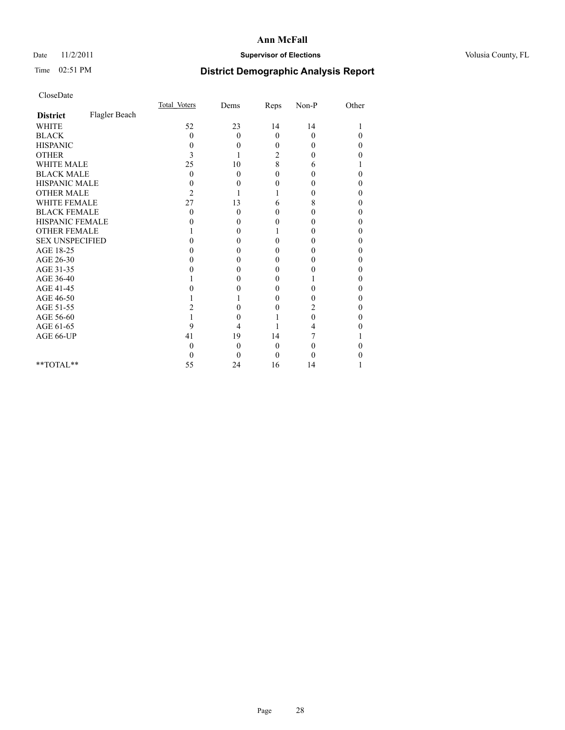**Ann McFall**

Date 11/2/2011 **Supervisor of Elections** Volusia County, FL

Time 02:51 PM **District Demographic Analysis Report**

CloseDate

| | Total_Voters | Dems | Reps | Non-P | Other |
|---|---|---|---|---|---|
| **District** Flagler Beach | | | | | |
| WHITE | 52 | 23 | 14 | 14 | 1 |
| BLACK | 0 | 0 | 0 | 0 | 0 |
| HISPANIC | 0 | 0 | 0 | 0 | 0 |
| OTHER | 3 | 1 | 2 | 0 | 0 |
| WHITE MALE | 25 | 10 | 8 | 6 | 1 |
| BLACK MALE | 0 | 0 | 0 | 0 | 0 |
| HISPANIC MALE | 0 | 0 | 0 | 0 | 0 |
| OTHER MALE | 2 | 1 | 1 | 0 | 0 |
| WHITE FEMALE | 27 | 13 | 6 | 8 | 0 |
| BLACK FEMALE | 0 | 0 | 0 | 0 | 0 |
| HISPANIC FEMALE | 0 | 0 | 0 | 0 | 0 |
| OTHER FEMALE | 1 | 0 | 1 | 0 | 0 |
| SEX UNSPECIFIED | 0 | 0 | 0 | 0 | 0 |
| AGE 18-25 | 0 | 0 | 0 | 0 | 0 |
| AGE 26-30 | 0 | 0 | 0 | 0 | 0 |
| AGE 31-35 | 0 | 0 | 0 | 0 | 0 |
| AGE 36-40 | 1 | 0 | 0 | 1 | 0 |
| AGE 41-45 | 0 | 0 | 0 | 0 | 0 |
| AGE 46-50 | 1 | 1 | 0 | 0 | 0 |
| AGE 51-55 | 2 | 0 | 0 | 2 | 0 |
| AGE 56-60 | 1 | 0 | 1 | 0 | 0 |
| AGE 61-65 | 9 | 4 | 1 | 4 | 0 |
| AGE 66-UP | 41 | 19 | 14 | 7 | 1 |
| | 0 | 0 | 0 | 0 | 0 |
| | 0 | 0 | 0 | 0 | 0 |
| **TOTAL** | 55 | 24 | 16 | 14 | 1 |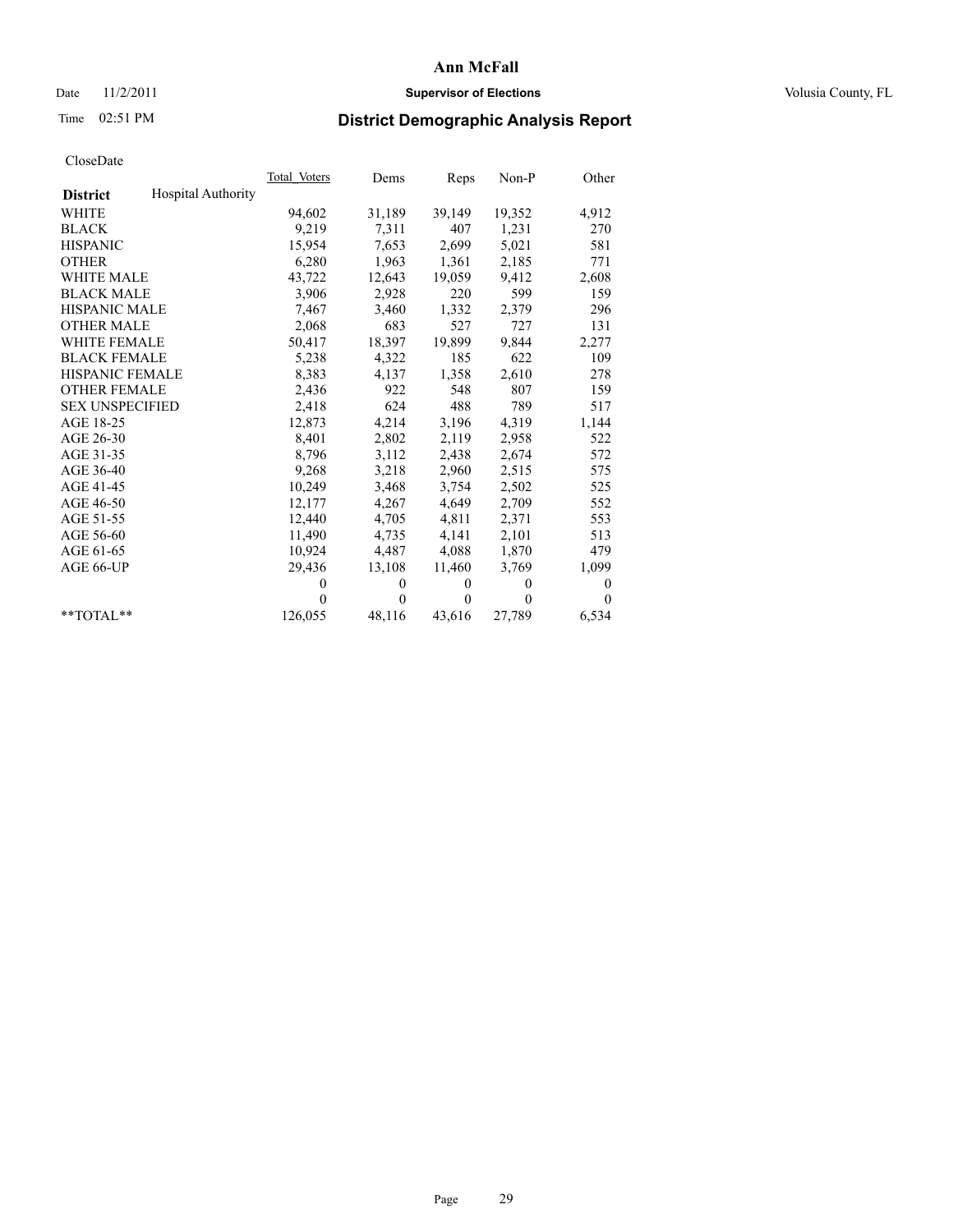# District Demographic Analysis Report

Ann McFall

Supervisor of Elections

Volusia County, FL

Date 11/2/2011

Time 02:51 PM

CloseDate

| District | Hospital Authority | Total Voters | Dems | Reps | Non-P | Other |
|---|---|---|---|---|---|---|
| WHITE | | 94,602 | 31,189 | 39,149 | 19,352 | 4,912 |
| BLACK | | 9,219 | 7,311 | 407 | 1,231 | 270 |
| HISPANIC | | 15,954 | 7,653 | 2,699 | 5,021 | 581 |
| OTHER | | 6,280 | 1,963 | 1,361 | 2,185 | 771 |
| WHITE MALE | | 43,722 | 12,643 | 19,059 | 9,412 | 2,608 |
| BLACK MALE | | 3,906 | 2,928 | 220 | 599 | 159 |
| HISPANIC MALE | | 7,467 | 3,460 | 1,332 | 2,379 | 296 |
| OTHER MALE | | 2,068 | 683 | 527 | 727 | 131 |
| WHITE FEMALE | | 50,417 | 18,397 | 19,899 | 9,844 | 2,277 |
| BLACK FEMALE | | 5,238 | 4,322 | 185 | 622 | 109 |
| HISPANIC FEMALE | | 8,383 | 4,137 | 1,358 | 2,610 | 278 |
| OTHER FEMALE | | 2,436 | 922 | 548 | 807 | 159 |
| SEX UNSPECIFIED | | 2,418 | 624 | 488 | 789 | 517 |
| AGE 18-25 | | 12,873 | 4,214 | 3,196 | 4,319 | 1,144 |
| AGE 26-30 | | 8,401 | 2,802 | 2,119 | 2,958 | 522 |
| AGE 31-35 | | 8,796 | 3,112 | 2,438 | 2,674 | 572 |
| AGE 36-40 | | 9,268 | 3,218 | 2,960 | 2,515 | 575 |
| AGE 41-45 | | 10,249 | 3,468 | 3,754 | 2,502 | 525 |
| AGE 46-50 | | 12,177 | 4,267 | 4,649 | 2,709 | 552 |
| AGE 51-55 | | 12,440 | 4,705 | 4,811 | 2,371 | 553 |
| AGE 56-60 | | 11,490 | 4,735 | 4,141 | 2,101 | 513 |
| AGE 61-65 | | 10,924 | 4,487 | 4,088 | 1,870 | 479 |
| AGE 66-UP | | 29,436 | 13,108 | 11,460 | 3,769 | 1,099 |
| | | 0 | 0 | 0 | 0 | 0 |
| | | 0 | 0 | 0 | 0 | 0 |
| **TOTAL** | | 126,055 | 48,116 | 43,616 | 27,789 | 6,534 |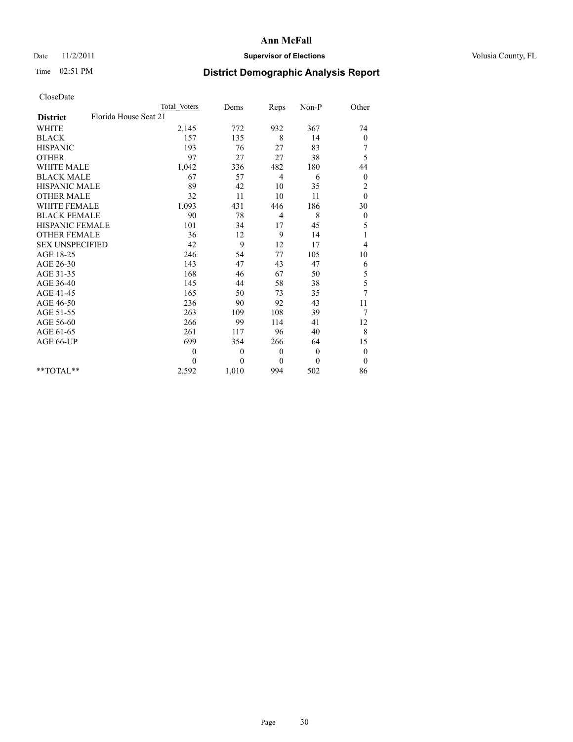# Ann McFall

Date 11/2/2011 **Supervisor of Elections** Volusia County, FL

Time 02:51 PM **District Demographic Analysis Report**

CloseDate

| | Total Voters | Dems | Reps | Non-P | Other |
|---|---|---|---|---|---|
| **District** Florida House Seat 21 | | | | | |
| WHITE | 2,145 | 772 | 932 | 367 | 74 |
| BLACK | 157 | 135 | 8 | 14 | 0 |
| HISPANIC | 193 | 76 | 27 | 83 | 7 |
| OTHER | 97 | 27 | 27 | 38 | 5 |
| WHITE MALE | 1,042 | 336 | 482 | 180 | 44 |
| BLACK MALE | 67 | 57 | 4 | 6 | 0 |
| HISPANIC MALE | 89 | 42 | 10 | 35 | 2 |
| OTHER MALE | 32 | 11 | 10 | 11 | 0 |
| WHITE FEMALE | 1,093 | 431 | 446 | 186 | 30 |
| BLACK FEMALE | 90 | 78 | 4 | 8 | 0 |
| HISPANIC FEMALE | 101 | 34 | 17 | 45 | 5 |
| OTHER FEMALE | 36 | 12 | 9 | 14 | 1 |
| SEX UNSPECIFIED | 42 | 9 | 12 | 17 | 4 |
| AGE 18-25 | 246 | 54 | 77 | 105 | 10 |
| AGE 26-30 | 143 | 47 | 43 | 47 | 6 |
| AGE 31-35 | 168 | 46 | 67 | 50 | 5 |
| AGE 36-40 | 145 | 44 | 58 | 38 | 5 |
| AGE 41-45 | 165 | 50 | 73 | 35 | 7 |
| AGE 46-50 | 236 | 90 | 92 | 43 | 11 |
| AGE 51-55 | 263 | 109 | 108 | 39 | 7 |
| AGE 56-60 | 266 | 99 | 114 | 41 | 12 |
| AGE 61-65 | 261 | 117 | 96 | 40 | 8 |
| AGE 66-UP | 699 | 354 | 266 | 64 | 15 |
| | 0 | 0 | 0 | 0 | 0 |
| | 0 | 0 | 0 | 0 | 0 |
| **TOTAL** | 2,592 | 1,010 | 994 | 502 | 86 |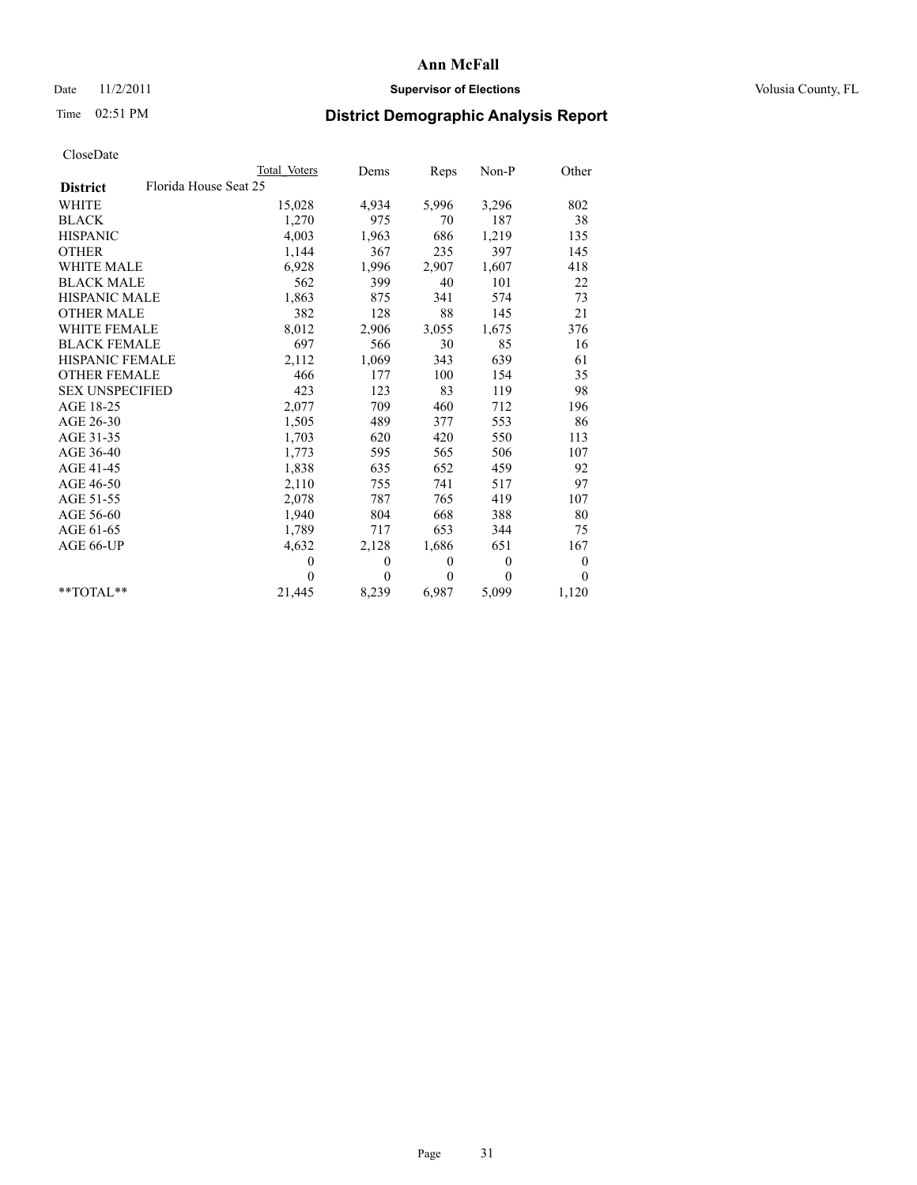# Ann McFall

Date 11/2/2011 **Supervisor of Elections** Volusia County, FL

Time 02:51 PM

## District Demographic Analysis Report

CloseDate

| | Total Voters | Dems | Reps | Non-P | Other |
|---|---|---|---|---|---|
| **District** Florida House Seat 25 | | | | | |
| WHITE | 15,028 | 4,934 | 5,996 | 3,296 | 802 |
| BLACK | 1,270 | 975 | 70 | 187 | 38 |
| HISPANIC | 4,003 | 1,963 | 686 | 1,219 | 135 |
| OTHER | 1,144 | 367 | 235 | 397 | 145 |
| WHITE MALE | 6,928 | 1,996 | 2,907 | 1,607 | 418 |
| BLACK MALE | 562 | 399 | 40 | 101 | 22 |
| HISPANIC MALE | 1,863 | 875 | 341 | 574 | 73 |
| OTHER MALE | 382 | 128 | 88 | 145 | 21 |
| WHITE FEMALE | 8,012 | 2,906 | 3,055 | 1,675 | 376 |
| BLACK FEMALE | 697 | 566 | 30 | 85 | 16 |
| HISPANIC FEMALE | 2,112 | 1,069 | 343 | 639 | 61 |
| OTHER FEMALE | 466 | 177 | 100 | 154 | 35 |
| SEX UNSPECIFIED | 423 | 123 | 83 | 119 | 98 |
| AGE 18-25 | 2,077 | 709 | 460 | 712 | 196 |
| AGE 26-30 | 1,505 | 489 | 377 | 553 | 86 |
| AGE 31-35 | 1,703 | 620 | 420 | 550 | 113 |
| AGE 36-40 | 1,773 | 595 | 565 | 506 | 107 |
| AGE 41-45 | 1,838 | 635 | 652 | 459 | 92 |
| AGE 46-50 | 2,110 | 755 | 741 | 517 | 97 |
| AGE 51-55 | 2,078 | 787 | 765 | 419 | 107 |
| AGE 56-60 | 1,940 | 804 | 668 | 388 | 80 |
| AGE 61-65 | 1,789 | 717 | 653 | 344 | 75 |
| AGE 66-UP | 4,632 | 2,128 | 1,686 | 651 | 167 |
| | 0 | 0 | 0 | 0 | 0 |
| | 0 | 0 | 0 | 0 | 0 |
| **TOTAL** | 21,445 | 8,239 | 6,987 | 5,099 | 1,120 |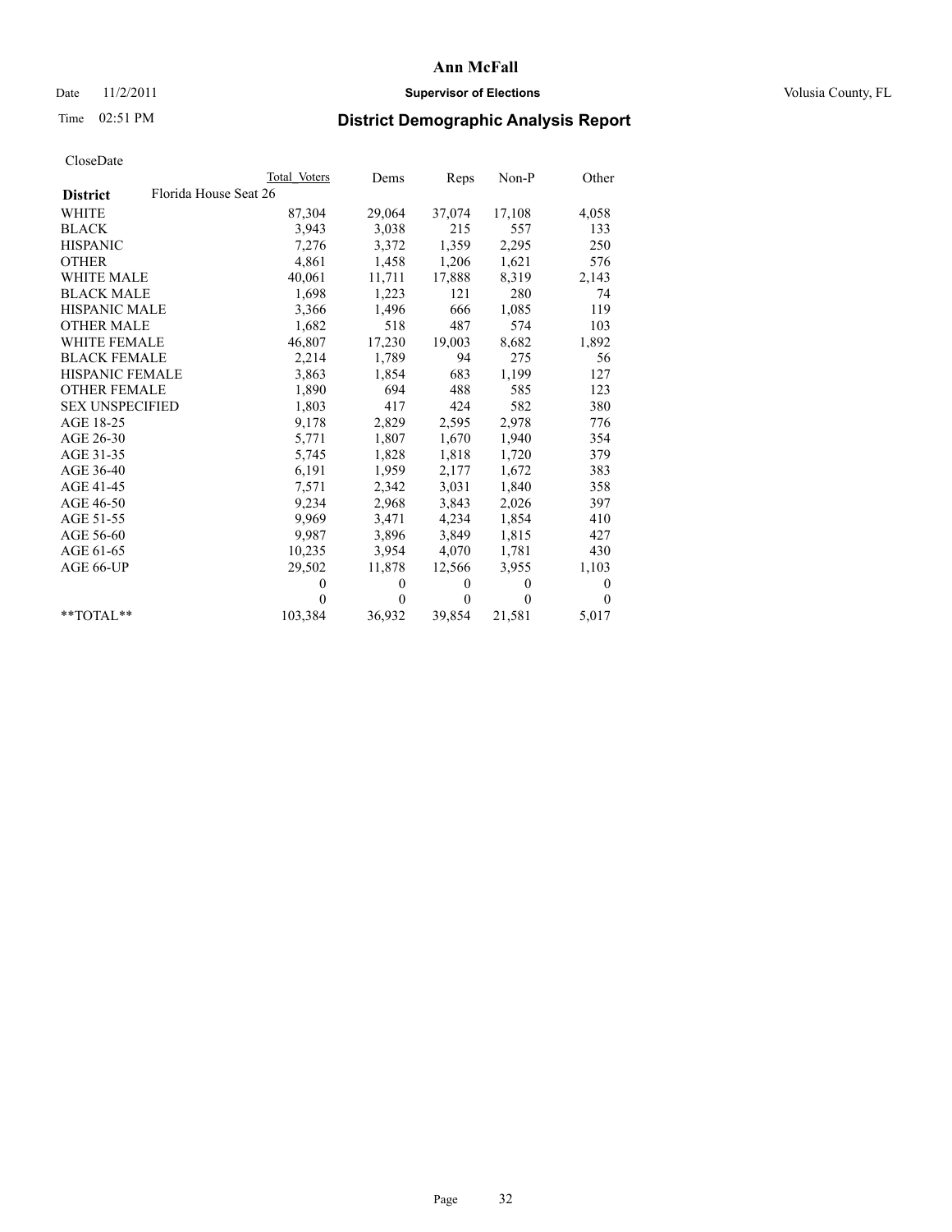**Ann McFall**

Date 11/2/2011 **Supervisor of Elections** Volusia County, FL

Time 02:51 PM

## District Demographic Analysis Report

CloseDate

| | Total Voters | Dems | Reps | Non-P | Other |
|---|---|---|---|---|---|
| **District** Florida House Seat 26 | | | | | |
| WHITE | 87,304 | 29,064 | 37,074 | 17,108 | 4,058 |
| BLACK | 3,943 | 3,038 | 215 | 557 | 133 |
| HISPANIC | 7,276 | 3,372 | 1,359 | 2,295 | 250 |
| OTHER | 4,861 | 1,458 | 1,206 | 1,621 | 576 |
| WHITE MALE | 40,061 | 11,711 | 17,888 | 8,319 | 2,143 |
| BLACK MALE | 1,698 | 1,223 | 121 | 280 | 74 |
| HISPANIC MALE | 3,366 | 1,496 | 666 | 1,085 | 119 |
| OTHER MALE | 1,682 | 518 | 487 | 574 | 103 |
| WHITE FEMALE | 46,807 | 17,230 | 19,003 | 8,682 | 1,892 |
| BLACK FEMALE | 2,214 | 1,789 | 94 | 275 | 56 |
| HISPANIC FEMALE | 3,863 | 1,854 | 683 | 1,199 | 127 |
| OTHER FEMALE | 1,890 | 694 | 488 | 585 | 123 |
| SEX UNSPECIFIED | 1,803 | 417 | 424 | 582 | 380 |
| AGE 18-25 | 9,178 | 2,829 | 2,595 | 2,978 | 776 |
| AGE 26-30 | 5,771 | 1,807 | 1,670 | 1,940 | 354 |
| AGE 31-35 | 5,745 | 1,828 | 1,818 | 1,720 | 379 |
| AGE 36-40 | 6,191 | 1,959 | 2,177 | 1,672 | 383 |
| AGE 41-45 | 7,571 | 2,342 | 3,031 | 1,840 | 358 |
| AGE 46-50 | 9,234 | 2,968 | 3,843 | 2,026 | 397 |
| AGE 51-55 | 9,969 | 3,471 | 4,234 | 1,854 | 410 |
| AGE 56-60 | 9,987 | 3,896 | 3,849 | 1,815 | 427 |
| AGE 61-65 | 10,235 | 3,954 | 4,070 | 1,781 | 430 |
| AGE 66-UP | 29,502 | 11,878 | 12,566 | 3,955 | 1,103 |
| | 0 | 0 | 0 | 0 | 0 |
| | 0 | 0 | 0 | 0 | 0 |
| **TOTAL** | 103,384 | 36,932 | 39,854 | 21,581 | 5,017 |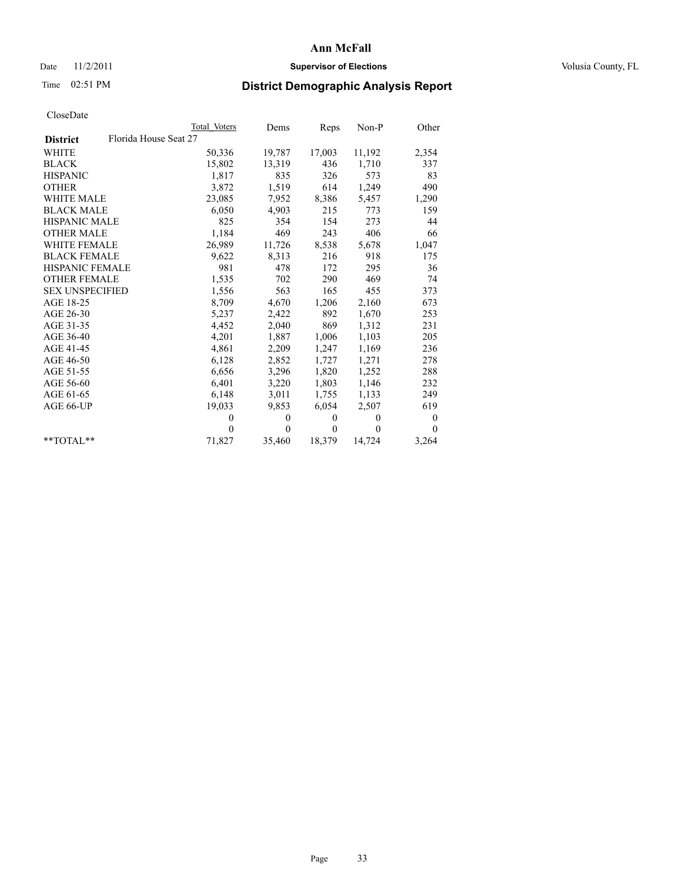# Ann McFall

Date 11/2/2011 **Supervisor of Elections** Volusia County, FL

Time 02:51 PM

## District Demographic Analysis Report

CloseDate

| | Total Voters | Dems | Reps | Non-P | Other |
|---|---|---|---|---|---|
| **District** Florida House Seat 27 | | | | | |
| WHITE | 50,336 | 19,787 | 17,003 | 11,192 | 2,354 |
| BLACK | 15,802 | 13,319 | 436 | 1,710 | 337 |
| HISPANIC | 1,817 | 835 | 326 | 573 | 83 |
| OTHER | 3,872 | 1,519 | 614 | 1,249 | 490 |
| WHITE MALE | 23,085 | 7,952 | 8,386 | 5,457 | 1,290 |
| BLACK MALE | 6,050 | 4,903 | 215 | 773 | 159 |
| HISPANIC MALE | 825 | 354 | 154 | 273 | 44 |
| OTHER MALE | 1,184 | 469 | 243 | 406 | 66 |
| WHITE FEMALE | 26,989 | 11,726 | 8,538 | 5,678 | 1,047 |
| BLACK FEMALE | 9,622 | 8,313 | 216 | 918 | 175 |
| HISPANIC FEMALE | 981 | 478 | 172 | 295 | 36 |
| OTHER FEMALE | 1,535 | 702 | 290 | 469 | 74 |
| SEX UNSPECIFIED | 1,556 | 563 | 165 | 455 | 373 |
| AGE 18-25 | 8,709 | 4,670 | 1,206 | 2,160 | 673 |
| AGE 26-30 | 5,237 | 2,422 | 892 | 1,670 | 253 |
| AGE 31-35 | 4,452 | 2,040 | 869 | 1,312 | 231 |
| AGE 36-40 | 4,201 | 1,887 | 1,006 | 1,103 | 205 |
| AGE 41-45 | 4,861 | 2,209 | 1,247 | 1,169 | 236 |
| AGE 46-50 | 6,128 | 2,852 | 1,727 | 1,271 | 278 |
| AGE 51-55 | 6,656 | 3,296 | 1,820 | 1,252 | 288 |
| AGE 56-60 | 6,401 | 3,220 | 1,803 | 1,146 | 232 |
| AGE 61-65 | 6,148 | 3,011 | 1,755 | 1,133 | 249 |
| AGE 66-UP | 19,033 | 9,853 | 6,054 | 2,507 | 619 |
| | 0 | 0 | 0 | 0 | 0 |
| | 0 | 0 | 0 | 0 | 0 |
| **TOTAL** | 71,827 | 35,460 | 18,379 | 14,724 | 3,264 |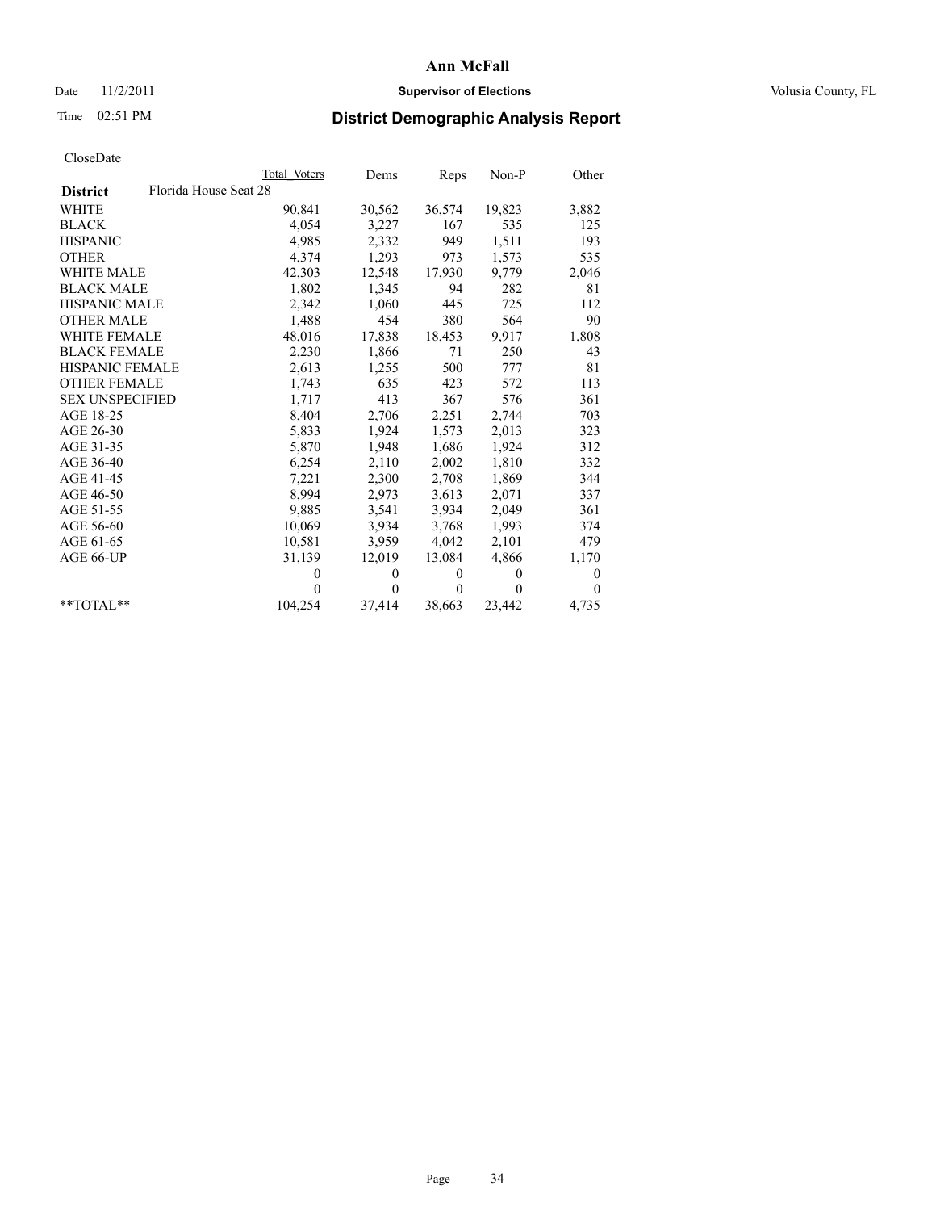# Ann McFall

Date 11/2/2011 **Supervisor of Elections** Volusia County, FL

Time 02:51 PM

## District Demographic Analysis Report

CloseDate

| | Total Voters | Dems | Reps | Non-P | Other |
|---|---|---|---|---|---|
| **District** Florida House Seat 28 | | | | | |
| WHITE | 90,841 | 30,562 | 36,574 | 19,823 | 3,882 |
| BLACK | 4,054 | 3,227 | 167 | 535 | 125 |
| HISPANIC | 4,985 | 2,332 | 949 | 1,511 | 193 |
| OTHER | 4,374 | 1,293 | 973 | 1,573 | 535 |
| WHITE MALE | 42,303 | 12,548 | 17,930 | 9,779 | 2,046 |
| BLACK MALE | 1,802 | 1,345 | 94 | 282 | 81 |
| HISPANIC MALE | 2,342 | 1,060 | 445 | 725 | 112 |
| OTHER MALE | 1,488 | 454 | 380 | 564 | 90 |
| WHITE FEMALE | 48,016 | 17,838 | 18,453 | 9,917 | 1,808 |
| BLACK FEMALE | 2,230 | 1,866 | 71 | 250 | 43 |
| HISPANIC FEMALE | 2,613 | 1,255 | 500 | 777 | 81 |
| OTHER FEMALE | 1,743 | 635 | 423 | 572 | 113 |
| SEX UNSPECIFIED | 1,717 | 413 | 367 | 576 | 361 |
| AGE 18-25 | 8,404 | 2,706 | 2,251 | 2,744 | 703 |
| AGE 26-30 | 5,833 | 1,924 | 1,573 | 2,013 | 323 |
| AGE 31-35 | 5,870 | 1,948 | 1,686 | 1,924 | 312 |
| AGE 36-40 | 6,254 | 2,110 | 2,002 | 1,810 | 332 |
| AGE 41-45 | 7,221 | 2,300 | 2,708 | 1,869 | 344 |
| AGE 46-50 | 8,994 | 2,973 | 3,613 | 2,071 | 337 |
| AGE 51-55 | 9,885 | 3,541 | 3,934 | 2,049 | 361 |
| AGE 56-60 | 10,069 | 3,934 | 3,768 | 1,993 | 374 |
| AGE 61-65 | 10,581 | 3,959 | 4,042 | 2,101 | 479 |
| AGE 66-UP | 31,139 | 12,019 | 13,084 | 4,866 | 1,170 |
| | 0 | 0 | 0 | 0 | 0 |
| | 0 | 0 | 0 | 0 | 0 |
| **TOTAL** | 104,254 | 37,414 | 38,663 | 23,442 | 4,735 |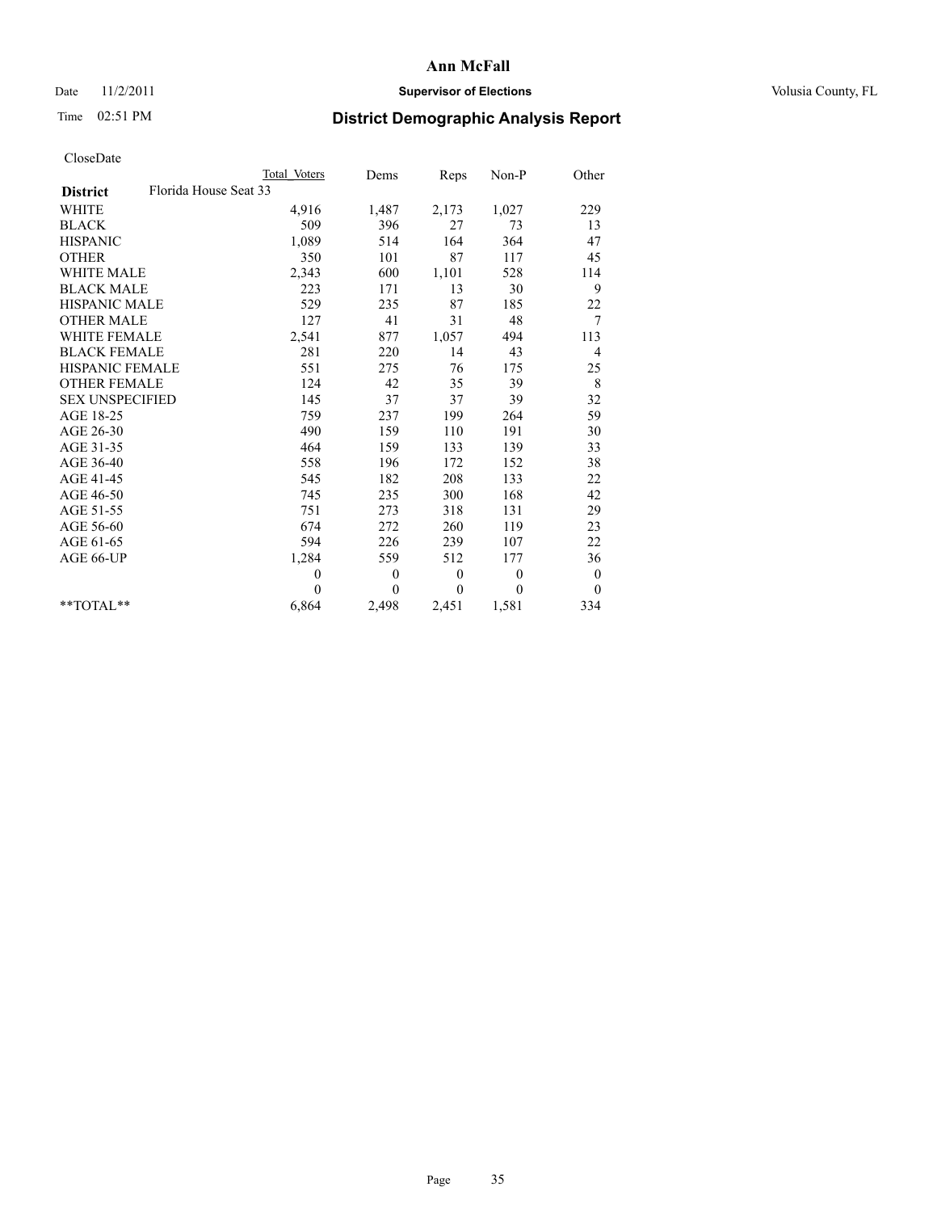# Ann McFall

Date 11/2/2011 **Supervisor of Elections** Volusia County, FL

Time 02:51 PM **District Demographic Analysis Report**

CloseDate

| | Total Voters | Dems | Reps | Non-P | Other |
|---|---|---|---|---|---|
| **District** Florida House Seat 33 | | | | | |
| WHITE | 4,916 | 1,487 | 2,173 | 1,027 | 229 |
| BLACK | 509 | 396 | 27 | 73 | 13 |
| HISPANIC | 1,089 | 514 | 164 | 364 | 47 |
| OTHER | 350 | 101 | 87 | 117 | 45 |
| WHITE MALE | 2,343 | 600 | 1,101 | 528 | 114 |
| BLACK MALE | 223 | 171 | 13 | 30 | 9 |
| HISPANIC MALE | 529 | 235 | 87 | 185 | 22 |
| OTHER MALE | 127 | 41 | 31 | 48 | 7 |
| WHITE FEMALE | 2,541 | 877 | 1,057 | 494 | 113 |
| BLACK FEMALE | 281 | 220 | 14 | 43 | 4 |
| HISPANIC FEMALE | 551 | 275 | 76 | 175 | 25 |
| OTHER FEMALE | 124 | 42 | 35 | 39 | 8 |
| SEX UNSPECIFIED | 145 | 37 | 37 | 39 | 32 |
| AGE 18-25 | 759 | 237 | 199 | 264 | 59 |
| AGE 26-30 | 490 | 159 | 110 | 191 | 30 |
| AGE 31-35 | 464 | 159 | 133 | 139 | 33 |
| AGE 36-40 | 558 | 196 | 172 | 152 | 38 |
| AGE 41-45 | 545 | 182 | 208 | 133 | 22 |
| AGE 46-50 | 745 | 235 | 300 | 168 | 42 |
| AGE 51-55 | 751 | 273 | 318 | 131 | 29 |
| AGE 56-60 | 674 | 272 | 260 | 119 | 23 |
| AGE 61-65 | 594 | 226 | 239 | 107 | 22 |
| AGE 66-UP | 1,284 | 559 | 512 | 177 | 36 |
| | 0 | 0 | 0 | 0 | 0 |
| | 0 | 0 | 0 | 0 | 0 |
| **TOTAL** | 6,864 | 2,498 | 2,451 | 1,581 | 334 |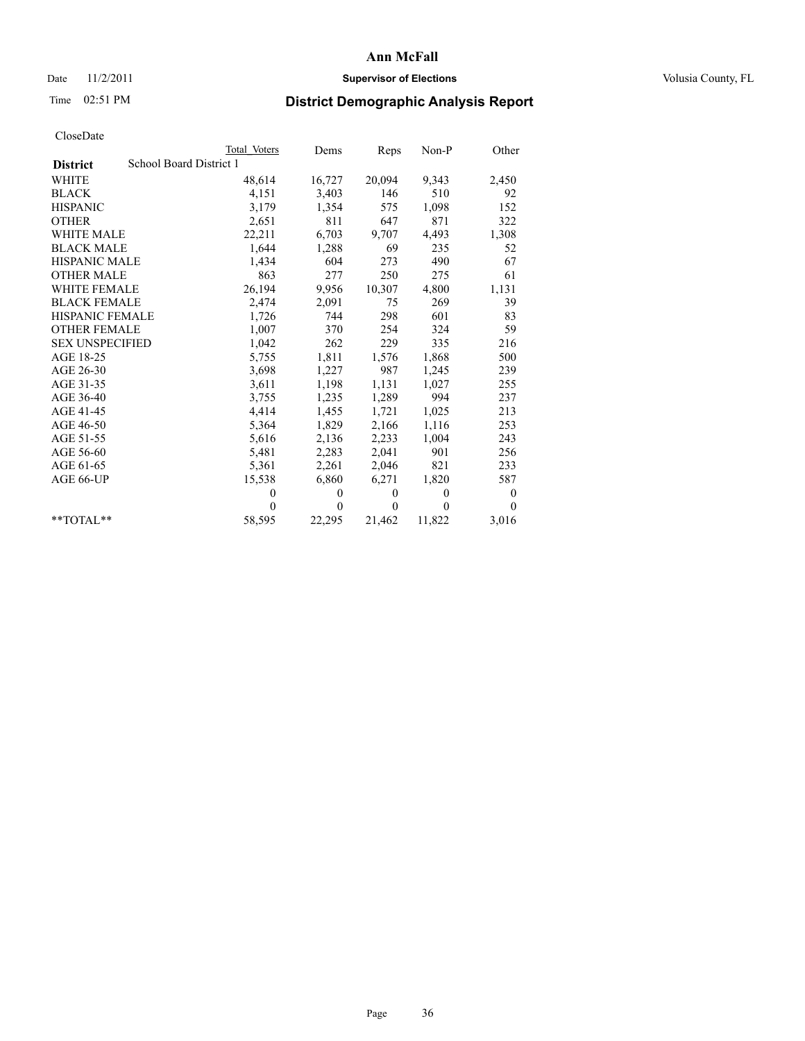# Ann McFall

Date 11/2/2011 **Supervisor of Elections** Volusia County, FL

Time 02:51 PM **District Demographic Analysis Report**

CloseDate

| | Total Voters | Dems | Reps | Non-P | Other |
|---|---|---|---|---|---|
| **District** School Board District 1 | | | | | |
| WHITE | 48,614 | 16,727 | 20,094 | 9,343 | 2,450 |
| BLACK | 4,151 | 3,403 | 146 | 510 | 92 |
| HISPANIC | 3,179 | 1,354 | 575 | 1,098 | 152 |
| OTHER | 2,651 | 811 | 647 | 871 | 322 |
| WHITE MALE | 22,211 | 6,703 | 9,707 | 4,493 | 1,308 |
| BLACK MALE | 1,644 | 1,288 | 69 | 235 | 52 |
| HISPANIC MALE | 1,434 | 604 | 273 | 490 | 67 |
| OTHER MALE | 863 | 277 | 250 | 275 | 61 |
| WHITE FEMALE | 26,194 | 9,956 | 10,307 | 4,800 | 1,131 |
| BLACK FEMALE | 2,474 | 2,091 | 75 | 269 | 39 |
| HISPANIC FEMALE | 1,726 | 744 | 298 | 601 | 83 |
| OTHER FEMALE | 1,007 | 370 | 254 | 324 | 59 |
| SEX UNSPECIFIED | 1,042 | 262 | 229 | 335 | 216 |
| AGE 18-25 | 5,755 | 1,811 | 1,576 | 1,868 | 500 |
| AGE 26-30 | 3,698 | 1,227 | 987 | 1,245 | 239 |
| AGE 31-35 | 3,611 | 1,198 | 1,131 | 1,027 | 255 |
| AGE 36-40 | 3,755 | 1,235 | 1,289 | 994 | 237 |
| AGE 41-45 | 4,414 | 1,455 | 1,721 | 1,025 | 213 |
| AGE 46-50 | 5,364 | 1,829 | 2,166 | 1,116 | 253 |
| AGE 51-55 | 5,616 | 2,136 | 2,233 | 1,004 | 243 |
| AGE 56-60 | 5,481 | 2,283 | 2,041 | 901 | 256 |
| AGE 61-65 | 5,361 | 2,261 | 2,046 | 821 | 233 |
| AGE 66-UP | 15,538 | 6,860 | 6,271 | 1,820 | 587 |
| | 0 | 0 | 0 | 0 | 0 |
| | 0 | 0 | 0 | 0 | 0 |
| **TOTAL** | 58,595 | 22,295 | 21,462 | 11,822 | 3,016 |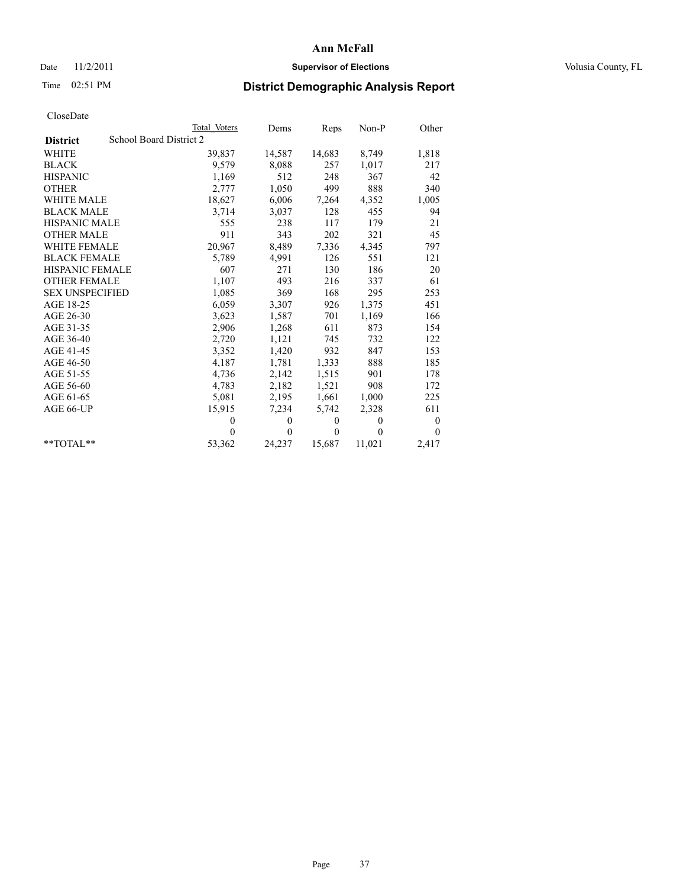# Ann McFall

Date 11/2/2011 **Supervisor of Elections** Volusia County, FL

Time 02:51 PM **District Demographic Analysis Report**

CloseDate

| | Total Voters | Dems | Reps | Non-P | Other |
|---|---|---|---|---|---|
| **District** School Board District 2 | | | | | |
| WHITE | 39,837 | 14,587 | 14,683 | 8,749 | 1,818 |
| BLACK | 9,579 | 8,088 | 257 | 1,017 | 217 |
| HISPANIC | 1,169 | 512 | 248 | 367 | 42 |
| OTHER | 2,777 | 1,050 | 499 | 888 | 340 |
| WHITE MALE | 18,627 | 6,006 | 7,264 | 4,352 | 1,005 |
| BLACK MALE | 3,714 | 3,037 | 128 | 455 | 94 |
| HISPANIC MALE | 555 | 238 | 117 | 179 | 21 |
| OTHER MALE | 911 | 343 | 202 | 321 | 45 |
| WHITE FEMALE | 20,967 | 8,489 | 7,336 | 4,345 | 797 |
| BLACK FEMALE | 5,789 | 4,991 | 126 | 551 | 121 |
| HISPANIC FEMALE | 607 | 271 | 130 | 186 | 20 |
| OTHER FEMALE | 1,107 | 493 | 216 | 337 | 61 |
| SEX UNSPECIFIED | 1,085 | 369 | 168 | 295 | 253 |
| AGE 18-25 | 6,059 | 3,307 | 926 | 1,375 | 451 |
| AGE 26-30 | 3,623 | 1,587 | 701 | 1,169 | 166 |
| AGE 31-35 | 2,906 | 1,268 | 611 | 873 | 154 |
| AGE 36-40 | 2,720 | 1,121 | 745 | 732 | 122 |
| AGE 41-45 | 3,352 | 1,420 | 932 | 847 | 153 |
| AGE 46-50 | 4,187 | 1,781 | 1,333 | 888 | 185 |
| AGE 51-55 | 4,736 | 2,142 | 1,515 | 901 | 178 |
| AGE 56-60 | 4,783 | 2,182 | 1,521 | 908 | 172 |
| AGE 61-65 | 5,081 | 2,195 | 1,661 | 1,000 | 225 |
| AGE 66-UP | 15,915 | 7,234 | 5,742 | 2,328 | 611 |
| | 0 | 0 | 0 | 0 | 0 |
| | 0 | 0 | 0 | 0 | 0 |
| **TOTAL** | 53,362 | 24,237 | 15,687 | 11,021 | 2,417 |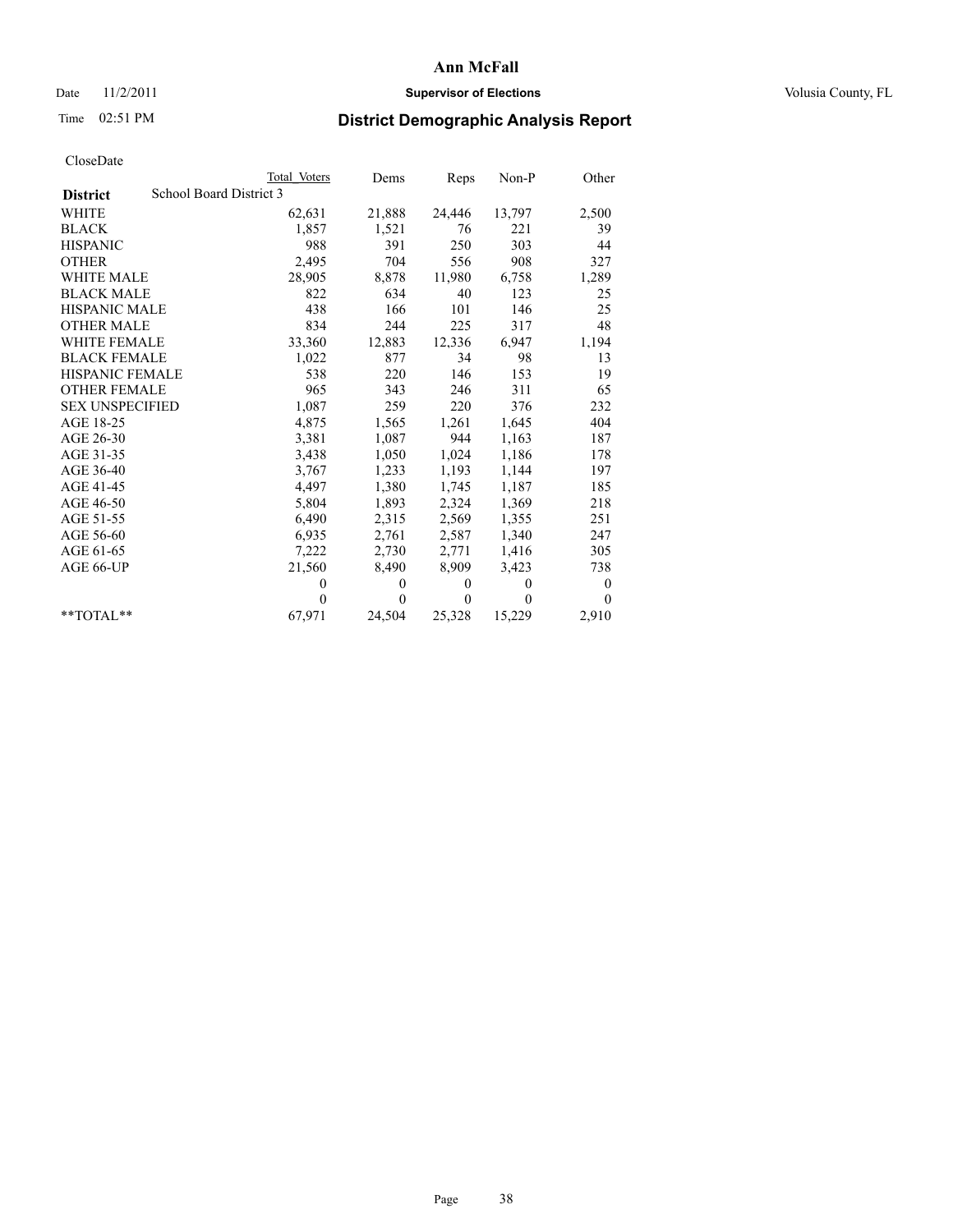# Ann McFall

Date 11/2/2011 **Supervisor of Elections** Volusia County, FL

Time 02:51 PM **District Demographic Analysis Report**

CloseDate

| | Total Voters | Dems | Reps | Non-P | Other |
|---|---|---|---|---|---|
| **District** School Board District 3 | | | | | |
| WHITE | 62,631 | 21,888 | 24,446 | 13,797 | 2,500 |
| BLACK | 1,857 | 1,521 | 76 | 221 | 39 |
| HISPANIC | 988 | 391 | 250 | 303 | 44 |
| OTHER | 2,495 | 704 | 556 | 908 | 327 |
| WHITE MALE | 28,905 | 8,878 | 11,980 | 6,758 | 1,289 |
| BLACK MALE | 822 | 634 | 40 | 123 | 25 |
| HISPANIC MALE | 438 | 166 | 101 | 146 | 25 |
| OTHER MALE | 834 | 244 | 225 | 317 | 48 |
| WHITE FEMALE | 33,360 | 12,883 | 12,336 | 6,947 | 1,194 |
| BLACK FEMALE | 1,022 | 877 | 34 | 98 | 13 |
| HISPANIC FEMALE | 538 | 220 | 146 | 153 | 19 |
| OTHER FEMALE | 965 | 343 | 246 | 311 | 65 |
| SEX UNSPECIFIED | 1,087 | 259 | 220 | 376 | 232 |
| AGE 18-25 | 4,875 | 1,565 | 1,261 | 1,645 | 404 |
| AGE 26-30 | 3,381 | 1,087 | 944 | 1,163 | 187 |
| AGE 31-35 | 3,438 | 1,050 | 1,024 | 1,186 | 178 |
| AGE 36-40 | 3,767 | 1,233 | 1,193 | 1,144 | 197 |
| AGE 41-45 | 4,497 | 1,380 | 1,745 | 1,187 | 185 |
| AGE 46-50 | 5,804 | 1,893 | 2,324 | 1,369 | 218 |
| AGE 51-55 | 6,490 | 2,315 | 2,569 | 1,355 | 251 |
| AGE 56-60 | 6,935 | 2,761 | 2,587 | 1,340 | 247 |
| AGE 61-65 | 7,222 | 2,730 | 2,771 | 1,416 | 305 |
| AGE 66-UP | 21,560 | 8,490 | 8,909 | 3,423 | 738 |
| | 0 | 0 | 0 | 0 | 0 |
| | 0 | 0 | 0 | 0 | 0 |
| **TOTAL** | 67,971 | 24,504 | 25,328 | 15,229 | 2,910 |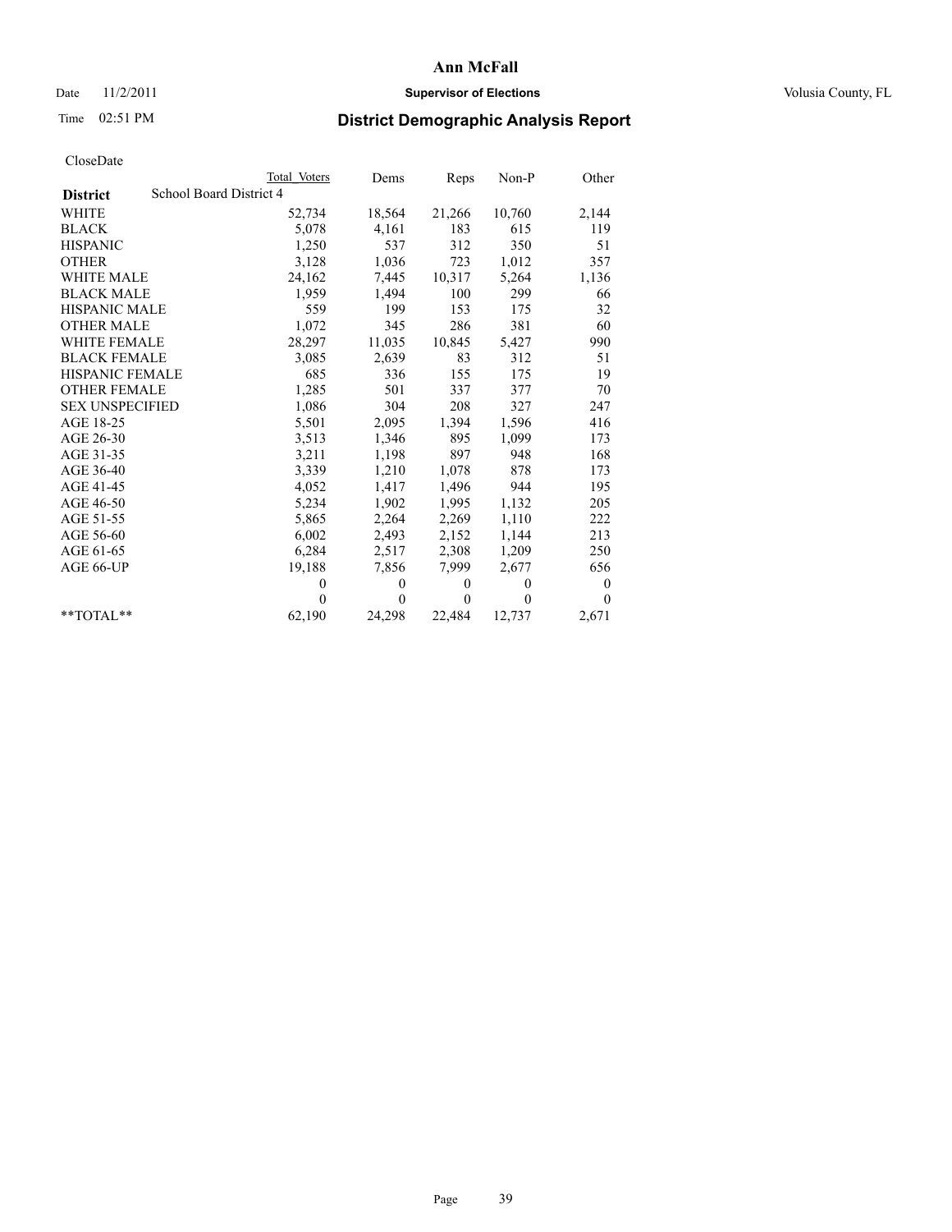# Ann McFall

Date 11/2/2011 **Supervisor of Elections** Volusia County, FL

Time 02:51 PM

## District Demographic Analysis Report

CloseDate

| | Total Voters | Dems | Reps | Non-P | Other |
|---|---|---|---|---|---|
| **District** School Board District 4 | | | | | |
| WHITE | 52,734 | 18,564 | 21,266 | 10,760 | 2,144 |
| BLACK | 5,078 | 4,161 | 183 | 615 | 119 |
| HISPANIC | 1,250 | 537 | 312 | 350 | 51 |
| OTHER | 3,128 | 1,036 | 723 | 1,012 | 357 |
| WHITE MALE | 24,162 | 7,445 | 10,317 | 5,264 | 1,136 |
| BLACK MALE | 1,959 | 1,494 | 100 | 299 | 66 |
| HISPANIC MALE | 559 | 199 | 153 | 175 | 32 |
| OTHER MALE | 1,072 | 345 | 286 | 381 | 60 |
| WHITE FEMALE | 28,297 | 11,035 | 10,845 | 5,427 | 990 |
| BLACK FEMALE | 3,085 | 2,639 | 83 | 312 | 51 |
| HISPANIC FEMALE | 685 | 336 | 155 | 175 | 19 |
| OTHER FEMALE | 1,285 | 501 | 337 | 377 | 70 |
| SEX UNSPECIFIED | 1,086 | 304 | 208 | 327 | 247 |
| AGE 18-25 | 5,501 | 2,095 | 1,394 | 1,596 | 416 |
| AGE 26-30 | 3,513 | 1,346 | 895 | 1,099 | 173 |
| AGE 31-35 | 3,211 | 1,198 | 897 | 948 | 168 |
| AGE 36-40 | 3,339 | 1,210 | 1,078 | 878 | 173 |
| AGE 41-45 | 4,052 | 1,417 | 1,496 | 944 | 195 |
| AGE 46-50 | 5,234 | 1,902 | 1,995 | 1,132 | 205 |
| AGE 51-55 | 5,865 | 2,264 | 2,269 | 1,110 | 222 |
| AGE 56-60 | 6,002 | 2,493 | 2,152 | 1,144 | 213 |
| AGE 61-65 | 6,284 | 2,517 | 2,308 | 1,209 | 250 |
| AGE 66-UP | 19,188 | 7,856 | 7,999 | 2,677 | 656 |
| | 0 | 0 | 0 | 0 | 0 |
| | 0 | 0 | 0 | 0 | 0 |
| **TOTAL** | 62,190 | 24,298 | 22,484 | 12,737 | 2,671 |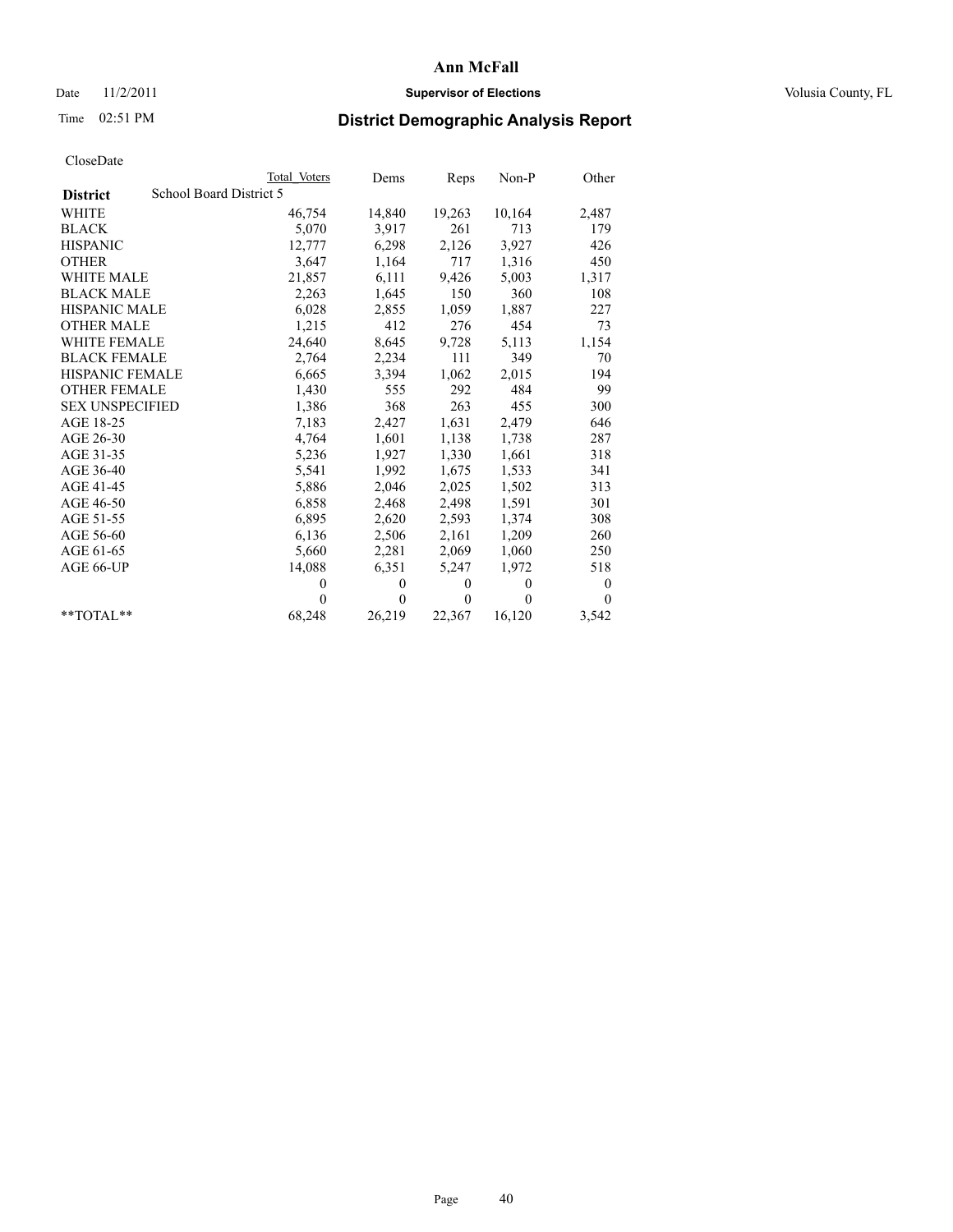**Ann McFall**

Date 11/2/2011 **Supervisor of Elections** Volusia County, FL

Time 02:51 PM

## District Demographic Analysis Report

CloseDate

| | Total Voters | Dems | Reps | Non-P | Other |
|---|---|---|---|---|---|
| **District** School Board District 5 | | | | | |
| WHITE | 46,754 | 14,840 | 19,263 | 10,164 | 2,487 |
| BLACK | 5,070 | 3,917 | 261 | 713 | 179 |
| HISPANIC | 12,777 | 6,298 | 2,126 | 3,927 | 426 |
| OTHER | 3,647 | 1,164 | 717 | 1,316 | 450 |
| WHITE MALE | 21,857 | 6,111 | 9,426 | 5,003 | 1,317 |
| BLACK MALE | 2,263 | 1,645 | 150 | 360 | 108 |
| HISPANIC MALE | 6,028 | 2,855 | 1,059 | 1,887 | 227 |
| OTHER MALE | 1,215 | 412 | 276 | 454 | 73 |
| WHITE FEMALE | 24,640 | 8,645 | 9,728 | 5,113 | 1,154 |
| BLACK FEMALE | 2,764 | 2,234 | 111 | 349 | 70 |
| HISPANIC FEMALE | 6,665 | 3,394 | 1,062 | 2,015 | 194 |
| OTHER FEMALE | 1,430 | 555 | 292 | 484 | 99 |
| SEX UNSPECIFIED | 1,386 | 368 | 263 | 455 | 300 |
| AGE 18-25 | 7,183 | 2,427 | 1,631 | 2,479 | 646 |
| AGE 26-30 | 4,764 | 1,601 | 1,138 | 1,738 | 287 |
| AGE 31-35 | 5,236 | 1,927 | 1,330 | 1,661 | 318 |
| AGE 36-40 | 5,541 | 1,992 | 1,675 | 1,533 | 341 |
| AGE 41-45 | 5,886 | 2,046 | 2,025 | 1,502 | 313 |
| AGE 46-50 | 6,858 | 2,468 | 2,498 | 1,591 | 301 |
| AGE 51-55 | 6,895 | 2,620 | 2,593 | 1,374 | 308 |
| AGE 56-60 | 6,136 | 2,506 | 2,161 | 1,209 | 260 |
| AGE 61-65 | 5,660 | 2,281 | 2,069 | 1,060 | 250 |
| AGE 66-UP | 14,088 | 6,351 | 5,247 | 1,972 | 518 |
| | 0 | 0 | 0 | 0 | 0 |
| | 0 | 0 | 0 | 0 | 0 |
| **TOTAL** | 68,248 | 26,219 | 22,367 | 16,120 | 3,542 |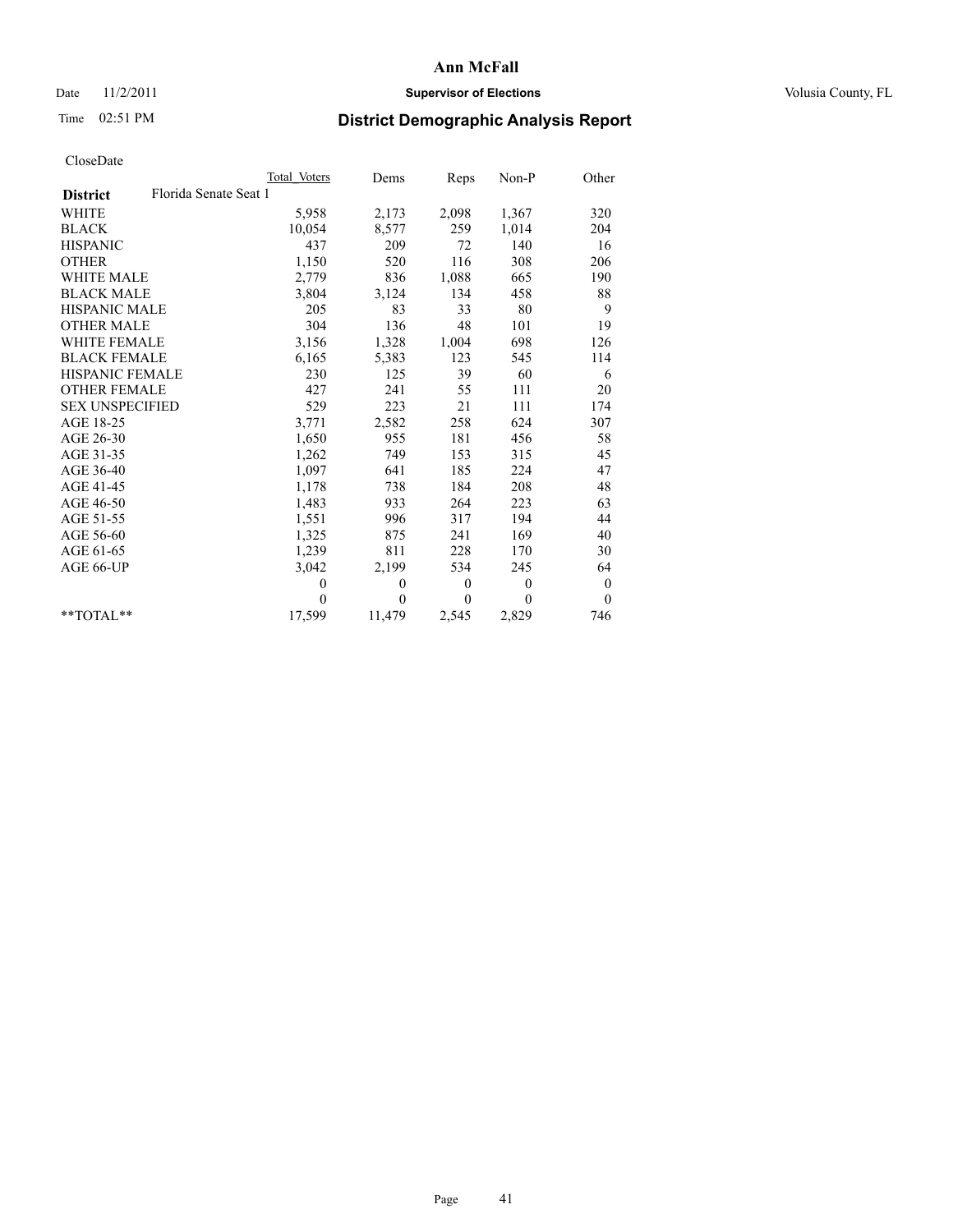**Ann McFall**

Date 11/2/2011 **Supervisor of Elections** Volusia County, FL

Time 02:51 PM **District Demographic Analysis Report**

CloseDate

| **District** Florida Senate Seat 1 | Total Voters | Dems | Reps | Non-P | Other |
|---|---|---|---|---|---|
| WHITE | 5,958 | 2,173 | 2,098 | 1,367 | 320 |
| BLACK | 10,054 | 8,577 | 259 | 1,014 | 204 |
| HISPANIC | 437 | 209 | 72 | 140 | 16 |
| OTHER | 1,150 | 520 | 116 | 308 | 206 |
| WHITE MALE | 2,779 | 836 | 1,088 | 665 | 190 |
| BLACK MALE | 3,804 | 3,124 | 134 | 458 | 88 |
| HISPANIC MALE | 205 | 83 | 33 | 80 | 9 |
| OTHER MALE | 304 | 136 | 48 | 101 | 19 |
| WHITE FEMALE | 3,156 | 1,328 | 1,004 | 698 | 126 |
| BLACK FEMALE | 6,165 | 5,383 | 123 | 545 | 114 |
| HISPANIC FEMALE | 230 | 125 | 39 | 60 | 6 |
| OTHER FEMALE | 427 | 241 | 55 | 111 | 20 |
| SEX UNSPECIFIED | 529 | 223 | 21 | 111 | 174 |
| AGE 18-25 | 3,771 | 2,582 | 258 | 624 | 307 |
| AGE 26-30 | 1,650 | 955 | 181 | 456 | 58 |
| AGE 31-35 | 1,262 | 749 | 153 | 315 | 45 |
| AGE 36-40 | 1,097 | 641 | 185 | 224 | 47 |
| AGE 41-45 | 1,178 | 738 | 184 | 208 | 48 |
| AGE 46-50 | 1,483 | 933 | 264 | 223 | 63 |
| AGE 51-55 | 1,551 | 996 | 317 | 194 | 44 |
| AGE 56-60 | 1,325 | 875 | 241 | 169 | 40 |
| AGE 61-65 | 1,239 | 811 | 228 | 170 | 30 |
| AGE 66-UP | 3,042 | 2,199 | 534 | 245 | 64 |
| | 0 | 0 | 0 | 0 | 0 |
| | 0 | 0 | 0 | 0 | 0 |
| **TOTAL** | 17,599 | 11,479 | 2,545 | 2,829 | 746 |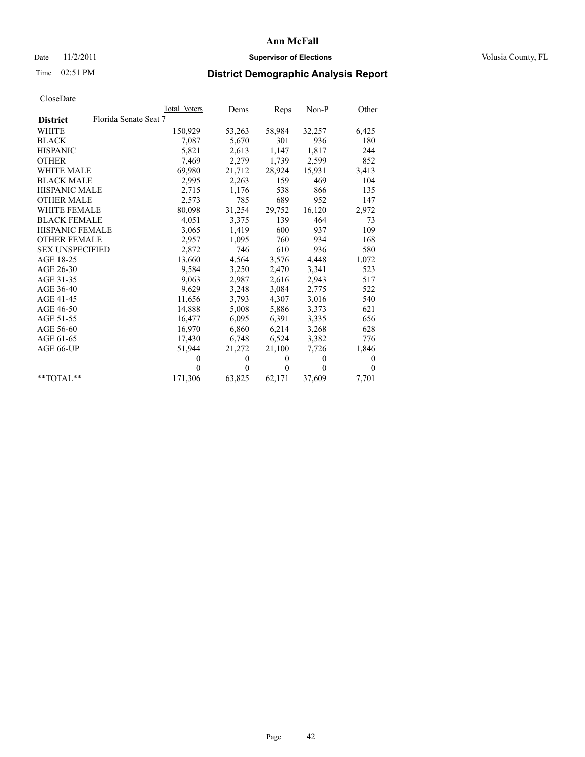# Ann McFall

Date 11/2/2011 **Supervisor of Elections** Volusia County, FL

Time 02:51 PM **District Demographic Analysis Report**

CloseDate

| | Total Voters | Dems | Reps | Non-P | Other |
|---|---|---|---|---|---|
| **District** Florida Senate Seat 7 | | | | | |
| WHITE | 150,929 | 53,263 | 58,984 | 32,257 | 6,425 |
| BLACK | 7,087 | 5,670 | 301 | 936 | 180 |
| HISPANIC | 5,821 | 2,613 | 1,147 | 1,817 | 244 |
| OTHER | 7,469 | 2,279 | 1,739 | 2,599 | 852 |
| WHITE MALE | 69,980 | 21,712 | 28,924 | 15,931 | 3,413 |
| BLACK MALE | 2,995 | 2,263 | 159 | 469 | 104 |
| HISPANIC MALE | 2,715 | 1,176 | 538 | 866 | 135 |
| OTHER MALE | 2,573 | 785 | 689 | 952 | 147 |
| WHITE FEMALE | 80,098 | 31,254 | 29,752 | 16,120 | 2,972 |
| BLACK FEMALE | 4,051 | 3,375 | 139 | 464 | 73 |
| HISPANIC FEMALE | 3,065 | 1,419 | 600 | 937 | 109 |
| OTHER FEMALE | 2,957 | 1,095 | 760 | 934 | 168 |
| SEX UNSPECIFIED | 2,872 | 746 | 610 | 936 | 580 |
| AGE 18-25 | 13,660 | 4,564 | 3,576 | 4,448 | 1,072 |
| AGE 26-30 | 9,584 | 3,250 | 2,470 | 3,341 | 523 |
| AGE 31-35 | 9,063 | 2,987 | 2,616 | 2,943 | 517 |
| AGE 36-40 | 9,629 | 3,248 | 3,084 | 2,775 | 522 |
| AGE 41-45 | 11,656 | 3,793 | 4,307 | 3,016 | 540 |
| AGE 46-50 | 14,888 | 5,008 | 5,886 | 3,373 | 621 |
| AGE 51-55 | 16,477 | 6,095 | 6,391 | 3,335 | 656 |
| AGE 56-60 | 16,970 | 6,860 | 6,214 | 3,268 | 628 |
| AGE 61-65 | 17,430 | 6,748 | 6,524 | 3,382 | 776 |
| AGE 66-UP | 51,944 | 21,272 | 21,100 | 7,726 | 1,846 |
| | 0 | 0 | 0 | 0 | 0 |
| | 0 | 0 | 0 | 0 | 0 |
| **TOTAL** | 171,306 | 63,825 | 62,171 | 37,609 | 7,701 |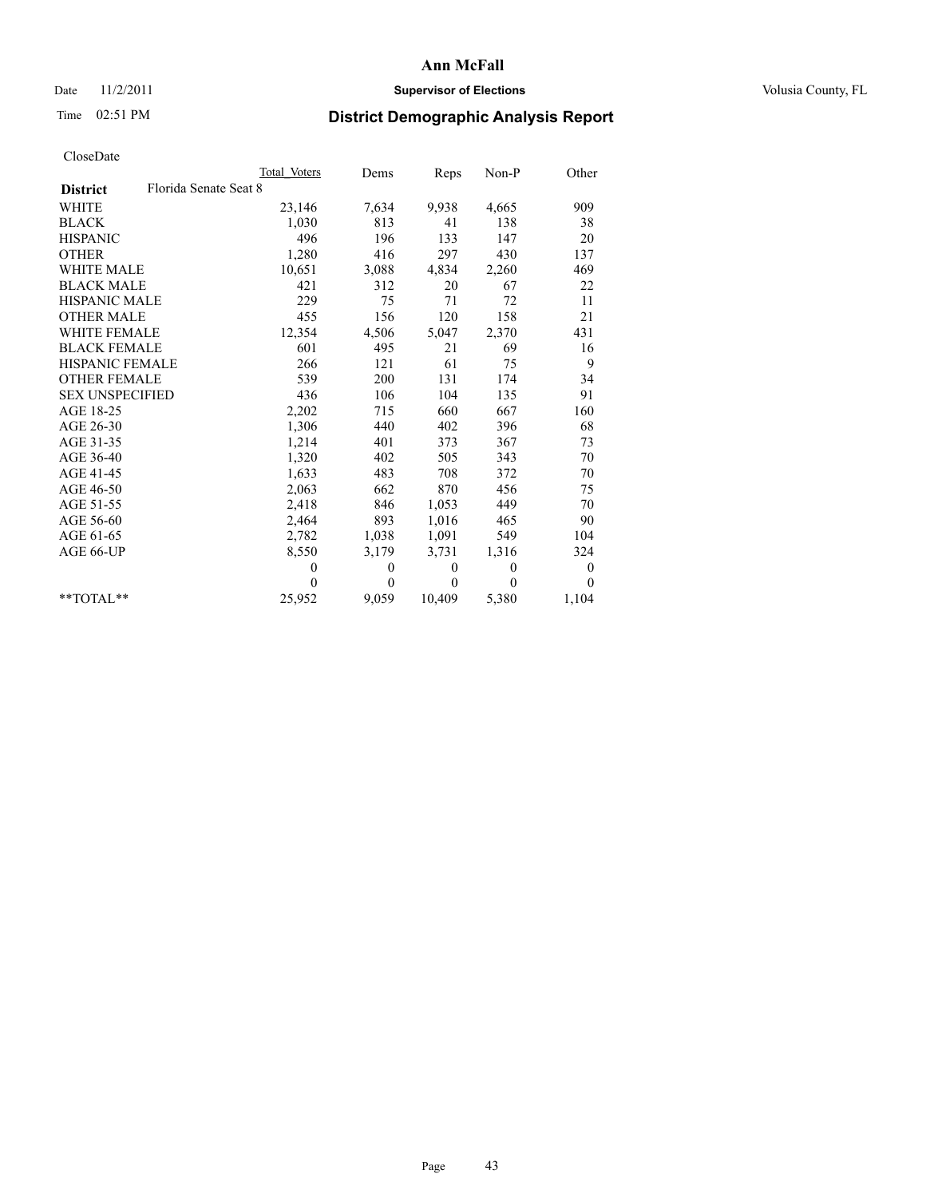# Ann McFall

Date 11/2/2011 **Supervisor of Elections** Volusia County, FL

Time 02:51 PM **District Demographic Analysis Report**

CloseDate

| **District** Florida Senate Seat 8 | Total Voters | Dems | Reps | Non-P | Other |
|---|---|---|---|---|---|
| WHITE | 23,146 | 7,634 | 9,938 | 4,665 | 909 |
| BLACK | 1,030 | 813 | 41 | 138 | 38 |
| HISPANIC | 496 | 196 | 133 | 147 | 20 |
| OTHER | 1,280 | 416 | 297 | 430 | 137 |
| WHITE MALE | 10,651 | 3,088 | 4,834 | 2,260 | 469 |
| BLACK MALE | 421 | 312 | 20 | 67 | 22 |
| HISPANIC MALE | 229 | 75 | 71 | 72 | 11 |
| OTHER MALE | 455 | 156 | 120 | 158 | 21 |
| WHITE FEMALE | 12,354 | 4,506 | 5,047 | 2,370 | 431 |
| BLACK FEMALE | 601 | 495 | 21 | 69 | 16 |
| HISPANIC FEMALE | 266 | 121 | 61 | 75 | 9 |
| OTHER FEMALE | 539 | 200 | 131 | 174 | 34 |
| SEX UNSPECIFIED | 436 | 106 | 104 | 135 | 91 |
| AGE 18-25 | 2,202 | 715 | 660 | 667 | 160 |
| AGE 26-30 | 1,306 | 440 | 402 | 396 | 68 |
| AGE 31-35 | 1,214 | 401 | 373 | 367 | 73 |
| AGE 36-40 | 1,320 | 402 | 505 | 343 | 70 |
| AGE 41-45 | 1,633 | 483 | 708 | 372 | 70 |
| AGE 46-50 | 2,063 | 662 | 870 | 456 | 75 |
| AGE 51-55 | 2,418 | 846 | 1,053 | 449 | 70 |
| AGE 56-60 | 2,464 | 893 | 1,016 | 465 | 90 |
| AGE 61-65 | 2,782 | 1,038 | 1,091 | 549 | 104 |
| AGE 66-UP | 8,550 | 3,179 | 3,731 | 1,316 | 324 |
| | 0 | 0 | 0 | 0 | 0 |
| | 0 | 0 | 0 | 0 | 0 |
| **TOTAL** | 25,952 | 9,059 | 10,409 | 5,380 | 1,104 |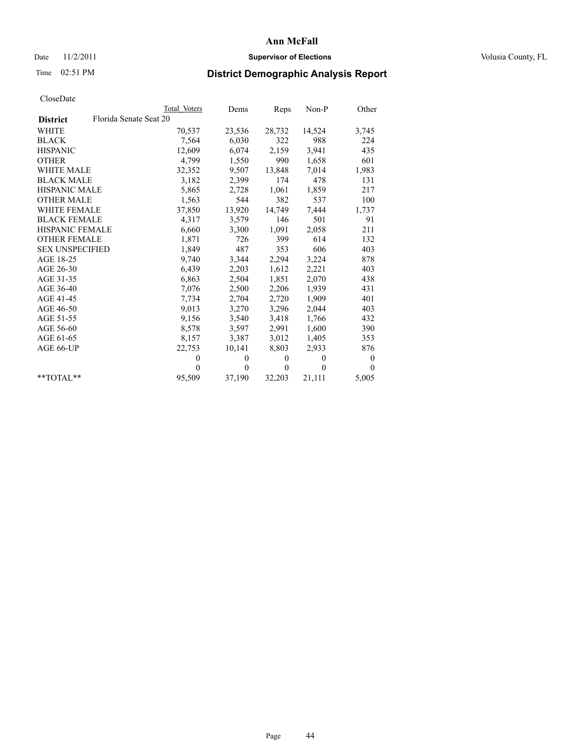# Ann McFall

Date 11/2/2011 **Supervisor of Elections** Volusia County, FL

Time 02:51 PM

## District Demographic Analysis Report

CloseDate

| | Total Voters | Dems | Reps | Non-P | Other |
|---|---|---|---|---|---|
| **District** Florida Senate Seat 20 | | | | | |
| WHITE | 70,537 | 23,536 | 28,732 | 14,524 | 3,745 |
| BLACK | 7,564 | 6,030 | 322 | 988 | 224 |
| HISPANIC | 12,609 | 6,074 | 2,159 | 3,941 | 435 |
| OTHER | 4,799 | 1,550 | 990 | 1,658 | 601 |
| WHITE MALE | 32,352 | 9,507 | 13,848 | 7,014 | 1,983 |
| BLACK MALE | 3,182 | 2,399 | 174 | 478 | 131 |
| HISPANIC MALE | 5,865 | 2,728 | 1,061 | 1,859 | 217 |
| OTHER MALE | 1,563 | 544 | 382 | 537 | 100 |
| WHITE FEMALE | 37,850 | 13,920 | 14,749 | 7,444 | 1,737 |
| BLACK FEMALE | 4,317 | 3,579 | 146 | 501 | 91 |
| HISPANIC FEMALE | 6,660 | 3,300 | 1,091 | 2,058 | 211 |
| OTHER FEMALE | 1,871 | 726 | 399 | 614 | 132 |
| SEX UNSPECIFIED | 1,849 | 487 | 353 | 606 | 403 |
| AGE 18-25 | 9,740 | 3,344 | 2,294 | 3,224 | 878 |
| AGE 26-30 | 6,439 | 2,203 | 1,612 | 2,221 | 403 |
| AGE 31-35 | 6,863 | 2,504 | 1,851 | 2,070 | 438 |
| AGE 36-40 | 7,076 | 2,500 | 2,206 | 1,939 | 431 |
| AGE 41-45 | 7,734 | 2,704 | 2,720 | 1,909 | 401 |
| AGE 46-50 | 9,013 | 3,270 | 3,296 | 2,044 | 403 |
| AGE 51-55 | 9,156 | 3,540 | 3,418 | 1,766 | 432 |
| AGE 56-60 | 8,578 | 3,597 | 2,991 | 1,600 | 390 |
| AGE 61-65 | 8,157 | 3,387 | 3,012 | 1,405 | 353 |
| AGE 66-UP | 22,753 | 10,141 | 8,803 | 2,933 | 876 |
| | 0 | 0 | 0 | 0 | 0 |
| | 0 | 0 | 0 | 0 | 0 |
| **TOTAL** | 95,509 | 37,190 | 32,203 | 21,111 | 5,005 |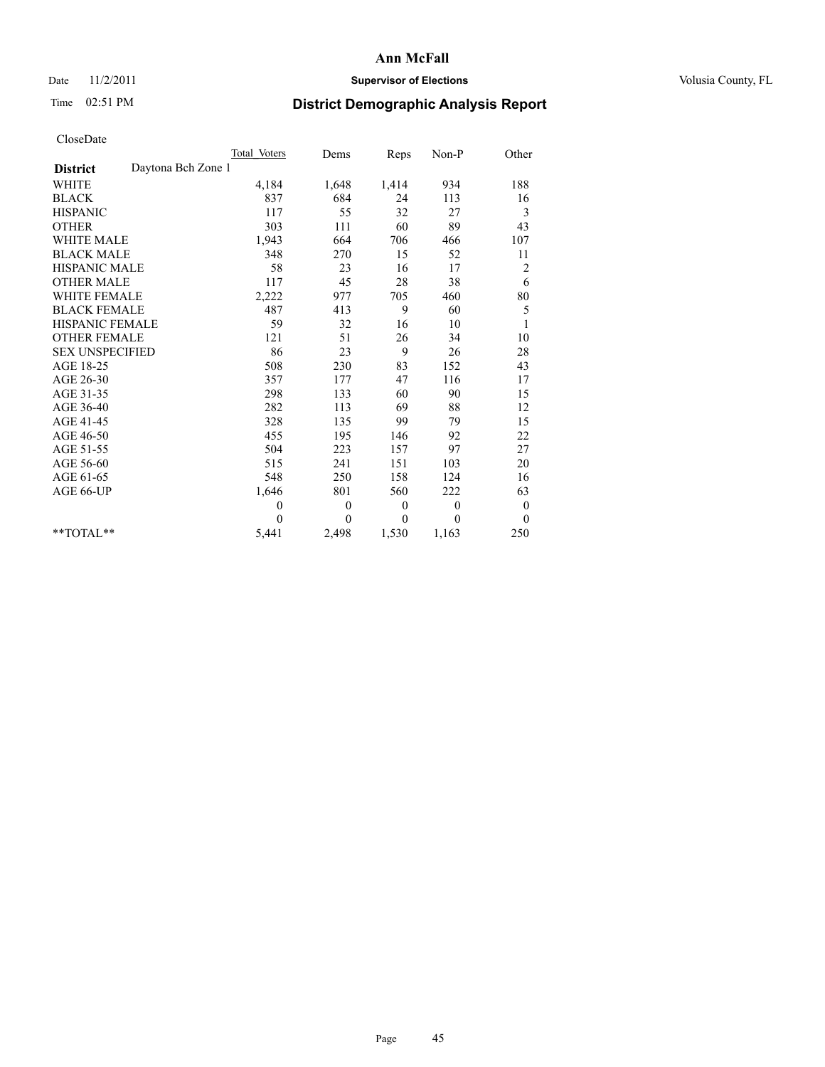# Ann McFall

Date 11/2/2011 **Supervisor of Elections** Volusia County, FL

Time 02:51 PM **District Demographic Analysis Report**

CloseDate

| | Total_Voters | Dems | Reps | Non-P | Other |
|---|---|---|---|---|---|
| **District** Daytona Bch Zone 1 | | | | | |
| WHITE | 4,184 | 1,648 | 1,414 | 934 | 188 |
| BLACK | 837 | 684 | 24 | 113 | 16 |
| HISPANIC | 117 | 55 | 32 | 27 | 3 |
| OTHER | 303 | 111 | 60 | 89 | 43 |
| WHITE MALE | 1,943 | 664 | 706 | 466 | 107 |
| BLACK MALE | 348 | 270 | 15 | 52 | 11 |
| HISPANIC MALE | 58 | 23 | 16 | 17 | 2 |
| OTHER MALE | 117 | 45 | 28 | 38 | 6 |
| WHITE FEMALE | 2,222 | 977 | 705 | 460 | 80 |
| BLACK FEMALE | 487 | 413 | 9 | 60 | 5 |
| HISPANIC FEMALE | 59 | 32 | 16 | 10 | 1 |
| OTHER FEMALE | 121 | 51 | 26 | 34 | 10 |
| SEX UNSPECIFIED | 86 | 23 | 9 | 26 | 28 |
| AGE 18-25 | 508 | 230 | 83 | 152 | 43 |
| AGE 26-30 | 357 | 177 | 47 | 116 | 17 |
| AGE 31-35 | 298 | 133 | 60 | 90 | 15 |
| AGE 36-40 | 282 | 113 | 69 | 88 | 12 |
| AGE 41-45 | 328 | 135 | 99 | 79 | 15 |
| AGE 46-50 | 455 | 195 | 146 | 92 | 22 |
| AGE 51-55 | 504 | 223 | 157 | 97 | 27 |
| AGE 56-60 | 515 | 241 | 151 | 103 | 20 |
| AGE 61-65 | 548 | 250 | 158 | 124 | 16 |
| AGE 66-UP | 1,646 | 801 | 560 | 222 | 63 |
| | 0 | 0 | 0 | 0 | 0 |
| | 0 | 0 | 0 | 0 | 0 |
| **TOTAL** | 5,441 | 2,498 | 1,530 | 1,163 | 250 |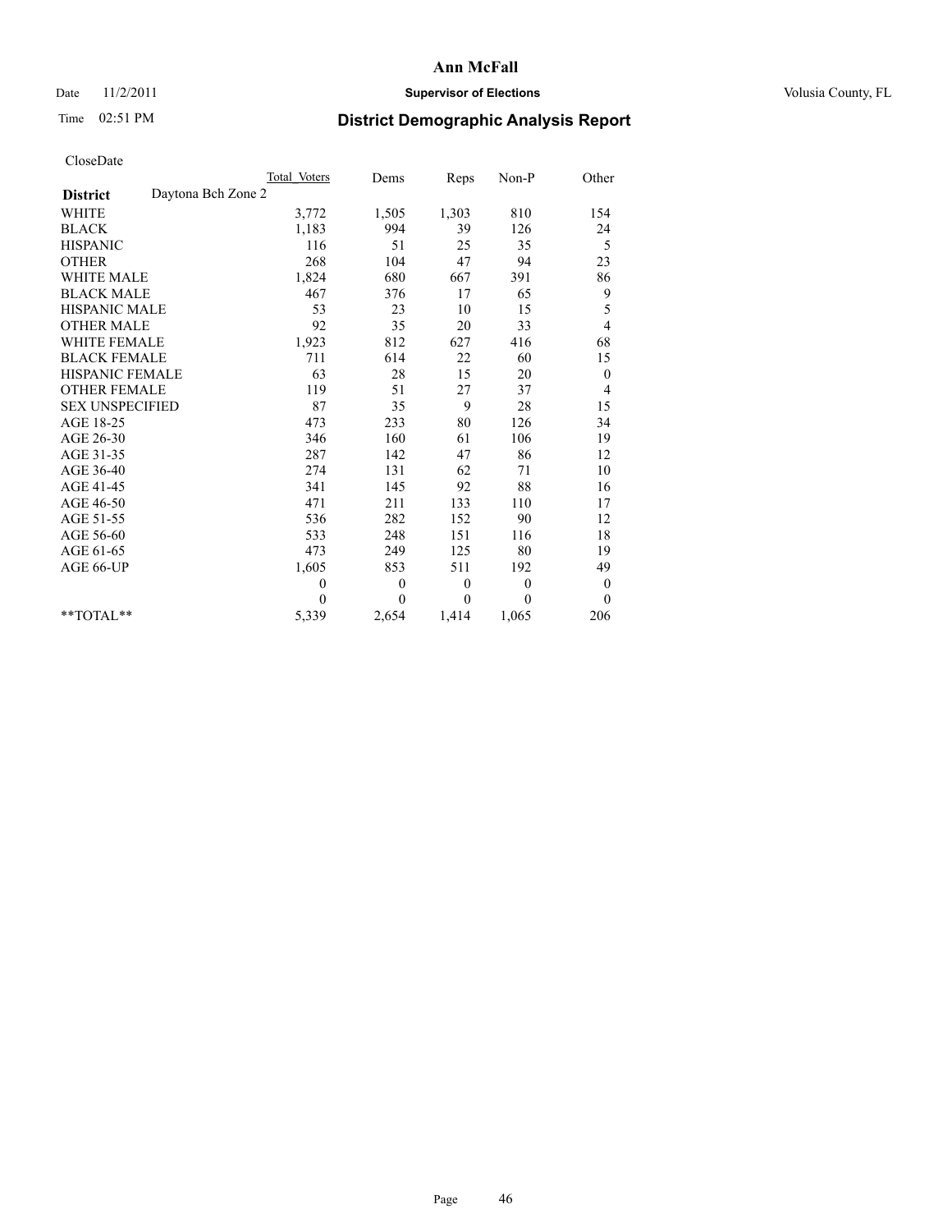**Ann McFall**

Date 11/2/2011 **Supervisor of Elections** Volusia County, FL

Time 02:51 PM

## District Demographic Analysis Report

CloseDate

| | Total Voters | Dems | Reps | Non-P | Other |
|---|---|---|---|---|---|
| **District** Daytona Bch Zone 2 | | | | | |
| WHITE | 3,772 | 1,505 | 1,303 | 810 | 154 |
| BLACK | 1,183 | 994 | 39 | 126 | 24 |
| HISPANIC | 116 | 51 | 25 | 35 | 5 |
| OTHER | 268 | 104 | 47 | 94 | 23 |
| WHITE MALE | 1,824 | 680 | 667 | 391 | 86 |
| BLACK MALE | 467 | 376 | 17 | 65 | 9 |
| HISPANIC MALE | 53 | 23 | 10 | 15 | 5 |
| OTHER MALE | 92 | 35 | 20 | 33 | 4 |
| WHITE FEMALE | 1,923 | 812 | 627 | 416 | 68 |
| BLACK FEMALE | 711 | 614 | 22 | 60 | 15 |
| HISPANIC FEMALE | 63 | 28 | 15 | 20 | 0 |
| OTHER FEMALE | 119 | 51 | 27 | 37 | 4 |
| SEX UNSPECIFIED | 87 | 35 | 9 | 28 | 15 |
| AGE 18-25 | 473 | 233 | 80 | 126 | 34 |
| AGE 26-30 | 346 | 160 | 61 | 106 | 19 |
| AGE 31-35 | 287 | 142 | 47 | 86 | 12 |
| AGE 36-40 | 274 | 131 | 62 | 71 | 10 |
| AGE 41-45 | 341 | 145 | 92 | 88 | 16 |
| AGE 46-50 | 471 | 211 | 133 | 110 | 17 |
| AGE 51-55 | 536 | 282 | 152 | 90 | 12 |
| AGE 56-60 | 533 | 248 | 151 | 116 | 18 |
| AGE 61-65 | 473 | 249 | 125 | 80 | 19 |
| AGE 66-UP | 1,605 | 853 | 511 | 192 | 49 |
| | 0 | 0 | 0 | 0 | 0 |
| | 0 | 0 | 0 | 0 | 0 |
| **TOTAL** | 5,339 | 2,654 | 1,414 | 1,065 | 206 |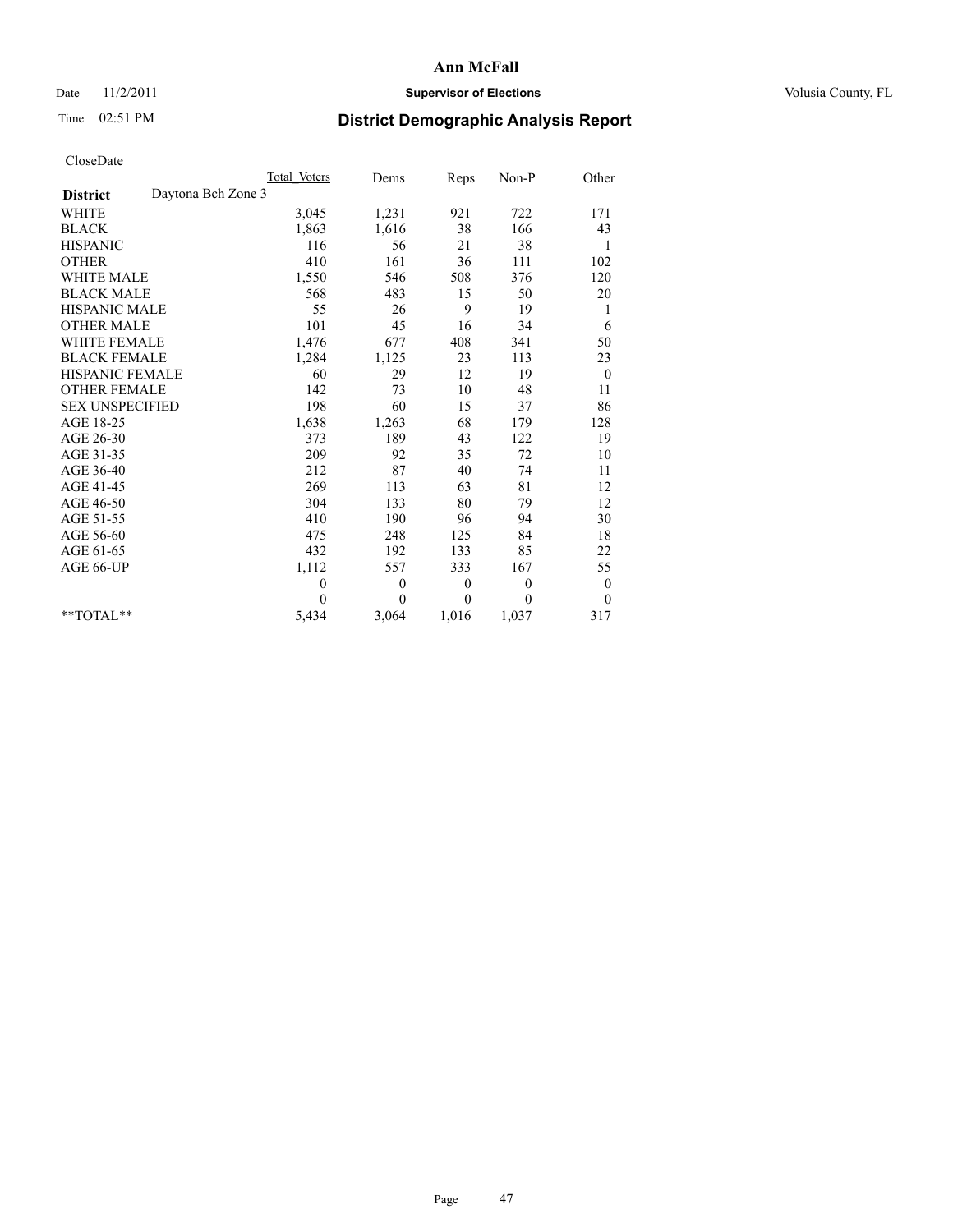# Ann McFall

Date 11/2/2011 **Supervisor of Elections** Volusia County, FL

Time 02:51 PM **District Demographic Analysis Report**

CloseDate

| **District** Daytona Bch Zone 3 | Total Voters | Dems | Reps | Non-P | Other |
|---|---|---|---|---|---|
| WHITE | 3,045 | 1,231 | 921 | 722 | 171 |
| BLACK | 1,863 | 1,616 | 38 | 166 | 43 |
| HISPANIC | 116 | 56 | 21 | 38 | 1 |
| OTHER | 410 | 161 | 36 | 111 | 102 |
| WHITE MALE | 1,550 | 546 | 508 | 376 | 120 |
| BLACK MALE | 568 | 483 | 15 | 50 | 20 |
| HISPANIC MALE | 55 | 26 | 9 | 19 | 1 |
| OTHER MALE | 101 | 45 | 16 | 34 | 6 |
| WHITE FEMALE | 1,476 | 677 | 408 | 341 | 50 |
| BLACK FEMALE | 1,284 | 1,125 | 23 | 113 | 23 |
| HISPANIC FEMALE | 60 | 29 | 12 | 19 | 0 |
| OTHER FEMALE | 142 | 73 | 10 | 48 | 11 |
| SEX UNSPECIFIED | 198 | 60 | 15 | 37 | 86 |
| AGE 18-25 | 1,638 | 1,263 | 68 | 179 | 128 |
| AGE 26-30 | 373 | 189 | 43 | 122 | 19 |
| AGE 31-35 | 209 | 92 | 35 | 72 | 10 |
| AGE 36-40 | 212 | 87 | 40 | 74 | 11 |
| AGE 41-45 | 269 | 113 | 63 | 81 | 12 |
| AGE 46-50 | 304 | 133 | 80 | 79 | 12 |
| AGE 51-55 | 410 | 190 | 96 | 94 | 30 |
| AGE 56-60 | 475 | 248 | 125 | 84 | 18 |
| AGE 61-65 | 432 | 192 | 133 | 85 | 22 |
| AGE 66-UP | 1,112 | 557 | 333 | 167 | 55 |
| | 0 | 0 | 0 | 0 | 0 |
| | 0 | 0 | 0 | 0 | 0 |
| **TOTAL** | 5,434 | 3,064 | 1,016 | 1,037 | 317 |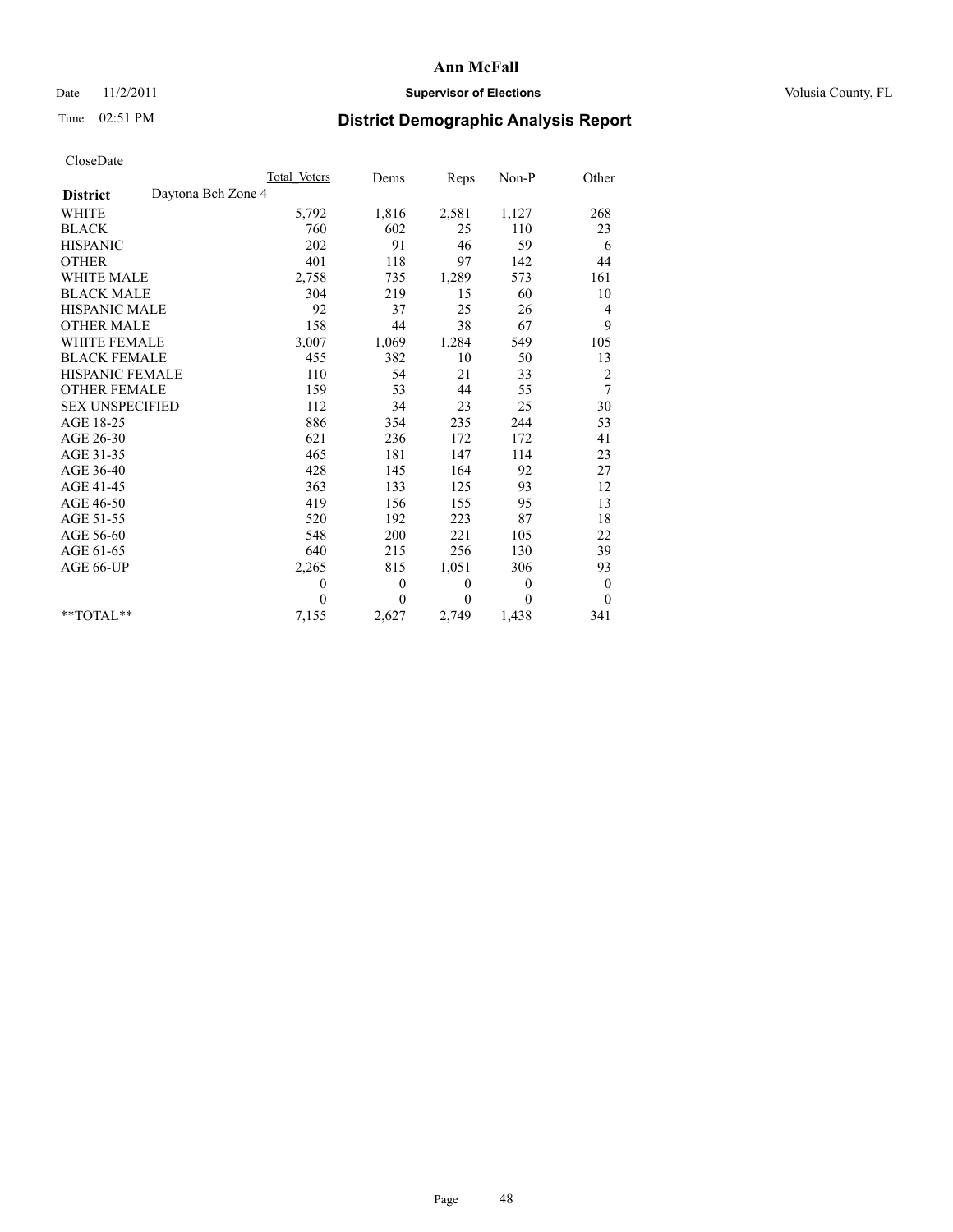# Ann McFall

Date 11/2/2011 **Supervisor of Elections** Volusia County, FL

Time 02:51 PM **District Demographic Analysis Report**

CloseDate

| | Total Voters | Dems | Reps | Non-P | Other |
|---|---|---|---|---|---|
| **District** Daytona Bch Zone 4 | | | | | |
| WHITE | 5,792 | 1,816 | 2,581 | 1,127 | 268 |
| BLACK | 760 | 602 | 25 | 110 | 23 |
| HISPANIC | 202 | 91 | 46 | 59 | 6 |
| OTHER | 401 | 118 | 97 | 142 | 44 |
| WHITE MALE | 2,758 | 735 | 1,289 | 573 | 161 |
| BLACK MALE | 304 | 219 | 15 | 60 | 10 |
| HISPANIC MALE | 92 | 37 | 25 | 26 | 4 |
| OTHER MALE | 158 | 44 | 38 | 67 | 9 |
| WHITE FEMALE | 3,007 | 1,069 | 1,284 | 549 | 105 |
| BLACK FEMALE | 455 | 382 | 10 | 50 | 13 |
| HISPANIC FEMALE | 110 | 54 | 21 | 33 | 2 |
| OTHER FEMALE | 159 | 53 | 44 | 55 | 7 |
| SEX UNSPECIFIED | 112 | 34 | 23 | 25 | 30 |
| AGE 18-25 | 886 | 354 | 235 | 244 | 53 |
| AGE 26-30 | 621 | 236 | 172 | 172 | 41 |
| AGE 31-35 | 465 | 181 | 147 | 114 | 23 |
| AGE 36-40 | 428 | 145 | 164 | 92 | 27 |
| AGE 41-45 | 363 | 133 | 125 | 93 | 12 |
| AGE 46-50 | 419 | 156 | 155 | 95 | 13 |
| AGE 51-55 | 520 | 192 | 223 | 87 | 18 |
| AGE 56-60 | 548 | 200 | 221 | 105 | 22 |
| AGE 61-65 | 640 | 215 | 256 | 130 | 39 |
| AGE 66-UP | 2,265 | 815 | 1,051 | 306 | 93 |
| | 0 | 0 | 0 | 0 | 0 |
| | 0 | 0 | 0 | 0 | 0 |
| **TOTAL** | 7,155 | 2,627 | 2,749 | 1,438 | 341 |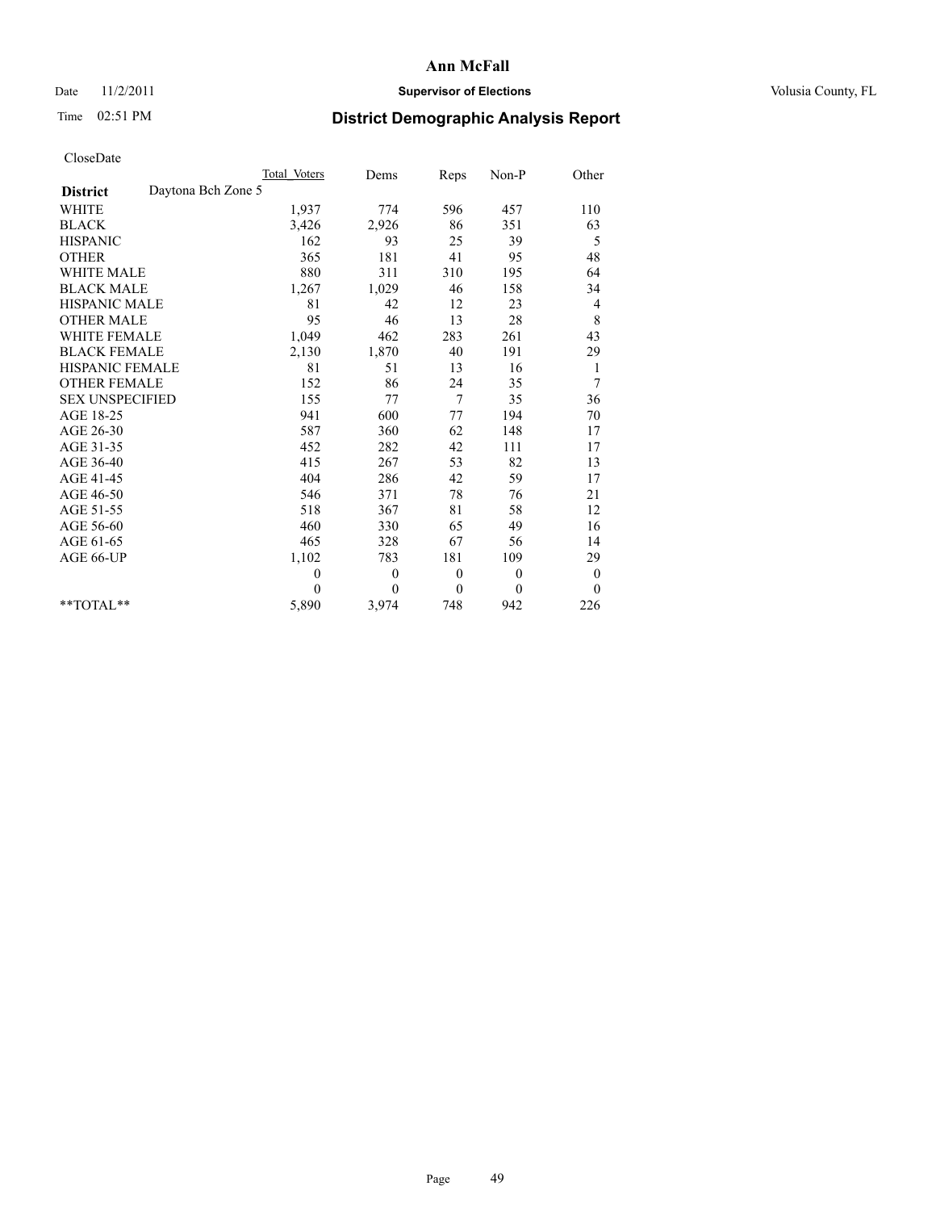# Ann McFall

Date 11/2/2011 **Supervisor of Elections** Volusia County, FL

Time 02:51 PM **District Demographic Analysis Report**

CloseDate

| **District** Daytona Bch Zone 5 | Total Voters | Dems | Reps | Non-P | Other |
|---|---|---|---|---|---|
| WHITE | 1,937 | 774 | 596 | 457 | 110 |
| BLACK | 3,426 | 2,926 | 86 | 351 | 63 |
| HISPANIC | 162 | 93 | 25 | 39 | 5 |
| OTHER | 365 | 181 | 41 | 95 | 48 |
| WHITE MALE | 880 | 311 | 310 | 195 | 64 |
| BLACK MALE | 1,267 | 1,029 | 46 | 158 | 34 |
| HISPANIC MALE | 81 | 42 | 12 | 23 | 4 |
| OTHER MALE | 95 | 46 | 13 | 28 | 8 |
| WHITE FEMALE | 1,049 | 462 | 283 | 261 | 43 |
| BLACK FEMALE | 2,130 | 1,870 | 40 | 191 | 29 |
| HISPANIC FEMALE | 81 | 51 | 13 | 16 | 1 |
| OTHER FEMALE | 152 | 86 | 24 | 35 | 7 |
| SEX UNSPECIFIED | 155 | 77 | 7 | 35 | 36 |
| AGE 18-25 | 941 | 600 | 77 | 194 | 70 |
| AGE 26-30 | 587 | 360 | 62 | 148 | 17 |
| AGE 31-35 | 452 | 282 | 42 | 111 | 17 |
| AGE 36-40 | 415 | 267 | 53 | 82 | 13 |
| AGE 41-45 | 404 | 286 | 42 | 59 | 17 |
| AGE 46-50 | 546 | 371 | 78 | 76 | 21 |
| AGE 51-55 | 518 | 367 | 81 | 58 | 12 |
| AGE 56-60 | 460 | 330 | 65 | 49 | 16 |
| AGE 61-65 | 465 | 328 | 67 | 56 | 14 |
| AGE 66-UP | 1,102 | 783 | 181 | 109 | 29 |
| | 0 | 0 | 0 | 0 | 0 |
| | 0 | 0 | 0 | 0 | 0 |
| **TOTAL** | 5,890 | 3,974 | 748 | 942 | 226 |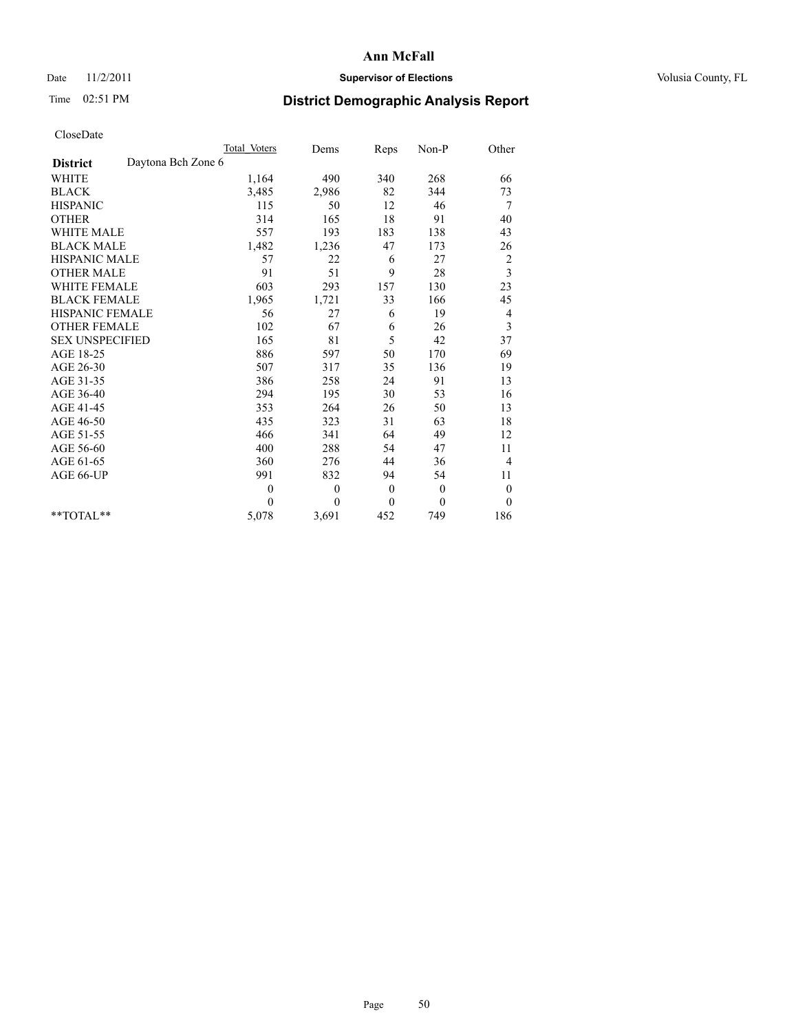# Ann McFall

Date 11/2/2011 **Supervisor of Elections** Volusia County, FL

Time 02:51 PM **District Demographic Analysis Report**

CloseDate

| | Total Voters | Dems | Reps | Non-P | Other |
|---|---|---|---|---|---|
| **District** Daytona Bch Zone 6 | | | | | |
| WHITE | 1,164 | 490 | 340 | 268 | 66 |
| BLACK | 3,485 | 2,986 | 82 | 344 | 73 |
| HISPANIC | 115 | 50 | 12 | 46 | 7 |
| OTHER | 314 | 165 | 18 | 91 | 40 |
| WHITE MALE | 557 | 193 | 183 | 138 | 43 |
| BLACK MALE | 1,482 | 1,236 | 47 | 173 | 26 |
| HISPANIC MALE | 57 | 22 | 6 | 27 | 2 |
| OTHER MALE | 91 | 51 | 9 | 28 | 3 |
| WHITE FEMALE | 603 | 293 | 157 | 130 | 23 |
| BLACK FEMALE | 1,965 | 1,721 | 33 | 166 | 45 |
| HISPANIC FEMALE | 56 | 27 | 6 | 19 | 4 |
| OTHER FEMALE | 102 | 67 | 6 | 26 | 3 |
| SEX UNSPECIFIED | 165 | 81 | 5 | 42 | 37 |
| AGE 18-25 | 886 | 597 | 50 | 170 | 69 |
| AGE 26-30 | 507 | 317 | 35 | 136 | 19 |
| AGE 31-35 | 386 | 258 | 24 | 91 | 13 |
| AGE 36-40 | 294 | 195 | 30 | 53 | 16 |
| AGE 41-45 | 353 | 264 | 26 | 50 | 13 |
| AGE 46-50 | 435 | 323 | 31 | 63 | 18 |
| AGE 51-55 | 466 | 341 | 64 | 49 | 12 |
| AGE 56-60 | 400 | 288 | 54 | 47 | 11 |
| AGE 61-65 | 360 | 276 | 44 | 36 | 4 |
| AGE 66-UP | 991 | 832 | 94 | 54 | 11 |
| | 0 | 0 | 0 | 0 | 0 |
| | 0 | 0 | 0 | 0 | 0 |
| **TOTAL** | 5,078 | 3,691 | 452 | 749 | 186 |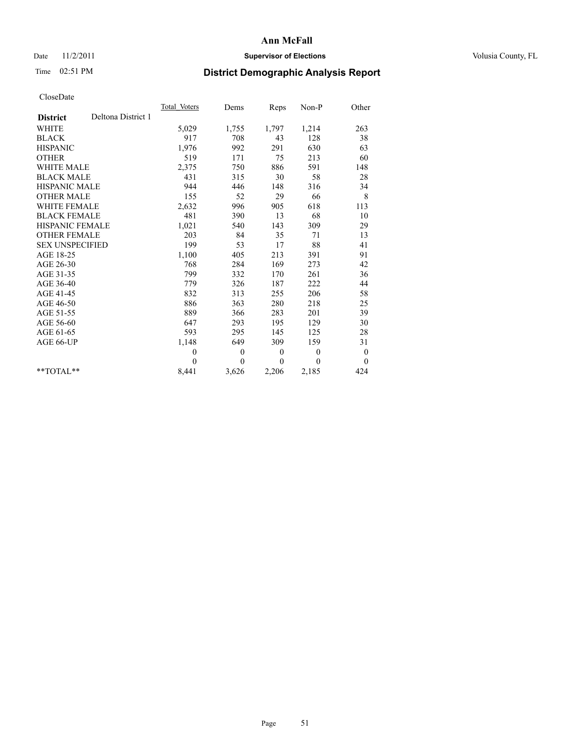**Ann McFall**

Date 11/2/2011 **Supervisor of Elections** Volusia County, FL

Time 02:51 PM

## District Demographic Analysis Report

CloseDate

| **District** Deltona District 1 | Total Voters | Dems | Reps | Non-P | Other |
|---|---|---|---|---|---|
| WHITE | 5,029 | 1,755 | 1,797 | 1,214 | 263 |
| BLACK | 917 | 708 | 43 | 128 | 38 |
| HISPANIC | 1,976 | 992 | 291 | 630 | 63 |
| OTHER | 519 | 171 | 75 | 213 | 60 |
| WHITE MALE | 2,375 | 750 | 886 | 591 | 148 |
| BLACK MALE | 431 | 315 | 30 | 58 | 28 |
| HISPANIC MALE | 944 | 446 | 148 | 316 | 34 |
| OTHER MALE | 155 | 52 | 29 | 66 | 8 |
| WHITE FEMALE | 2,632 | 996 | 905 | 618 | 113 |
| BLACK FEMALE | 481 | 390 | 13 | 68 | 10 |
| HISPANIC FEMALE | 1,021 | 540 | 143 | 309 | 29 |
| OTHER FEMALE | 203 | 84 | 35 | 71 | 13 |
| SEX UNSPECIFIED | 199 | 53 | 17 | 88 | 41 |
| AGE 18-25 | 1,100 | 405 | 213 | 391 | 91 |
| AGE 26-30 | 768 | 284 | 169 | 273 | 42 |
| AGE 31-35 | 799 | 332 | 170 | 261 | 36 |
| AGE 36-40 | 779 | 326 | 187 | 222 | 44 |
| AGE 41-45 | 832 | 313 | 255 | 206 | 58 |
| AGE 46-50 | 886 | 363 | 280 | 218 | 25 |
| AGE 51-55 | 889 | 366 | 283 | 201 | 39 |
| AGE 56-60 | 647 | 293 | 195 | 129 | 30 |
| AGE 61-65 | 593 | 295 | 145 | 125 | 28 |
| AGE 66-UP | 1,148 | 649 | 309 | 159 | 31 |
| | 0 | 0 | 0 | 0 | 0 |
| | 0 | 0 | 0 | 0 | 0 |
| **TOTAL** | 8,441 | 3,626 | 2,206 | 2,185 | 424 |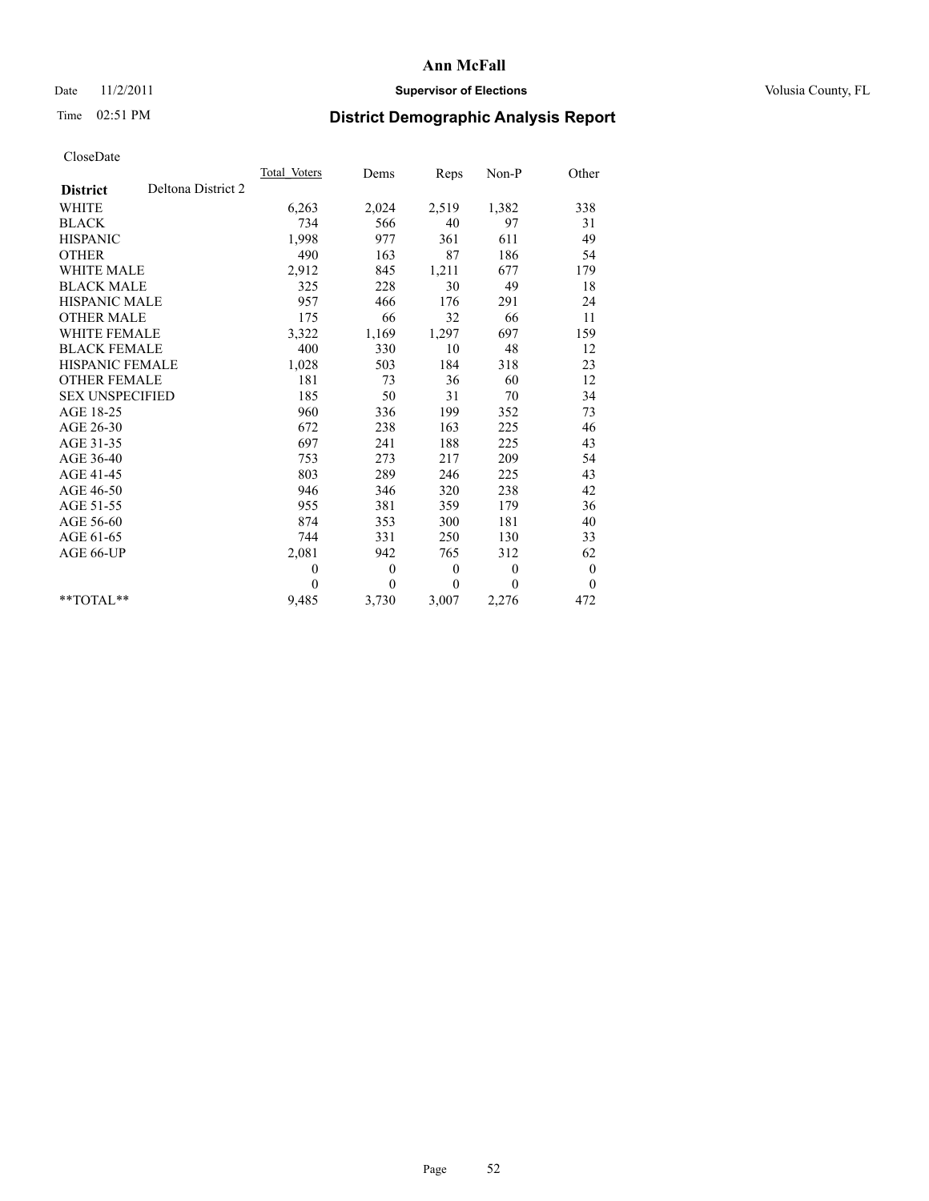Date 11/2/2011 **Supervisor of Elections** Volusia County, FL

Time 02:51 PM **District Demographic Analysis Report**

CloseDate

| **District** Deltona District 2 | Total_Voters | Dems | Reps | Non-P | Other |
|---|---|---|---|---|---|
| WHITE | 6,263 | 2,024 | 2,519 | 1,382 | 338 |
| BLACK | 734 | 566 | 40 | 97 | 31 |
| HISPANIC | 1,998 | 977 | 361 | 611 | 49 |
| OTHER | 490 | 163 | 87 | 186 | 54 |
| WHITE MALE | 2,912 | 845 | 1,211 | 677 | 179 |
| BLACK MALE | 325 | 228 | 30 | 49 | 18 |
| HISPANIC MALE | 957 | 466 | 176 | 291 | 24 |
| OTHER MALE | 175 | 66 | 32 | 66 | 11 |
| WHITE FEMALE | 3,322 | 1,169 | 1,297 | 697 | 159 |
| BLACK FEMALE | 400 | 330 | 10 | 48 | 12 |
| HISPANIC FEMALE | 1,028 | 503 | 184 | 318 | 23 |
| OTHER FEMALE | 181 | 73 | 36 | 60 | 12 |
| SEX UNSPECIFIED | 185 | 50 | 31 | 70 | 34 |
| AGE 18-25 | 960 | 336 | 199 | 352 | 73 |
| AGE 26-30 | 672 | 238 | 163 | 225 | 46 |
| AGE 31-35 | 697 | 241 | 188 | 225 | 43 |
| AGE 36-40 | 753 | 273 | 217 | 209 | 54 |
| AGE 41-45 | 803 | 289 | 246 | 225 | 43 |
| AGE 46-50 | 946 | 346 | 320 | 238 | 42 |
| AGE 51-55 | 955 | 381 | 359 | 179 | 36 |
| AGE 56-60 | 874 | 353 | 300 | 181 | 40 |
| AGE 61-65 | 744 | 331 | 250 | 130 | 33 |
| AGE 66-UP | 2,081 | 942 | 765 | 312 | 62 |
| | 0 | 0 | 0 | 0 | 0 |
| | 0 | 0 | 0 | 0 | 0 |
| **TOTAL** | 9,485 | 3,730 | 3,007 | 2,276 | 472 |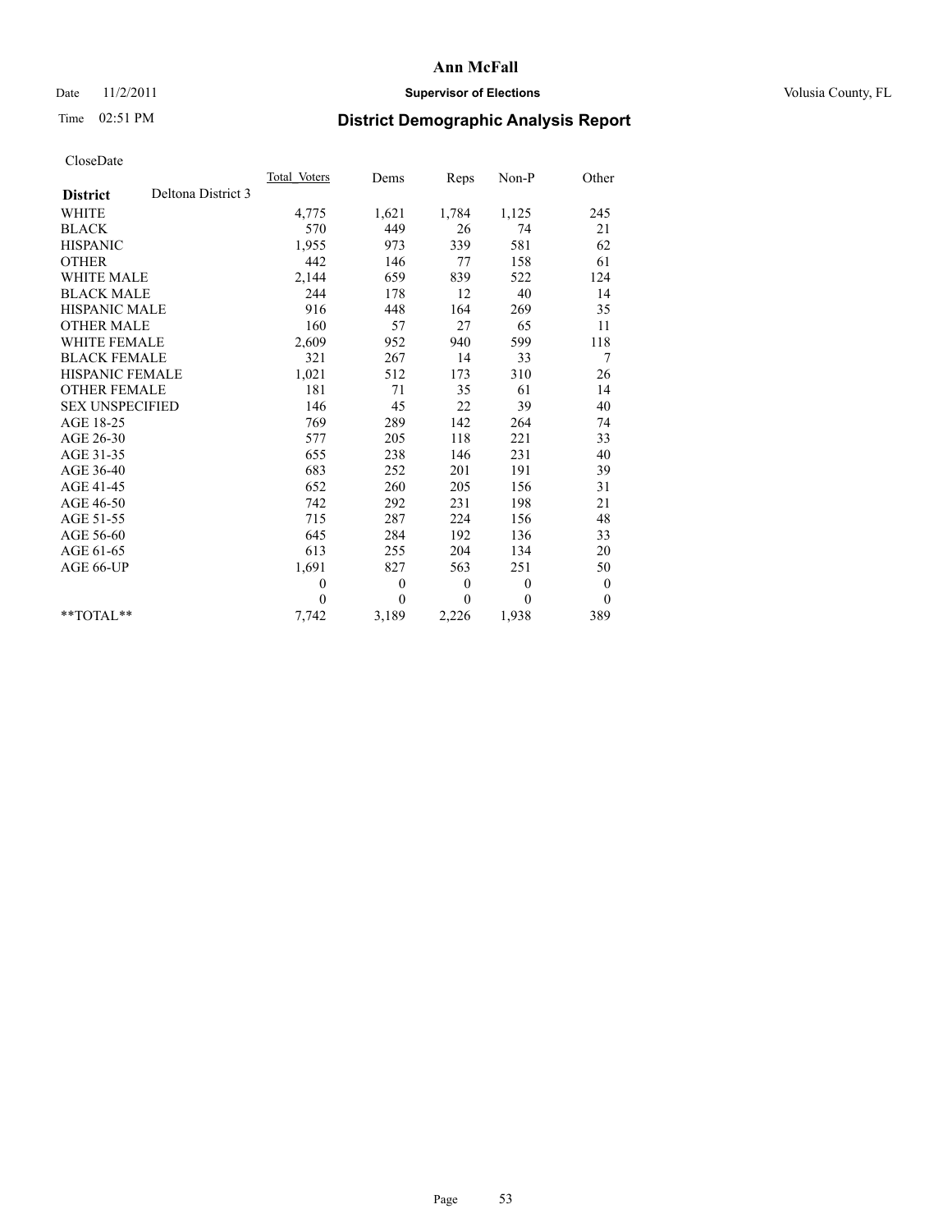# Ann McFall

Date 11/2/2011 **Supervisor of Elections** Volusia County, FL

Time 02:51 PM **District Demographic Analysis Report**

CloseDate

| **District** Deltona District 3 | Total Voters | Dems | Reps | Non-P | Other |
|---|---|---|---|---|---|
| WHITE | 4,775 | 1,621 | 1,784 | 1,125 | 245 |
| BLACK | 570 | 449 | 26 | 74 | 21 |
| HISPANIC | 1,955 | 973 | 339 | 581 | 62 |
| OTHER | 442 | 146 | 77 | 158 | 61 |
| WHITE MALE | 2,144 | 659 | 839 | 522 | 124 |
| BLACK MALE | 244 | 178 | 12 | 40 | 14 |
| HISPANIC MALE | 916 | 448 | 164 | 269 | 35 |
| OTHER MALE | 160 | 57 | 27 | 65 | 11 |
| WHITE FEMALE | 2,609 | 952 | 940 | 599 | 118 |
| BLACK FEMALE | 321 | 267 | 14 | 33 | 7 |
| HISPANIC FEMALE | 1,021 | 512 | 173 | 310 | 26 |
| OTHER FEMALE | 181 | 71 | 35 | 61 | 14 |
| SEX UNSPECIFIED | 146 | 45 | 22 | 39 | 40 |
| AGE 18-25 | 769 | 289 | 142 | 264 | 74 |
| AGE 26-30 | 577 | 205 | 118 | 221 | 33 |
| AGE 31-35 | 655 | 238 | 146 | 231 | 40 |
| AGE 36-40 | 683 | 252 | 201 | 191 | 39 |
| AGE 41-45 | 652 | 260 | 205 | 156 | 31 |
| AGE 46-50 | 742 | 292 | 231 | 198 | 21 |
| AGE 51-55 | 715 | 287 | 224 | 156 | 48 |
| AGE 56-60 | 645 | 284 | 192 | 136 | 33 |
| AGE 61-65 | 613 | 255 | 204 | 134 | 20 |
| AGE 66-UP | 1,691 | 827 | 563 | 251 | 50 |
| | 0 | 0 | 0 | 0 | 0 |
| | 0 | 0 | 0 | 0 | 0 |
| **TOTAL** | 7,742 | 3,189 | 2,226 | 1,938 | 389 |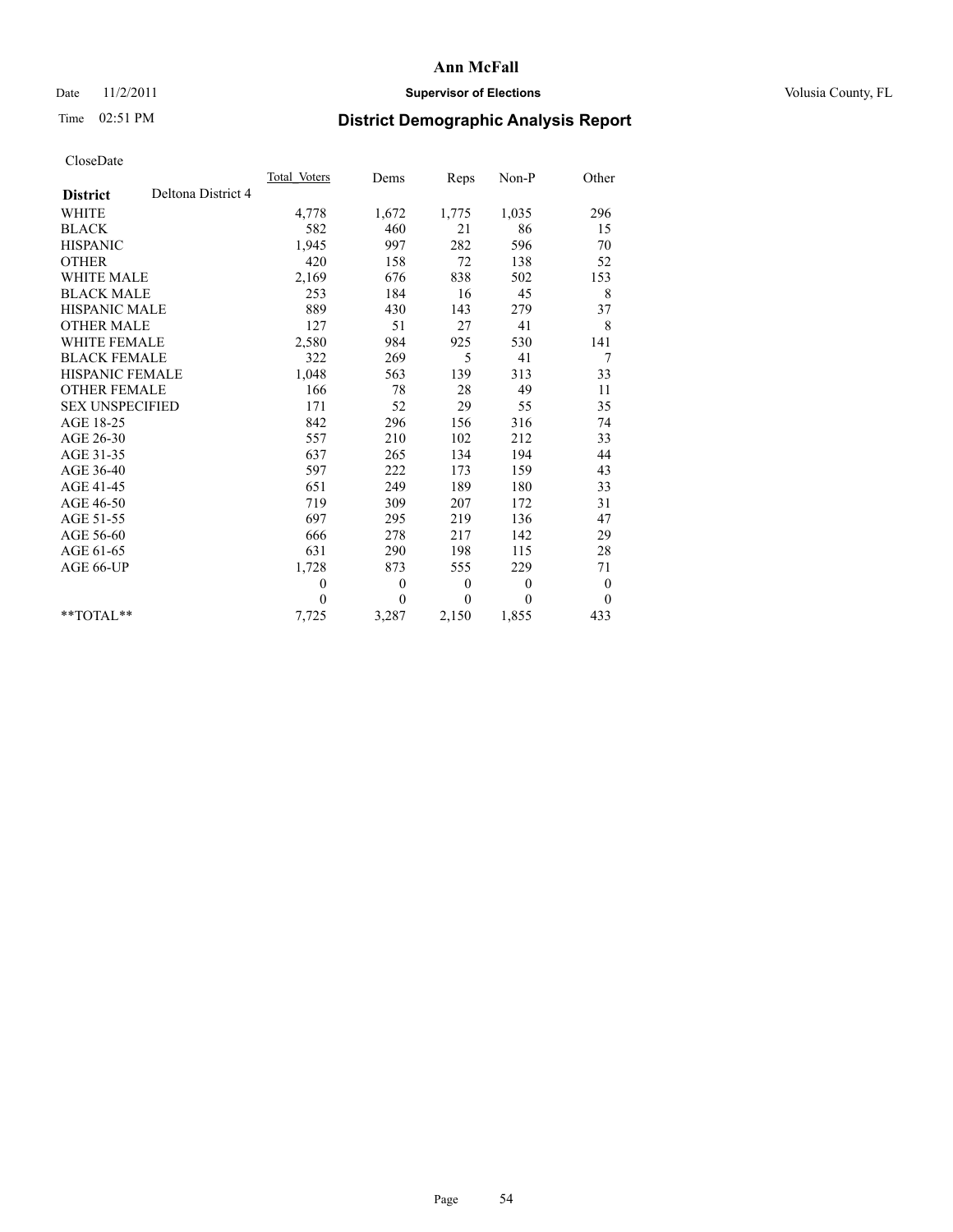# Ann McFall

Date 11/2/2011 **Supervisor of Elections** Volusia County, FL

Time 02:51 PM **District Demographic Analysis Report**

CloseDate

| | Total Voters | Dems | Reps | Non-P | Other |
|---|---|---|---|---|---|
| **District** Deltona District 4 | | | | | |
| WHITE | 4,778 | 1,672 | 1,775 | 1,035 | 296 |
| BLACK | 582 | 460 | 21 | 86 | 15 |
| HISPANIC | 1,945 | 997 | 282 | 596 | 70 |
| OTHER | 420 | 158 | 72 | 138 | 52 |
| WHITE MALE | 2,169 | 676 | 838 | 502 | 153 |
| BLACK MALE | 253 | 184 | 16 | 45 | 8 |
| HISPANIC MALE | 889 | 430 | 143 | 279 | 37 |
| OTHER MALE | 127 | 51 | 27 | 41 | 8 |
| WHITE FEMALE | 2,580 | 984 | 925 | 530 | 141 |
| BLACK FEMALE | 322 | 269 | 5 | 41 | 7 |
| HISPANIC FEMALE | 1,048 | 563 | 139 | 313 | 33 |
| OTHER FEMALE | 166 | 78 | 28 | 49 | 11 |
| SEX UNSPECIFIED | 171 | 52 | 29 | 55 | 35 |
| AGE 18-25 | 842 | 296 | 156 | 316 | 74 |
| AGE 26-30 | 557 | 210 | 102 | 212 | 33 |
| AGE 31-35 | 637 | 265 | 134 | 194 | 44 |
| AGE 36-40 | 597 | 222 | 173 | 159 | 43 |
| AGE 41-45 | 651 | 249 | 189 | 180 | 33 |
| AGE 46-50 | 719 | 309 | 207 | 172 | 31 |
| AGE 51-55 | 697 | 295 | 219 | 136 | 47 |
| AGE 56-60 | 666 | 278 | 217 | 142 | 29 |
| AGE 61-65 | 631 | 290 | 198 | 115 | 28 |
| AGE 66-UP | 1,728 | 873 | 555 | 229 | 71 |
| | 0 | 0 | 0 | 0 | 0 |
| | 0 | 0 | 0 | 0 | 0 |
| **TOTAL** | 7,725 | 3,287 | 2,150 | 1,855 | 433 |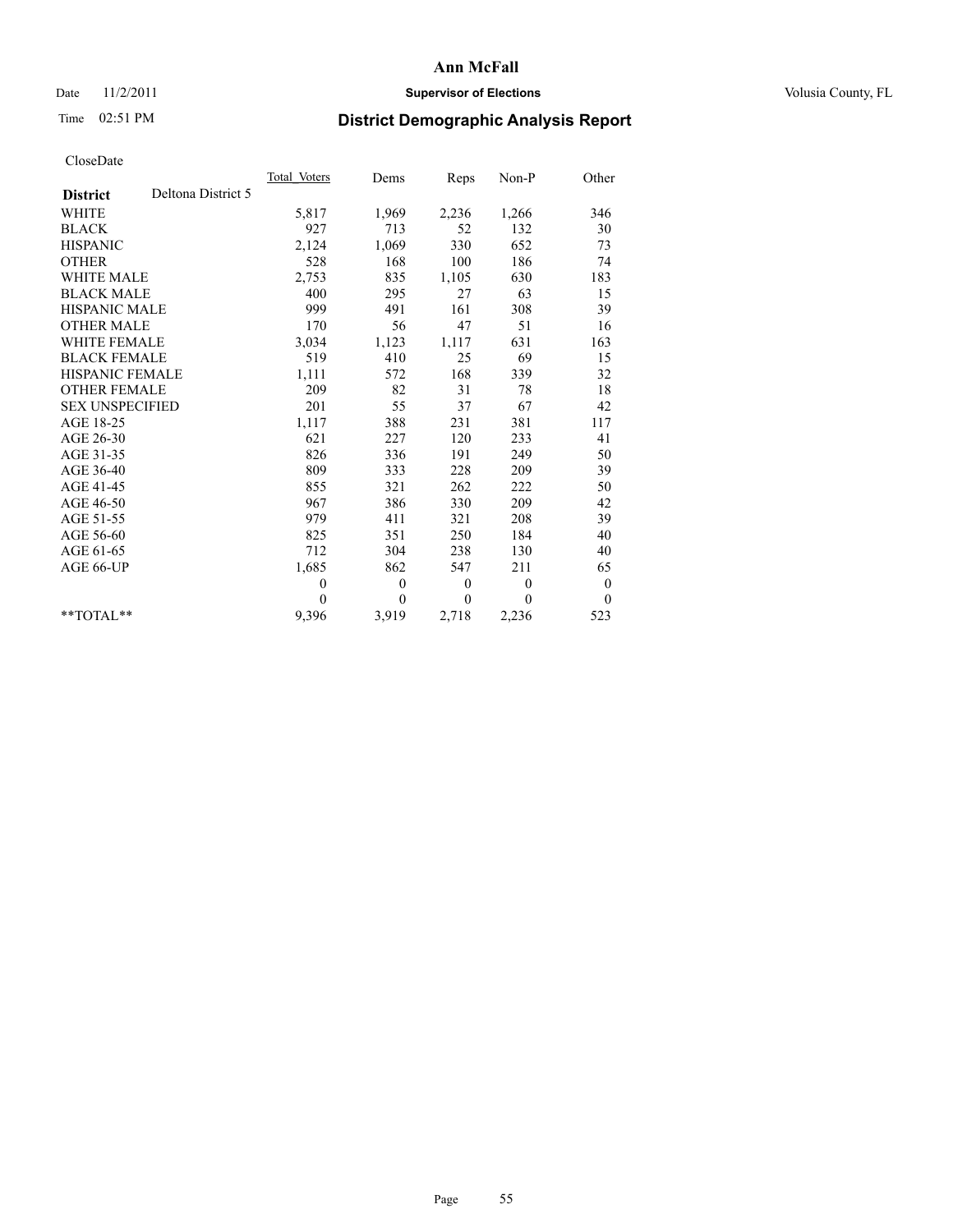**Ann McFall**

Date 11/2/2011 **Supervisor of Elections** Volusia County, FL

Time 02:51 PM **District Demographic Analysis Report**

CloseDate

| **District** Deltona District 5 | Total Voters | Dems | Reps | Non-P | Other |
|---|---|---|---|---|---|
| WHITE | 5,817 | 1,969 | 2,236 | 1,266 | 346 |
| BLACK | 927 | 713 | 52 | 132 | 30 |
| HISPANIC | 2,124 | 1,069 | 330 | 652 | 73 |
| OTHER | 528 | 168 | 100 | 186 | 74 |
| WHITE MALE | 2,753 | 835 | 1,105 | 630 | 183 |
| BLACK MALE | 400 | 295 | 27 | 63 | 15 |
| HISPANIC MALE | 999 | 491 | 161 | 308 | 39 |
| OTHER MALE | 170 | 56 | 47 | 51 | 16 |
| WHITE FEMALE | 3,034 | 1,123 | 1,117 | 631 | 163 |
| BLACK FEMALE | 519 | 410 | 25 | 69 | 15 |
| HISPANIC FEMALE | 1,111 | 572 | 168 | 339 | 32 |
| OTHER FEMALE | 209 | 82 | 31 | 78 | 18 |
| SEX UNSPECIFIED | 201 | 55 | 37 | 67 | 42 |
| AGE 18-25 | 1,117 | 388 | 231 | 381 | 117 |
| AGE 26-30 | 621 | 227 | 120 | 233 | 41 |
| AGE 31-35 | 826 | 336 | 191 | 249 | 50 |
| AGE 36-40 | 809 | 333 | 228 | 209 | 39 |
| AGE 41-45 | 855 | 321 | 262 | 222 | 50 |
| AGE 46-50 | 967 | 386 | 330 | 209 | 42 |
| AGE 51-55 | 979 | 411 | 321 | 208 | 39 |
| AGE 56-60 | 825 | 351 | 250 | 184 | 40 |
| AGE 61-65 | 712 | 304 | 238 | 130 | 40 |
| AGE 66-UP | 1,685 | 862 | 547 | 211 | 65 |
| | 0 | 0 | 0 | 0 | 0 |
| | 0 | 0 | 0 | 0 | 0 |
| **TOTAL** | 9,396 | 3,919 | 2,718 | 2,236 | 523 |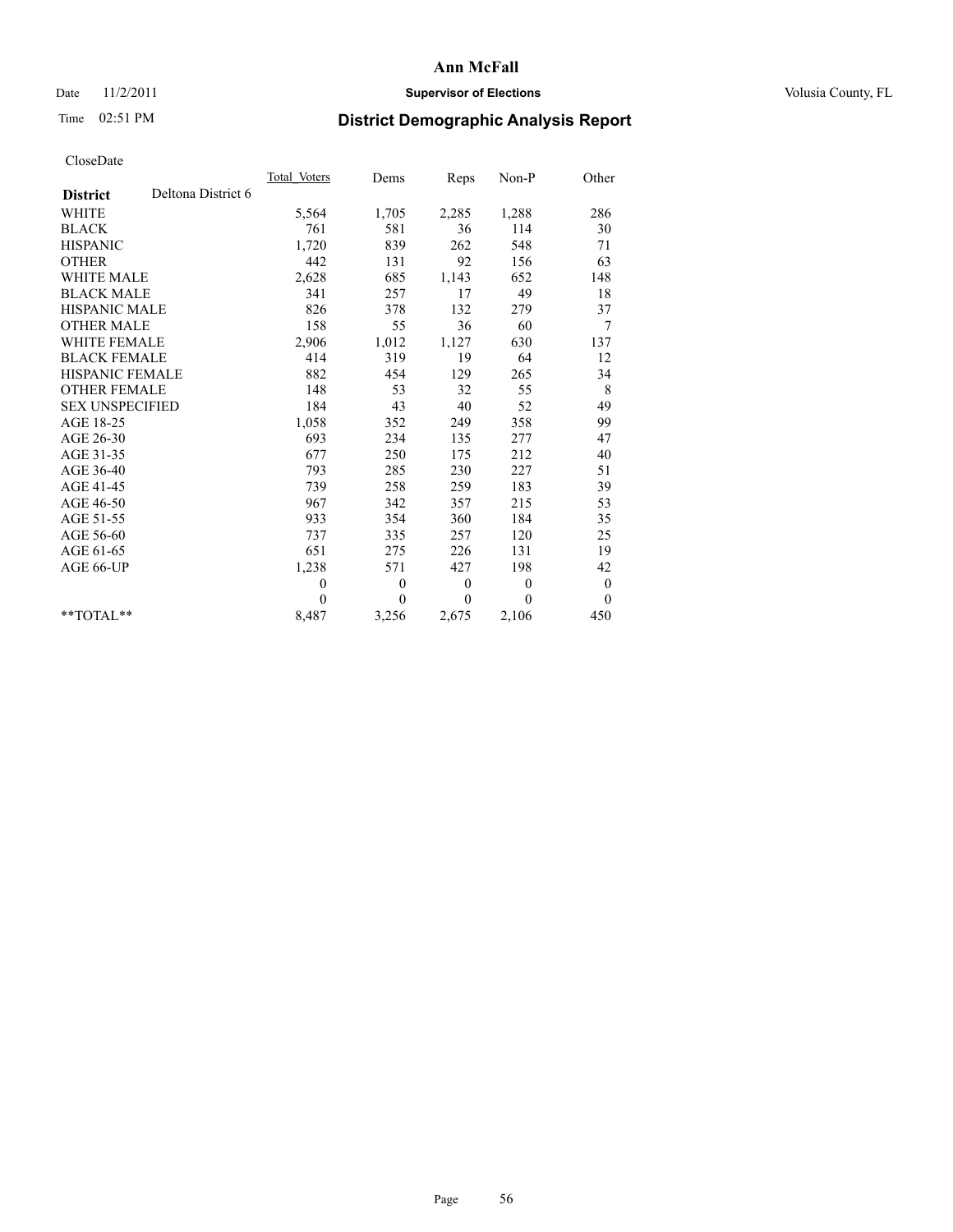**Ann McFall**

Date 11/2/2011 **Supervisor of Elections** Volusia County, FL

Time 02:51 PM **District Demographic Analysis Report**

CloseDate

| **District** Deltona District 6 | Total Voters | Dems | Reps | Non-P | Other |
|---|---|---|---|---|---|
| WHITE | 5,564 | 1,705 | 2,285 | 1,288 | 286 |
| BLACK | 761 | 581 | 36 | 114 | 30 |
| HISPANIC | 1,720 | 839 | 262 | 548 | 71 |
| OTHER | 442 | 131 | 92 | 156 | 63 |
| WHITE MALE | 2,628 | 685 | 1,143 | 652 | 148 |
| BLACK MALE | 341 | 257 | 17 | 49 | 18 |
| HISPANIC MALE | 826 | 378 | 132 | 279 | 37 |
| OTHER MALE | 158 | 55 | 36 | 60 | 7 |
| WHITE FEMALE | 2,906 | 1,012 | 1,127 | 630 | 137 |
| BLACK FEMALE | 414 | 319 | 19 | 64 | 12 |
| HISPANIC FEMALE | 882 | 454 | 129 | 265 | 34 |
| OTHER FEMALE | 148 | 53 | 32 | 55 | 8 |
| SEX UNSPECIFIED | 184 | 43 | 40 | 52 | 49 |
| AGE 18-25 | 1,058 | 352 | 249 | 358 | 99 |
| AGE 26-30 | 693 | 234 | 135 | 277 | 47 |
| AGE 31-35 | 677 | 250 | 175 | 212 | 40 |
| AGE 36-40 | 793 | 285 | 230 | 227 | 51 |
| AGE 41-45 | 739 | 258 | 259 | 183 | 39 |
| AGE 46-50 | 967 | 342 | 357 | 215 | 53 |
| AGE 51-55 | 933 | 354 | 360 | 184 | 35 |
| AGE 56-60 | 737 | 335 | 257 | 120 | 25 |
| AGE 61-65 | 651 | 275 | 226 | 131 | 19 |
| AGE 66-UP | 1,238 | 571 | 427 | 198 | 42 |
| | 0 | 0 | 0 | 0 | 0 |
| | 0 | 0 | 0 | 0 | 0 |
| **TOTAL** | 8,487 | 3,256 | 2,675 | 2,106 | 450 |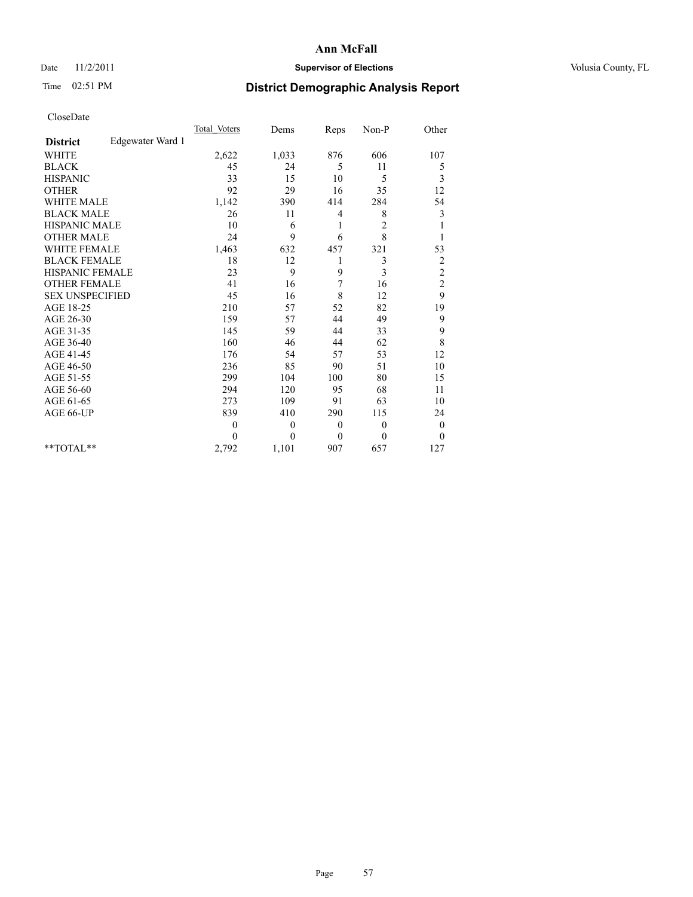# Ann McFall

Date 11/2/2011 **Supervisor of Elections** Volusia County, FL

Time 02:51 PM **District Demographic Analysis Report**

CloseDate

| | Total_Voters | Dems | Reps | Non-P | Other |
|---|---|---|---|---|---|
| **District** Edgewater Ward 1 | | | | | |
| WHITE | 2,622 | 1,033 | 876 | 606 | 107 |
| BLACK | 45 | 24 | 5 | 11 | 5 |
| HISPANIC | 33 | 15 | 10 | 5 | 3 |
| OTHER | 92 | 29 | 16 | 35 | 12 |
| WHITE MALE | 1,142 | 390 | 414 | 284 | 54 |
| BLACK MALE | 26 | 11 | 4 | 8 | 3 |
| HISPANIC MALE | 10 | 6 | 1 | 2 | 1 |
| OTHER MALE | 24 | 9 | 6 | 8 | 1 |
| WHITE FEMALE | 1,463 | 632 | 457 | 321 | 53 |
| BLACK FEMALE | 18 | 12 | 1 | 3 | 2 |
| HISPANIC FEMALE | 23 | 9 | 9 | 3 | 2 |
| OTHER FEMALE | 41 | 16 | 7 | 16 | 2 |
| SEX UNSPECIFIED | 45 | 16 | 8 | 12 | 9 |
| AGE 18-25 | 210 | 57 | 52 | 82 | 19 |
| AGE 26-30 | 159 | 57 | 44 | 49 | 9 |
| AGE 31-35 | 145 | 59 | 44 | 33 | 9 |
| AGE 36-40 | 160 | 46 | 44 | 62 | 8 |
| AGE 41-45 | 176 | 54 | 57 | 53 | 12 |
| AGE 46-50 | 236 | 85 | 90 | 51 | 10 |
| AGE 51-55 | 299 | 104 | 100 | 80 | 15 |
| AGE 56-60 | 294 | 120 | 95 | 68 | 11 |
| AGE 61-65 | 273 | 109 | 91 | 63 | 10 |
| AGE 66-UP | 839 | 410 | 290 | 115 | 24 |
| | 0 | 0 | 0 | 0 | 0 |
| | 0 | 0 | 0 | 0 | 0 |
| **TOTAL** | 2,792 | 1,101 | 907 | 657 | 127 |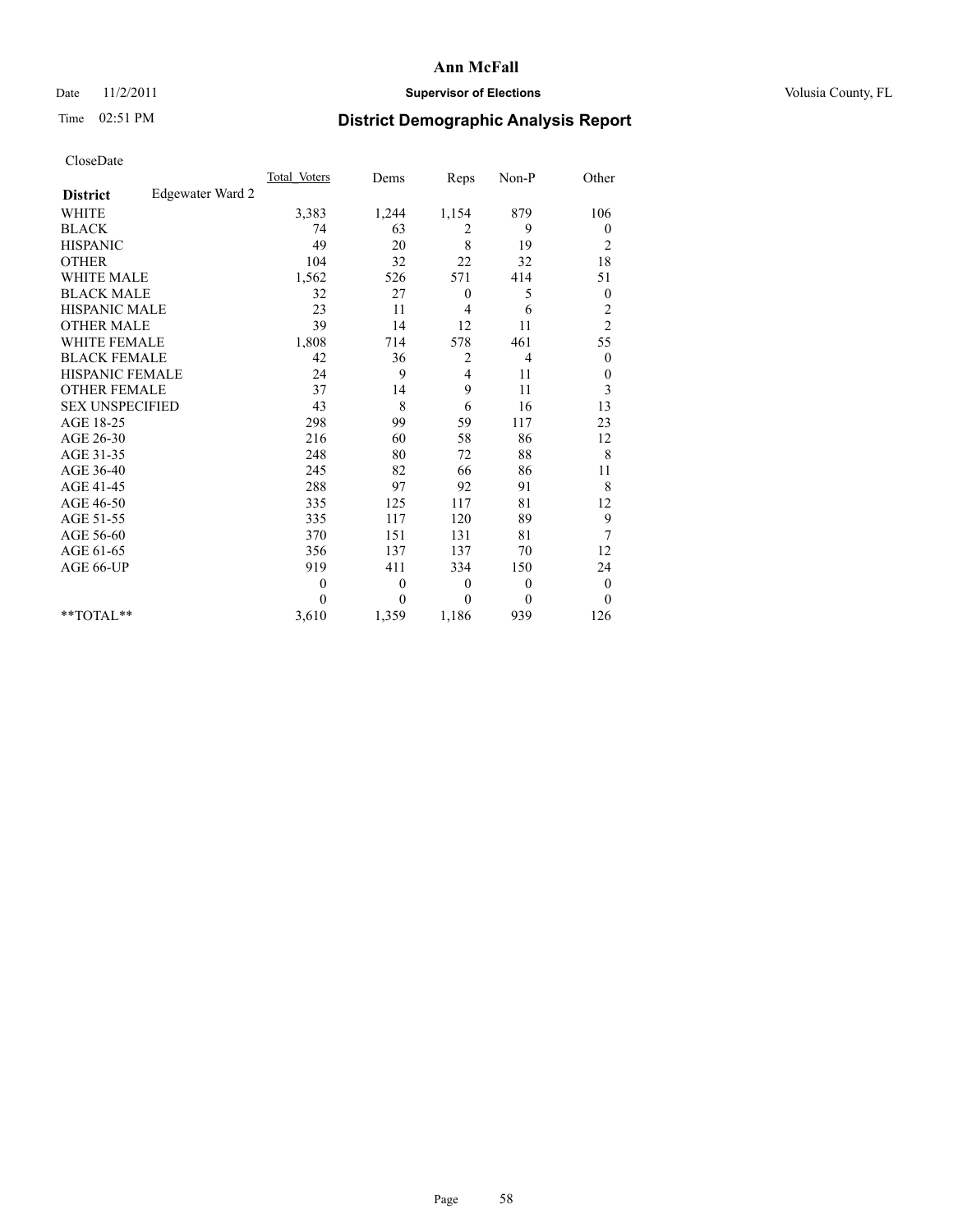# Ann McFall

Date 11/2/2011 **Supervisor of Elections** Volusia County, FL

Time 02:51 PM **District Demographic Analysis Report**

CloseDate

| **District** Edgewater Ward 2 | Total Voters | Dems | Reps | Non-P | Other |
|---|---|---|---|---|---|
| WHITE | 3,383 | 1,244 | 1,154 | 879 | 106 |
| BLACK | 74 | 63 | 2 | 9 | 0 |
| HISPANIC | 49 | 20 | 8 | 19 | 2 |
| OTHER | 104 | 32 | 22 | 32 | 18 |
| WHITE MALE | 1,562 | 526 | 571 | 414 | 51 |
| BLACK MALE | 32 | 27 | 0 | 5 | 0 |
| HISPANIC MALE | 23 | 11 | 4 | 6 | 2 |
| OTHER MALE | 39 | 14 | 12 | 11 | 2 |
| WHITE FEMALE | 1,808 | 714 | 578 | 461 | 55 |
| BLACK FEMALE | 42 | 36 | 2 | 4 | 0 |
| HISPANIC FEMALE | 24 | 9 | 4 | 11 | 0 |
| OTHER FEMALE | 37 | 14 | 9 | 11 | 3 |
| SEX UNSPECIFIED | 43 | 8 | 6 | 16 | 13 |
| AGE 18-25 | 298 | 99 | 59 | 117 | 23 |
| AGE 26-30 | 216 | 60 | 58 | 86 | 12 |
| AGE 31-35 | 248 | 80 | 72 | 88 | 8 |
| AGE 36-40 | 245 | 82 | 66 | 86 | 11 |
| AGE 41-45 | 288 | 97 | 92 | 91 | 8 |
| AGE 46-50 | 335 | 125 | 117 | 81 | 12 |
| AGE 51-55 | 335 | 117 | 120 | 89 | 9 |
| AGE 56-60 | 370 | 151 | 131 | 81 | 7 |
| AGE 61-65 | 356 | 137 | 137 | 70 | 12 |
| AGE 66-UP | 919 | 411 | 334 | 150 | 24 |
| | 0 | 0 | 0 | 0 | 0 |
| | 0 | 0 | 0 | 0 | 0 |
| **TOTAL** | 3,610 | 1,359 | 1,186 | 939 | 126 |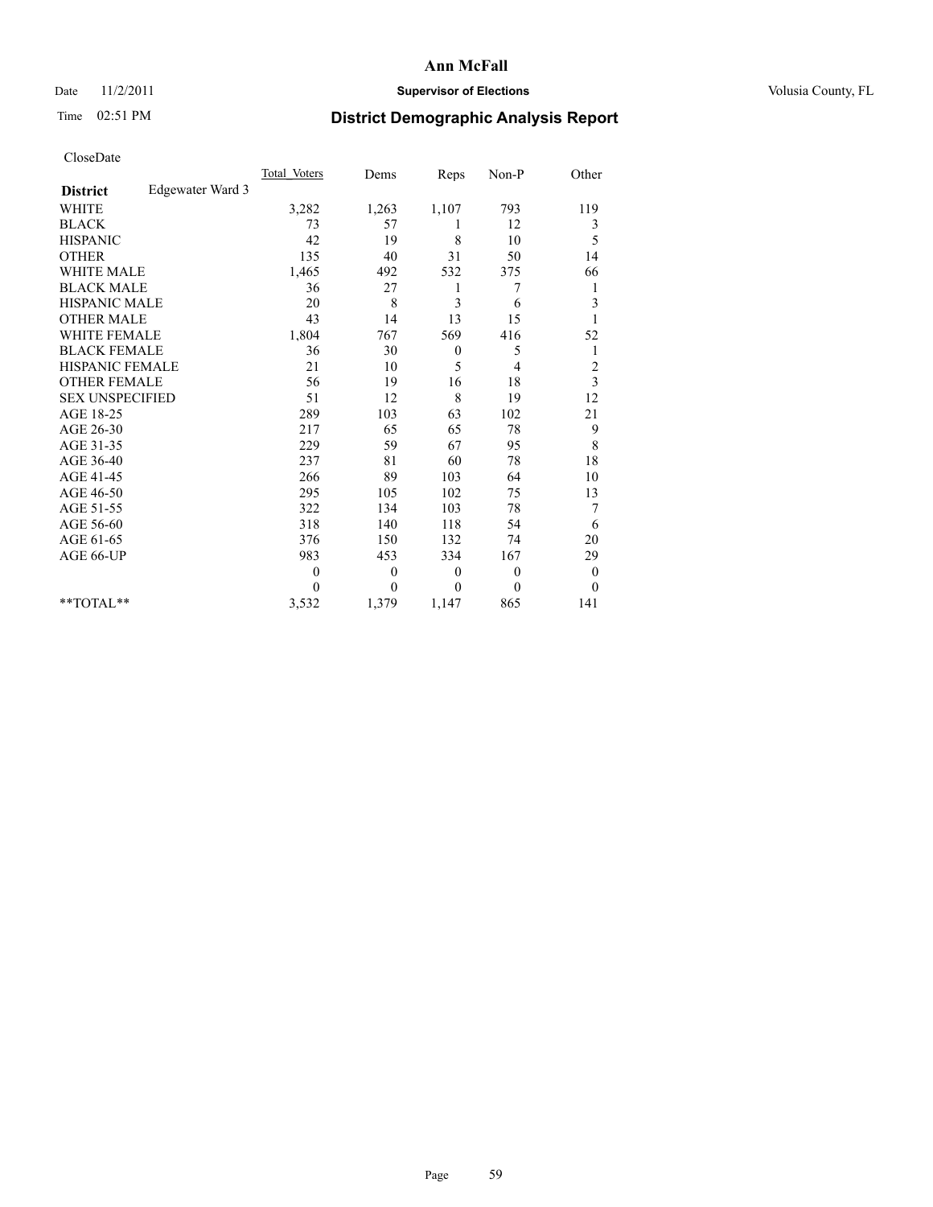# Ann McFall

Date 11/2/2011 **Supervisor of Elections** Volusia County, FL

Time 02:51 PM **District Demographic Analysis Report**

CloseDate

| | Total_Voters | Dems | Reps | Non-P | Other |
|---|---|---|---|---|---|
| **District** Edgewater Ward 3 | | | | | |
| WHITE | 3,282 | 1,263 | 1,107 | 793 | 119 |
| BLACK | 73 | 57 | 1 | 12 | 3 |
| HISPANIC | 42 | 19 | 8 | 10 | 5 |
| OTHER | 135 | 40 | 31 | 50 | 14 |
| WHITE MALE | 1,465 | 492 | 532 | 375 | 66 |
| BLACK MALE | 36 | 27 | 1 | 7 | 1 |
| HISPANIC MALE | 20 | 8 | 3 | 6 | 3 |
| OTHER MALE | 43 | 14 | 13 | 15 | 1 |
| WHITE FEMALE | 1,804 | 767 | 569 | 416 | 52 |
| BLACK FEMALE | 36 | 30 | 0 | 5 | 1 |
| HISPANIC FEMALE | 21 | 10 | 5 | 4 | 2 |
| OTHER FEMALE | 56 | 19 | 16 | 18 | 3 |
| SEX UNSPECIFIED | 51 | 12 | 8 | 19 | 12 |
| AGE 18-25 | 289 | 103 | 63 | 102 | 21 |
| AGE 26-30 | 217 | 65 | 65 | 78 | 9 |
| AGE 31-35 | 229 | 59 | 67 | 95 | 8 |
| AGE 36-40 | 237 | 81 | 60 | 78 | 18 |
| AGE 41-45 | 266 | 89 | 103 | 64 | 10 |
| AGE 46-50 | 295 | 105 | 102 | 75 | 13 |
| AGE 51-55 | 322 | 134 | 103 | 78 | 7 |
| AGE 56-60 | 318 | 140 | 118 | 54 | 6 |
| AGE 61-65 | 376 | 150 | 132 | 74 | 20 |
| AGE 66-UP | 983 | 453 | 334 | 167 | 29 |
| | 0 | 0 | 0 | 0 | 0 |
| | 0 | 0 | 0 | 0 | 0 |
| **TOTAL** | 3,532 | 1,379 | 1,147 | 865 | 141 |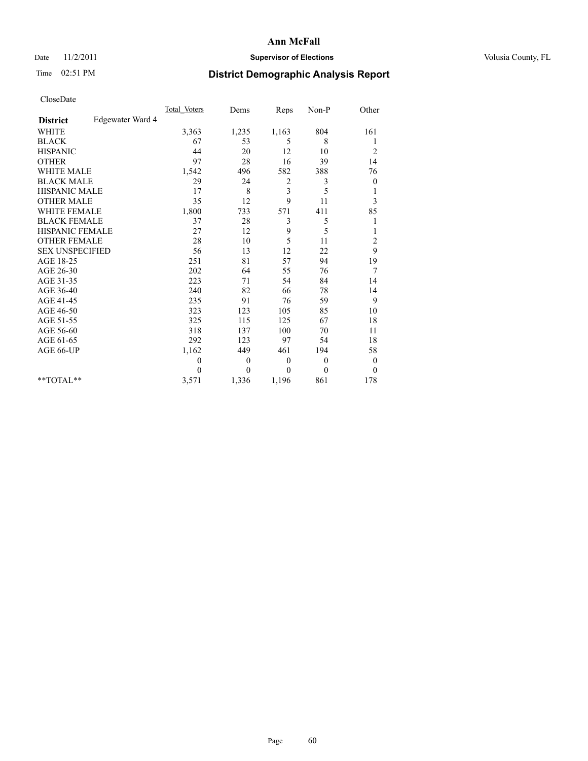**Ann McFall**

Date 11/2/2011 **Supervisor of Elections** Volusia County, FL

Time 02:51 PM **District Demographic Analysis Report**

CloseDate

| **District** Edgewater Ward 4 | Total_Voters | Dems | Reps | Non-P | Other |
|---|---|---|---|---|---|
| WHITE | 3,363 | 1,235 | 1,163 | 804 | 161 |
| BLACK | 67 | 53 | 5 | 8 | 1 |
| HISPANIC | 44 | 20 | 12 | 10 | 2 |
| OTHER | 97 | 28 | 16 | 39 | 14 |
| WHITE MALE | 1,542 | 496 | 582 | 388 | 76 |
| BLACK MALE | 29 | 24 | 2 | 3 | 0 |
| HISPANIC MALE | 17 | 8 | 3 | 5 | 1 |
| OTHER MALE | 35 | 12 | 9 | 11 | 3 |
| WHITE FEMALE | 1,800 | 733 | 571 | 411 | 85 |
| BLACK FEMALE | 37 | 28 | 3 | 5 | 1 |
| HISPANIC FEMALE | 27 | 12 | 9 | 5 | 1 |
| OTHER FEMALE | 28 | 10 | 5 | 11 | 2 |
| SEX UNSPECIFIED | 56 | 13 | 12 | 22 | 9 |
| AGE 18-25 | 251 | 81 | 57 | 94 | 19 |
| AGE 26-30 | 202 | 64 | 55 | 76 | 7 |
| AGE 31-35 | 223 | 71 | 54 | 84 | 14 |
| AGE 36-40 | 240 | 82 | 66 | 78 | 14 |
| AGE 41-45 | 235 | 91 | 76 | 59 | 9 |
| AGE 46-50 | 323 | 123 | 105 | 85 | 10 |
| AGE 51-55 | 325 | 115 | 125 | 67 | 18 |
| AGE 56-60 | 318 | 137 | 100 | 70 | 11 |
| AGE 61-65 | 292 | 123 | 97 | 54 | 18 |
| AGE 66-UP | 1,162 | 449 | 461 | 194 | 58 |
| | 0 | 0 | 0 | 0 | 0 |
| | 0 | 0 | 0 | 0 | 0 |
| **TOTAL** | 3,571 | 1,336 | 1,196 | 861 | 178 |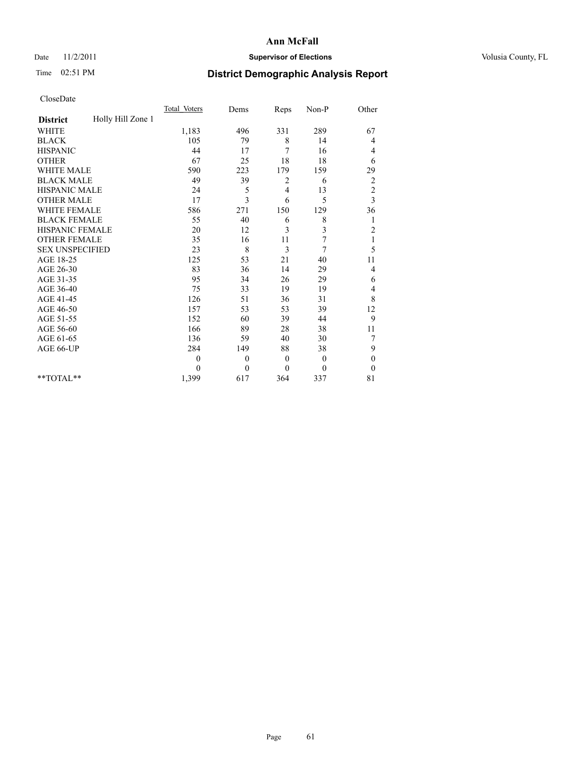# Ann McFall

Date 11/2/2011 **Supervisor of Elections** Volusia County, FL

Time 02:51 PM **District Demographic Analysis Report**

CloseDate

| | Total_Voters | Dems | Reps | Non-P | Other |
|---|---|---|---|---|---|
| **District** Holly Hill Zone 1 | | | | | |
| WHITE | 1,183 | 496 | 331 | 289 | 67 |
| BLACK | 105 | 79 | 8 | 14 | 4 |
| HISPANIC | 44 | 17 | 7 | 16 | 4 |
| OTHER | 67 | 25 | 18 | 18 | 6 |
| WHITE MALE | 590 | 223 | 179 | 159 | 29 |
| BLACK MALE | 49 | 39 | 2 | 6 | 2 |
| HISPANIC MALE | 24 | 5 | 4 | 13 | 2 |
| OTHER MALE | 17 | 3 | 6 | 5 | 3 |
| WHITE FEMALE | 586 | 271 | 150 | 129 | 36 |
| BLACK FEMALE | 55 | 40 | 6 | 8 | 1 |
| HISPANIC FEMALE | 20 | 12 | 3 | 3 | 2 |
| OTHER FEMALE | 35 | 16 | 11 | 7 | 1 |
| SEX UNSPECIFIED | 23 | 8 | 3 | 7 | 5 |
| AGE 18-25 | 125 | 53 | 21 | 40 | 11 |
| AGE 26-30 | 83 | 36 | 14 | 29 | 4 |
| AGE 31-35 | 95 | 34 | 26 | 29 | 6 |
| AGE 36-40 | 75 | 33 | 19 | 19 | 4 |
| AGE 41-45 | 126 | 51 | 36 | 31 | 8 |
| AGE 46-50 | 157 | 53 | 53 | 39 | 12 |
| AGE 51-55 | 152 | 60 | 39 | 44 | 9 |
| AGE 56-60 | 166 | 89 | 28 | 38 | 11 |
| AGE 61-65 | 136 | 59 | 40 | 30 | 7 |
| AGE 66-UP | 284 | 149 | 88 | 38 | 9 |
| | 0 | 0 | 0 | 0 | 0 |
| | 0 | 0 | 0 | 0 | 0 |
| **TOTAL** | 1,399 | 617 | 364 | 337 | 81 |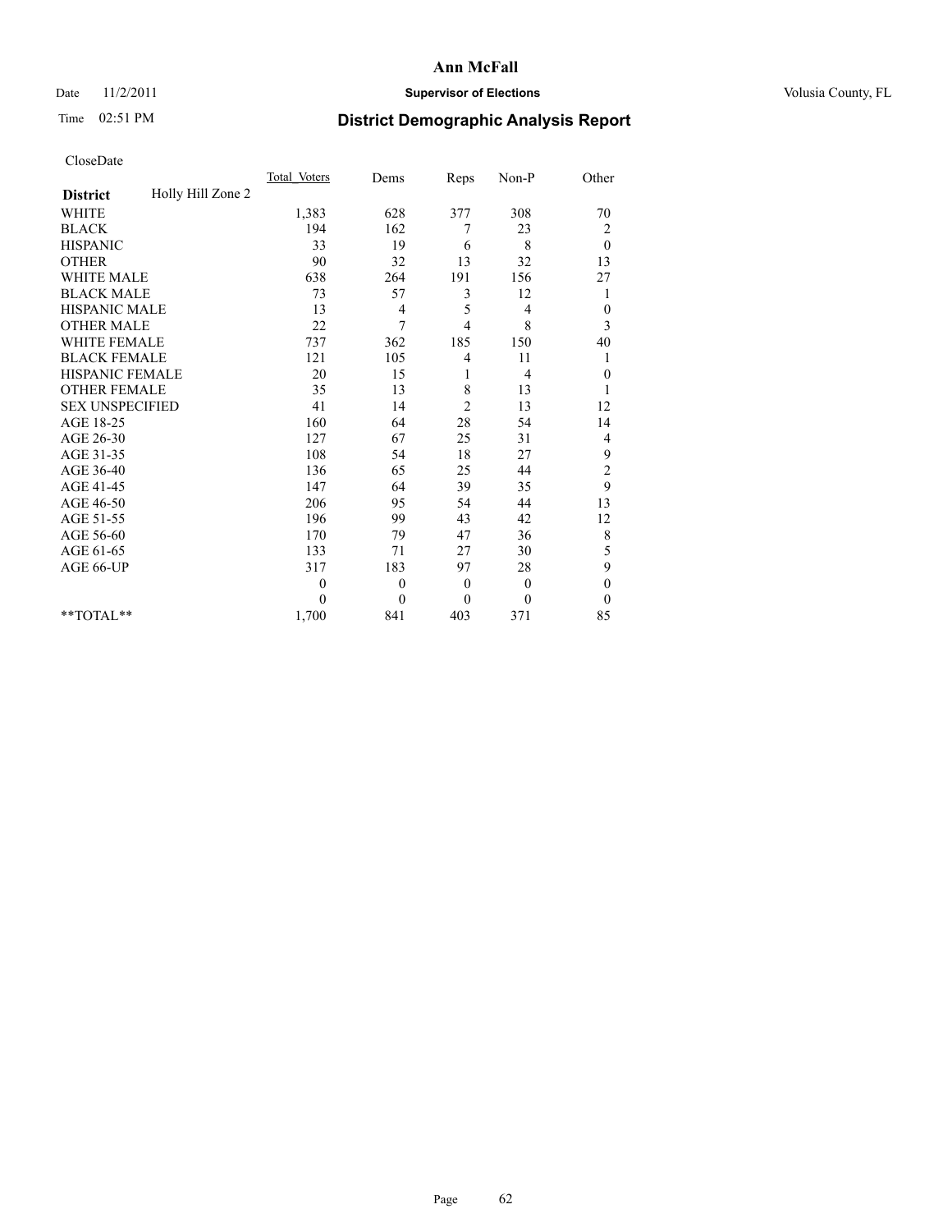# Ann McFall

Date 11/2/2011 **Supervisor of Elections** Volusia County, FL

Time 02:51 PM **District Demographic Analysis Report**

CloseDate

| | Total_Voters | Dems | Reps | Non-P | Other |
|---|---|---|---|---|---|
| **District** Holly Hill Zone 2 | | | | | |
| WHITE | 1,383 | 628 | 377 | 308 | 70 |
| BLACK | 194 | 162 | 7 | 23 | 2 |
| HISPANIC | 33 | 19 | 6 | 8 | 0 |
| OTHER | 90 | 32 | 13 | 32 | 13 |
| WHITE MALE | 638 | 264 | 191 | 156 | 27 |
| BLACK MALE | 73 | 57 | 3 | 12 | 1 |
| HISPANIC MALE | 13 | 4 | 5 | 4 | 0 |
| OTHER MALE | 22 | 7 | 4 | 8 | 3 |
| WHITE FEMALE | 737 | 362 | 185 | 150 | 40 |
| BLACK FEMALE | 121 | 105 | 4 | 11 | 1 |
| HISPANIC FEMALE | 20 | 15 | 1 | 4 | 0 |
| OTHER FEMALE | 35 | 13 | 8 | 13 | 1 |
| SEX UNSPECIFIED | 41 | 14 | 2 | 13 | 12 |
| AGE 18-25 | 160 | 64 | 28 | 54 | 14 |
| AGE 26-30 | 127 | 67 | 25 | 31 | 4 |
| AGE 31-35 | 108 | 54 | 18 | 27 | 9 |
| AGE 36-40 | 136 | 65 | 25 | 44 | 2 |
| AGE 41-45 | 147 | 64 | 39 | 35 | 9 |
| AGE 46-50 | 206 | 95 | 54 | 44 | 13 |
| AGE 51-55 | 196 | 99 | 43 | 42 | 12 |
| AGE 56-60 | 170 | 79 | 47 | 36 | 8 |
| AGE 61-65 | 133 | 71 | 27 | 30 | 5 |
| AGE 66-UP | 317 | 183 | 97 | 28 | 9 |
| | 0 | 0 | 0 | 0 | 0 |
| | 0 | 0 | 0 | 0 | 0 |
| **TOTAL** | 1,700 | 841 | 403 | 371 | 85 |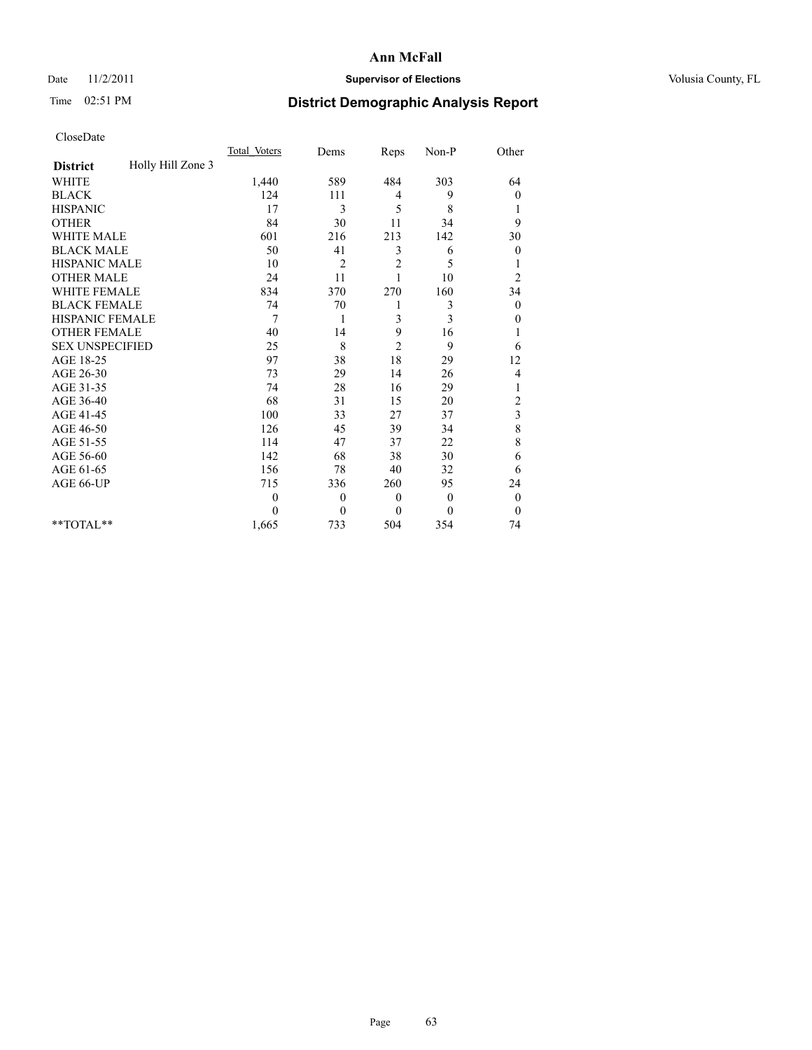# Ann McFall

Date 11/2/2011 **Supervisor of Elections** Volusia County, FL

Time 02:51 PM **District Demographic Analysis Report**

CloseDate

| **District** Holly Hill Zone 3 | Total Voters | Dems | Reps | Non-P | Other |
|---|---|---|---|---|---|
| WHITE | 1,440 | 589 | 484 | 303 | 64 |
| BLACK | 124 | 111 | 4 | 9 | 0 |
| HISPANIC | 17 | 3 | 5 | 8 | 1 |
| OTHER | 84 | 30 | 11 | 34 | 9 |
| WHITE MALE | 601 | 216 | 213 | 142 | 30 |
| BLACK MALE | 50 | 41 | 3 | 6 | 0 |
| HISPANIC MALE | 10 | 2 | 2 | 5 | 1 |
| OTHER MALE | 24 | 11 | 1 | 10 | 2 |
| WHITE FEMALE | 834 | 370 | 270 | 160 | 34 |
| BLACK FEMALE | 74 | 70 | 1 | 3 | 0 |
| HISPANIC FEMALE | 7 | 1 | 3 | 3 | 0 |
| OTHER FEMALE | 40 | 14 | 9 | 16 | 1 |
| SEX UNSPECIFIED | 25 | 8 | 2 | 9 | 6 |
| AGE 18-25 | 97 | 38 | 18 | 29 | 12 |
| AGE 26-30 | 73 | 29 | 14 | 26 | 4 |
| AGE 31-35 | 74 | 28 | 16 | 29 | 1 |
| AGE 36-40 | 68 | 31 | 15 | 20 | 2 |
| AGE 41-45 | 100 | 33 | 27 | 37 | 3 |
| AGE 46-50 | 126 | 45 | 39 | 34 | 8 |
| AGE 51-55 | 114 | 47 | 37 | 22 | 8 |
| AGE 56-60 | 142 | 68 | 38 | 30 | 6 |
| AGE 61-65 | 156 | 78 | 40 | 32 | 6 |
| AGE 66-UP | 715 | 336 | 260 | 95 | 24 |
| | 0 | 0 | 0 | 0 | 0 |
| | 0 | 0 | 0 | 0 | 0 |
| **TOTAL** | 1,665 | 733 | 504 | 354 | 74 |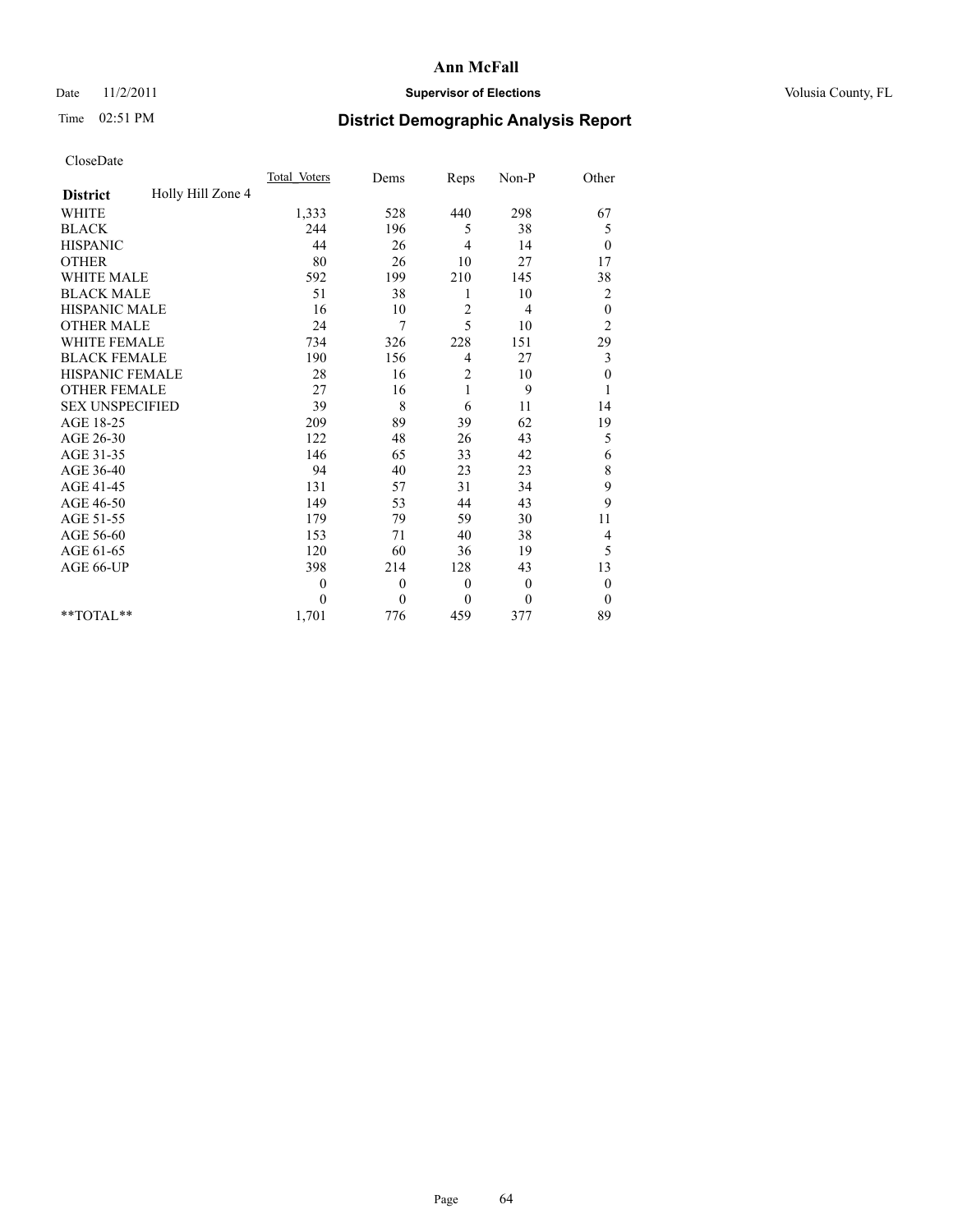# Ann McFall

Date 11/2/2011 **Supervisor of Elections** Volusia County, FL

Time 02:51 PM **District Demographic Analysis Report**

CloseDate

| **District** Holly Hill Zone 4 | Total Voters | Dems | Reps | Non-P | Other |
|---|---|---|---|---|---|
| WHITE | 1,333 | 528 | 440 | 298 | 67 |
| BLACK | 244 | 196 | 5 | 38 | 5 |
| HISPANIC | 44 | 26 | 4 | 14 | 0 |
| OTHER | 80 | 26 | 10 | 27 | 17 |
| WHITE MALE | 592 | 199 | 210 | 145 | 38 |
| BLACK MALE | 51 | 38 | 1 | 10 | 2 |
| HISPANIC MALE | 16 | 10 | 2 | 4 | 0 |
| OTHER MALE | 24 | 7 | 5 | 10 | 2 |
| WHITE FEMALE | 734 | 326 | 228 | 151 | 29 |
| BLACK FEMALE | 190 | 156 | 4 | 27 | 3 |
| HISPANIC FEMALE | 28 | 16 | 2 | 10 | 0 |
| OTHER FEMALE | 27 | 16 | 1 | 9 | 1 |
| SEX UNSPECIFIED | 39 | 8 | 6 | 11 | 14 |
| AGE 18-25 | 209 | 89 | 39 | 62 | 19 |
| AGE 26-30 | 122 | 48 | 26 | 43 | 5 |
| AGE 31-35 | 146 | 65 | 33 | 42 | 6 |
| AGE 36-40 | 94 | 40 | 23 | 23 | 8 |
| AGE 41-45 | 131 | 57 | 31 | 34 | 9 |
| AGE 46-50 | 149 | 53 | 44 | 43 | 9 |
| AGE 51-55 | 179 | 79 | 59 | 30 | 11 |
| AGE 56-60 | 153 | 71 | 40 | 38 | 4 |
| AGE 61-65 | 120 | 60 | 36 | 19 | 5 |
| AGE 66-UP | 398 | 214 | 128 | 43 | 13 |
| | 0 | 0 | 0 | 0 | 0 |
| | 0 | 0 | 0 | 0 | 0 |
| **TOTAL** | 1,701 | 776 | 459 | 377 | 89 |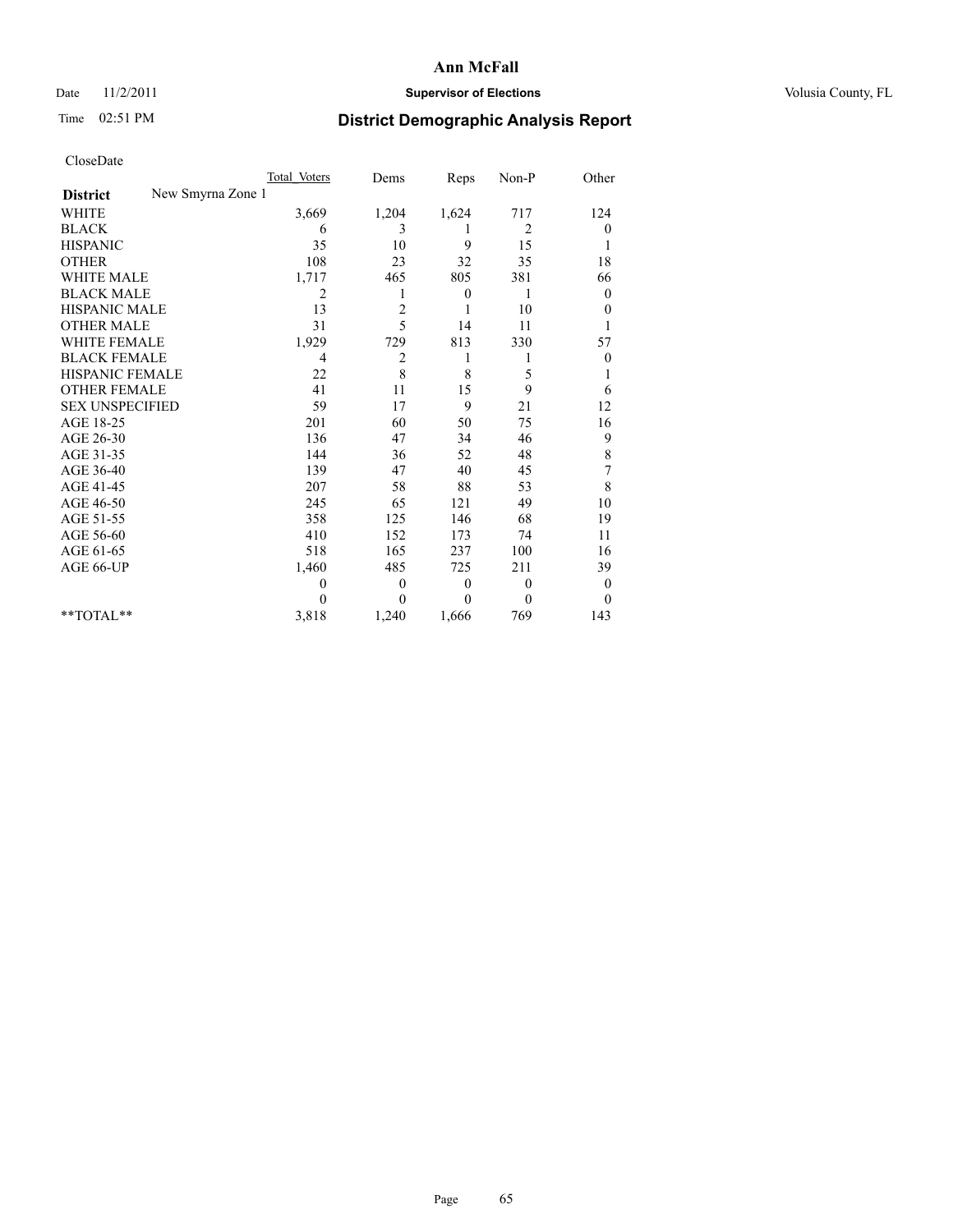# Ann McFall

Date 11/2/2011 **Supervisor of Elections** Volusia County, FL

Time 02:51 PM **District Demographic Analysis Report**

CloseDate

| | Total_Voters | Dems | Reps | Non-P | Other |
|---|---|---|---|---|---|
| **District** New Smyrna Zone 1 | | | | | |
| WHITE | 3,669 | 1,204 | 1,624 | 717 | 124 |
| BLACK | 6 | 3 | 1 | 2 | 0 |
| HISPANIC | 35 | 10 | 9 | 15 | 1 |
| OTHER | 108 | 23 | 32 | 35 | 18 |
| WHITE MALE | 1,717 | 465 | 805 | 381 | 66 |
| BLACK MALE | 2 | 1 | 0 | 1 | 0 |
| HISPANIC MALE | 13 | 2 | 1 | 10 | 0 |
| OTHER MALE | 31 | 5 | 14 | 11 | 1 |
| WHITE FEMALE | 1,929 | 729 | 813 | 330 | 57 |
| BLACK FEMALE | 4 | 2 | 1 | 1 | 0 |
| HISPANIC FEMALE | 22 | 8 | 8 | 5 | 1 |
| OTHER FEMALE | 41 | 11 | 15 | 9 | 6 |
| SEX UNSPECIFIED | 59 | 17 | 9 | 21 | 12 |
| AGE 18-25 | 201 | 60 | 50 | 75 | 16 |
| AGE 26-30 | 136 | 47 | 34 | 46 | 9 |
| AGE 31-35 | 144 | 36 | 52 | 48 | 8 |
| AGE 36-40 | 139 | 47 | 40 | 45 | 7 |
| AGE 41-45 | 207 | 58 | 88 | 53 | 8 |
| AGE 46-50 | 245 | 65 | 121 | 49 | 10 |
| AGE 51-55 | 358 | 125 | 146 | 68 | 19 |
| AGE 56-60 | 410 | 152 | 173 | 74 | 11 |
| AGE 61-65 | 518 | 165 | 237 | 100 | 16 |
| AGE 66-UP | 1,460 | 485 | 725 | 211 | 39 |
| | 0 | 0 | 0 | 0 | 0 |
| | 0 | 0 | 0 | 0 | 0 |
| **TOTAL** | 3,818 | 1,240 | 1,666 | 769 | 143 |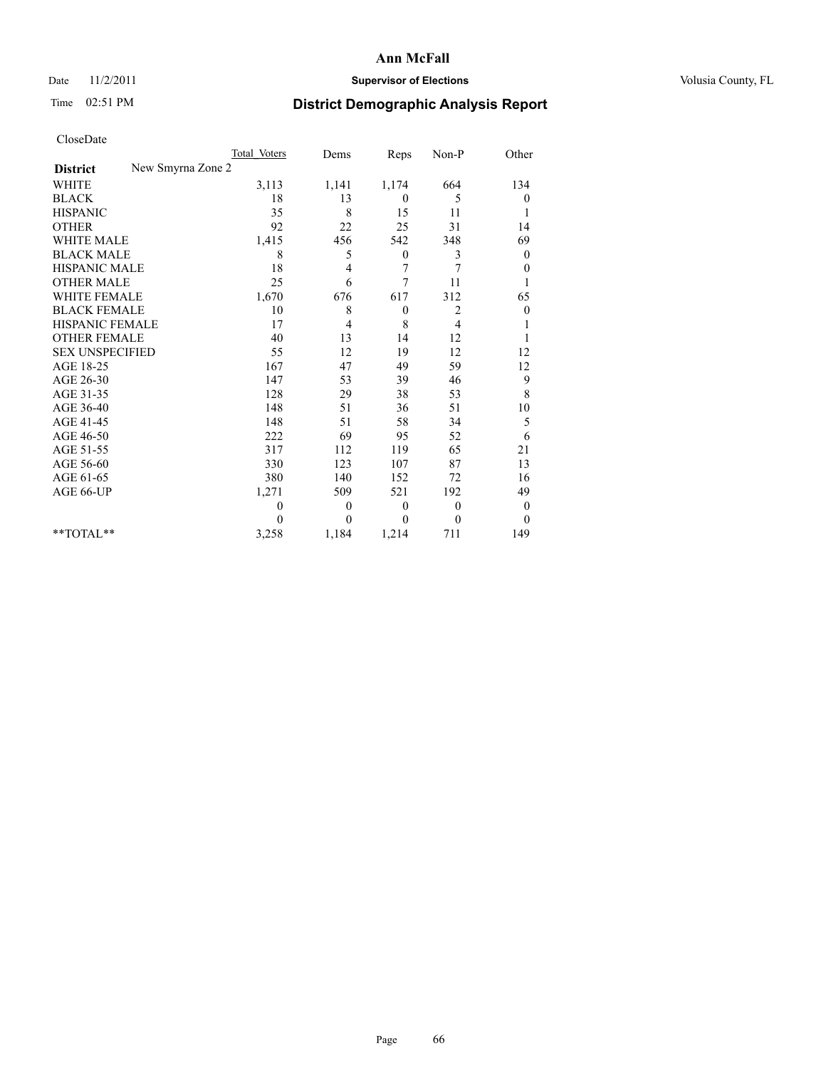**Ann McFall**

Date 11/2/2011 **Supervisor of Elections** Volusia County, FL

Time 02:51 PM

# District Demographic Analysis Report

CloseDate

| | Total_Voters | Dems | Reps | Non-P | Other |
|---|---|---|---|---|---|
| **District** New Smyrna Zone 2 | | | | | |
| WHITE | 3,113 | 1,141 | 1,174 | 664 | 134 |
| BLACK | 18 | 13 | 0 | 5 | 0 |
| HISPANIC | 35 | 8 | 15 | 11 | 1 |
| OTHER | 92 | 22 | 25 | 31 | 14 |
| WHITE MALE | 1,415 | 456 | 542 | 348 | 69 |
| BLACK MALE | 8 | 5 | 0 | 3 | 0 |
| HISPANIC MALE | 18 | 4 | 7 | 7 | 0 |
| OTHER MALE | 25 | 6 | 7 | 11 | 1 |
| WHITE FEMALE | 1,670 | 676 | 617 | 312 | 65 |
| BLACK FEMALE | 10 | 8 | 0 | 2 | 0 |
| HISPANIC FEMALE | 17 | 4 | 8 | 4 | 1 |
| OTHER FEMALE | 40 | 13 | 14 | 12 | 1 |
| SEX UNSPECIFIED | 55 | 12 | 19 | 12 | 12 |
| AGE 18-25 | 167 | 47 | 49 | 59 | 12 |
| AGE 26-30 | 147 | 53 | 39 | 46 | 9 |
| AGE 31-35 | 128 | 29 | 38 | 53 | 8 |
| AGE 36-40 | 148 | 51 | 36 | 51 | 10 |
| AGE 41-45 | 148 | 51 | 58 | 34 | 5 |
| AGE 46-50 | 222 | 69 | 95 | 52 | 6 |
| AGE 51-55 | 317 | 112 | 119 | 65 | 21 |
| AGE 56-60 | 330 | 123 | 107 | 87 | 13 |
| AGE 61-65 | 380 | 140 | 152 | 72 | 16 |
| AGE 66-UP | 1,271 | 509 | 521 | 192 | 49 |
| | 0 | 0 | 0 | 0 | 0 |
| | 0 | 0 | 0 | 0 | 0 |
| **TOTAL** | 3,258 | 1,184 | 1,214 | 711 | 149 |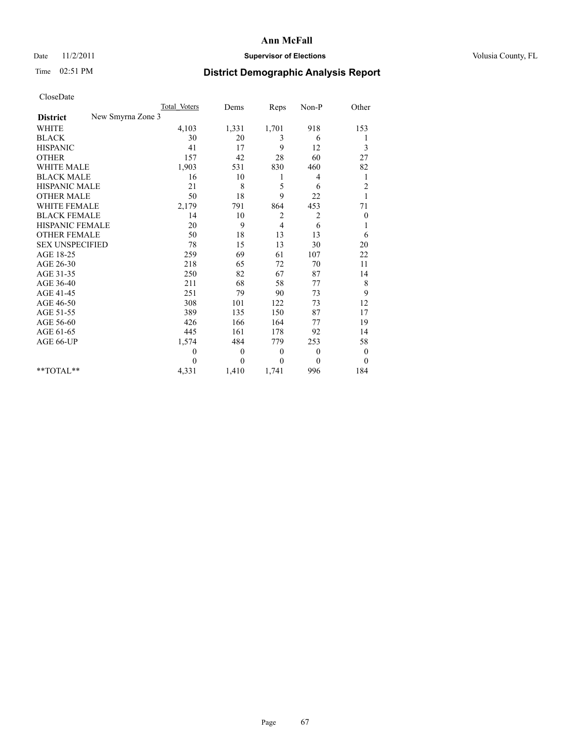# Ann McFall

Date 11/2/2011 **Supervisor of Elections** Volusia County, FL

Time 02:51 PM

## District Demographic Analysis Report

CloseDate

| **District** New Smyrna Zone 3 | Total Voters | Dems | Reps | Non-P | Other |
|---|---|---|---|---|---|
| WHITE | 4,103 | 1,331 | 1,701 | 918 | 153 |
| BLACK | 30 | 20 | 3 | 6 | 1 |
| HISPANIC | 41 | 17 | 9 | 12 | 3 |
| OTHER | 157 | 42 | 28 | 60 | 27 |
| WHITE MALE | 1,903 | 531 | 830 | 460 | 82 |
| BLACK MALE | 16 | 10 | 1 | 4 | 1 |
| HISPANIC MALE | 21 | 8 | 5 | 6 | 2 |
| OTHER MALE | 50 | 18 | 9 | 22 | 1 |
| WHITE FEMALE | 2,179 | 791 | 864 | 453 | 71 |
| BLACK FEMALE | 14 | 10 | 2 | 2 | 0 |
| HISPANIC FEMALE | 20 | 9 | 4 | 6 | 1 |
| OTHER FEMALE | 50 | 18 | 13 | 13 | 6 |
| SEX UNSPECIFIED | 78 | 15 | 13 | 30 | 20 |
| AGE 18-25 | 259 | 69 | 61 | 107 | 22 |
| AGE 26-30 | 218 | 65 | 72 | 70 | 11 |
| AGE 31-35 | 250 | 82 | 67 | 87 | 14 |
| AGE 36-40 | 211 | 68 | 58 | 77 | 8 |
| AGE 41-45 | 251 | 79 | 90 | 73 | 9 |
| AGE 46-50 | 308 | 101 | 122 | 73 | 12 |
| AGE 51-55 | 389 | 135 | 150 | 87 | 17 |
| AGE 56-60 | 426 | 166 | 164 | 77 | 19 |
| AGE 61-65 | 445 | 161 | 178 | 92 | 14 |
| AGE 66-UP | 1,574 | 484 | 779 | 253 | 58 |
| | 0 | 0 | 0 | 0 | 0 |
| | 0 | 0 | 0 | 0 | 0 |
| **TOTAL** | 4,331 | 1,410 | 1,741 | 996 | 184 |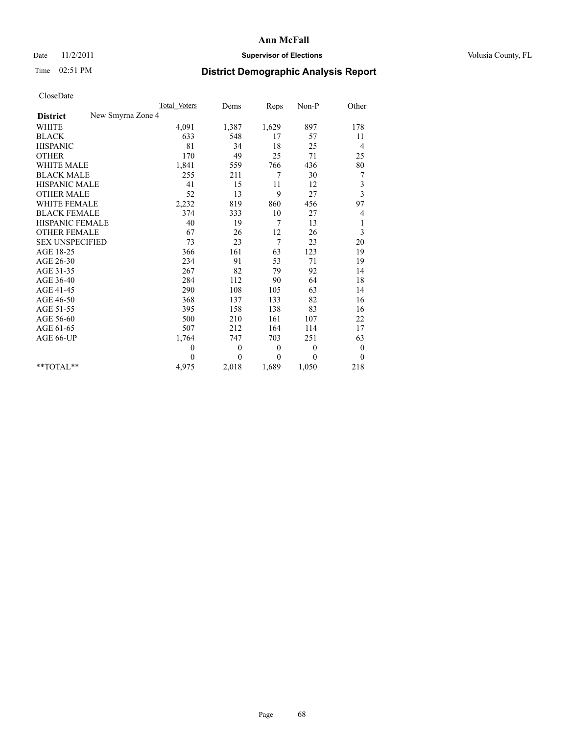# Ann McFall

Date 11/2/2011 **Supervisor of Elections** Volusia County, FL

Time 02:51 PM

## District Demographic Analysis Report

CloseDate

| | Total Voters | Dems | Reps | Non-P | Other |
|---|---|---|---|---|---|
| **District** New Smyrna Zone 4 | | | | | |
| WHITE | 4,091 | 1,387 | 1,629 | 897 | 178 |
| BLACK | 633 | 548 | 17 | 57 | 11 |
| HISPANIC | 81 | 34 | 18 | 25 | 4 |
| OTHER | 170 | 49 | 25 | 71 | 25 |
| WHITE MALE | 1,841 | 559 | 766 | 436 | 80 |
| BLACK MALE | 255 | 211 | 7 | 30 | 7 |
| HISPANIC MALE | 41 | 15 | 11 | 12 | 3 |
| OTHER MALE | 52 | 13 | 9 | 27 | 3 |
| WHITE FEMALE | 2,232 | 819 | 860 | 456 | 97 |
| BLACK FEMALE | 374 | 333 | 10 | 27 | 4 |
| HISPANIC FEMALE | 40 | 19 | 7 | 13 | 1 |
| OTHER FEMALE | 67 | 26 | 12 | 26 | 3 |
| SEX UNSPECIFIED | 73 | 23 | 7 | 23 | 20 |
| AGE 18-25 | 366 | 161 | 63 | 123 | 19 |
| AGE 26-30 | 234 | 91 | 53 | 71 | 19 |
| AGE 31-35 | 267 | 82 | 79 | 92 | 14 |
| AGE 36-40 | 284 | 112 | 90 | 64 | 18 |
| AGE 41-45 | 290 | 108 | 105 | 63 | 14 |
| AGE 46-50 | 368 | 137 | 133 | 82 | 16 |
| AGE 51-55 | 395 | 158 | 138 | 83 | 16 |
| AGE 56-60 | 500 | 210 | 161 | 107 | 22 |
| AGE 61-65 | 507 | 212 | 164 | 114 | 17 |
| AGE 66-UP | 1,764 | 747 | 703 | 251 | 63 |
| | 0 | 0 | 0 | 0 | 0 |
| | 0 | 0 | 0 | 0 | 0 |
| **TOTAL** | 4,975 | 2,018 | 1,689 | 1,050 | 218 |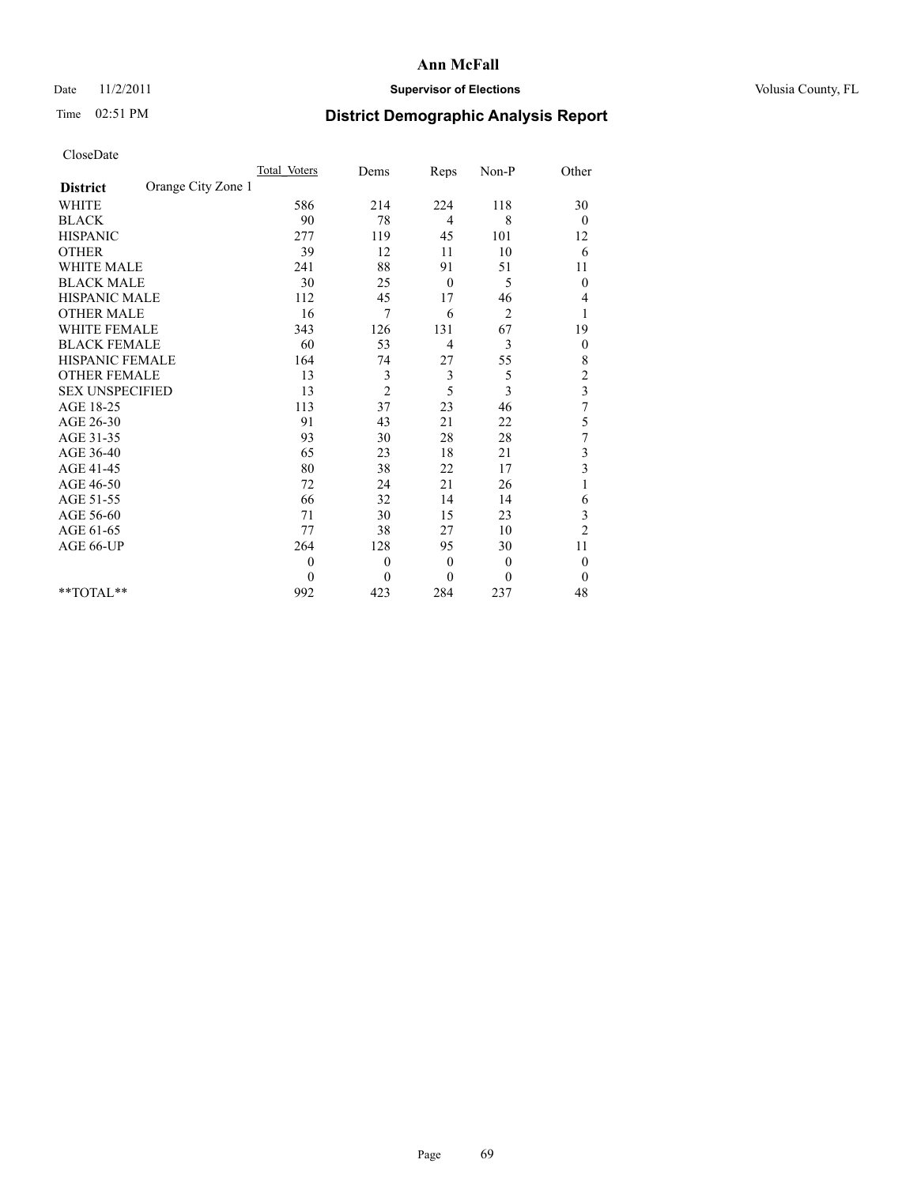# Ann McFall

Date 11/2/2011 **Supervisor of Elections** Volusia County, FL

Time 02:51 PM **District Demographic Analysis Report**

CloseDate

| | Total Voters | Dems | Reps | Non-P | Other |
|---|---|---|---|---|---|
| **District** Orange City Zone 1 | | | | | |
| WHITE | 586 | 214 | 224 | 118 | 30 |
| BLACK | 90 | 78 | 4 | 8 | 0 |
| HISPANIC | 277 | 119 | 45 | 101 | 12 |
| OTHER | 39 | 12 | 11 | 10 | 6 |
| WHITE MALE | 241 | 88 | 91 | 51 | 11 |
| BLACK MALE | 30 | 25 | 0 | 5 | 0 |
| HISPANIC MALE | 112 | 45 | 17 | 46 | 4 |
| OTHER MALE | 16 | 7 | 6 | 2 | 1 |
| WHITE FEMALE | 343 | 126 | 131 | 67 | 19 |
| BLACK FEMALE | 60 | 53 | 4 | 3 | 0 |
| HISPANIC FEMALE | 164 | 74 | 27 | 55 | 8 |
| OTHER FEMALE | 13 | 3 | 3 | 5 | 2 |
| SEX UNSPECIFIED | 13 | 2 | 5 | 3 | 3 |
| AGE 18-25 | 113 | 37 | 23 | 46 | 7 |
| AGE 26-30 | 91 | 43 | 21 | 22 | 5 |
| AGE 31-35 | 93 | 30 | 28 | 28 | 7 |
| AGE 36-40 | 65 | 23 | 18 | 21 | 3 |
| AGE 41-45 | 80 | 38 | 22 | 17 | 3 |
| AGE 46-50 | 72 | 24 | 21 | 26 | 1 |
| AGE 51-55 | 66 | 32 | 14 | 14 | 6 |
| AGE 56-60 | 71 | 30 | 15 | 23 | 3 |
| AGE 61-65 | 77 | 38 | 27 | 10 | 2 |
| AGE 66-UP | 264 | 128 | 95 | 30 | 11 |
| | 0 | 0 | 0 | 0 | 0 |
| | 0 | 0 | 0 | 0 | 0 |
| **TOTAL** | 992 | 423 | 284 | 237 | 48 |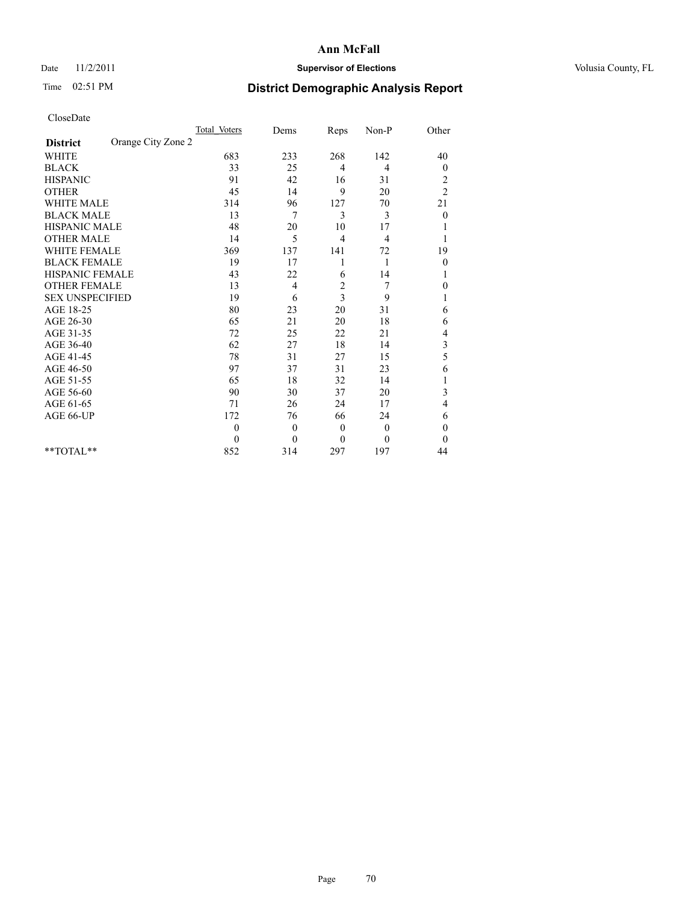**Ann McFall**

Date 11/2/2011 **Supervisor of Elections** Volusia County, FL

Time 02:51 PM **District Demographic Analysis Report**

CloseDate

| | Total_Voters | Dems | Reps | Non-P | Other |
|---|---|---|---|---|---|
| **District** Orange City Zone 2 | | | | | |
| WHITE | 683 | 233 | 268 | 142 | 40 |
| BLACK | 33 | 25 | 4 | 4 | 0 |
| HISPANIC | 91 | 42 | 16 | 31 | 2 |
| OTHER | 45 | 14 | 9 | 20 | 2 |
| WHITE MALE | 314 | 96 | 127 | 70 | 21 |
| BLACK MALE | 13 | 7 | 3 | 3 | 0 |
| HISPANIC MALE | 48 | 20 | 10 | 17 | 1 |
| OTHER MALE | 14 | 5 | 4 | 4 | 1 |
| WHITE FEMALE | 369 | 137 | 141 | 72 | 19 |
| BLACK FEMALE | 19 | 17 | 1 | 1 | 0 |
| HISPANIC FEMALE | 43 | 22 | 6 | 14 | 1 |
| OTHER FEMALE | 13 | 4 | 2 | 7 | 0 |
| SEX UNSPECIFIED | 19 | 6 | 3 | 9 | 1 |
| AGE 18-25 | 80 | 23 | 20 | 31 | 6 |
| AGE 26-30 | 65 | 21 | 20 | 18 | 6 |
| AGE 31-35 | 72 | 25 | 22 | 21 | 4 |
| AGE 36-40 | 62 | 27 | 18 | 14 | 3 |
| AGE 41-45 | 78 | 31 | 27 | 15 | 5 |
| AGE 46-50 | 97 | 37 | 31 | 23 | 6 |
| AGE 51-55 | 65 | 18 | 32 | 14 | 1 |
| AGE 56-60 | 90 | 30 | 37 | 20 | 3 |
| AGE 61-65 | 71 | 26 | 24 | 17 | 4 |
| AGE 66-UP | 172 | 76 | 66 | 24 | 6 |
| | 0 | 0 | 0 | 0 | 0 |
| | 0 | 0 | 0 | 0 | 0 |
| **TOTAL** | 852 | 314 | 297 | 197 | 44 |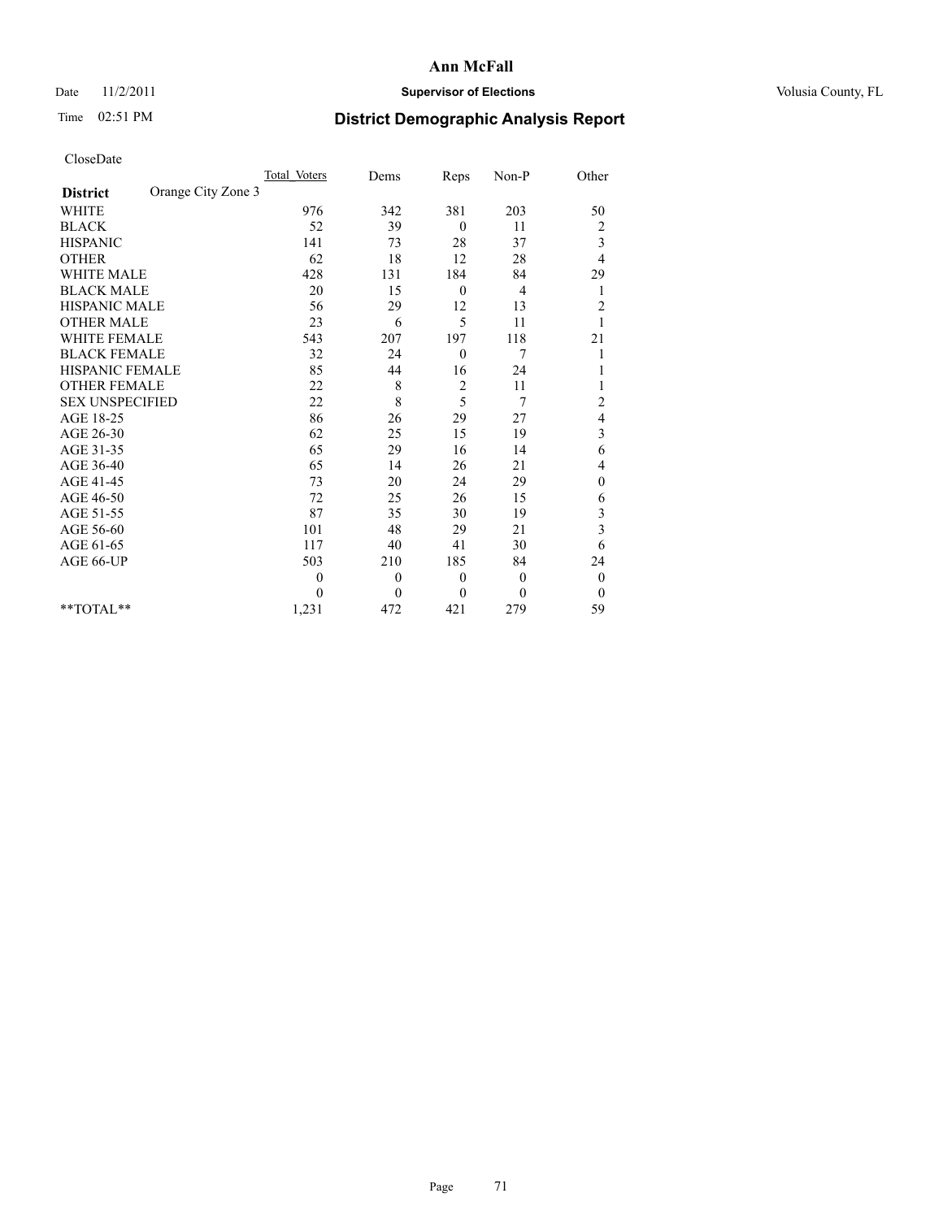# Ann McFall

Date 11/2/2011 **Supervisor of Elections** Volusia County, FL

Time 02:51 PM **District Demographic Analysis Report**

CloseDate

| **District** Orange City Zone 3 | Total Voters | Dems | Reps | Non-P | Other |
|---|---|---|---|---|---|
| WHITE | 976 | 342 | 381 | 203 | 50 |
| BLACK | 52 | 39 | 0 | 11 | 2 |
| HISPANIC | 141 | 73 | 28 | 37 | 3 |
| OTHER | 62 | 18 | 12 | 28 | 4 |
| WHITE MALE | 428 | 131 | 184 | 84 | 29 |
| BLACK MALE | 20 | 15 | 0 | 4 | 1 |
| HISPANIC MALE | 56 | 29 | 12 | 13 | 2 |
| OTHER MALE | 23 | 6 | 5 | 11 | 1 |
| WHITE FEMALE | 543 | 207 | 197 | 118 | 21 |
| BLACK FEMALE | 32 | 24 | 0 | 7 | 1 |
| HISPANIC FEMALE | 85 | 44 | 16 | 24 | 1 |
| OTHER FEMALE | 22 | 8 | 2 | 11 | 1 |
| SEX UNSPECIFIED | 22 | 8 | 5 | 7 | 2 |
| AGE 18-25 | 86 | 26 | 29 | 27 | 4 |
| AGE 26-30 | 62 | 25 | 15 | 19 | 3 |
| AGE 31-35 | 65 | 29 | 16 | 14 | 6 |
| AGE 36-40 | 65 | 14 | 26 | 21 | 4 |
| AGE 41-45 | 73 | 20 | 24 | 29 | 0 |
| AGE 46-50 | 72 | 25 | 26 | 15 | 6 |
| AGE 51-55 | 87 | 35 | 30 | 19 | 3 |
| AGE 56-60 | 101 | 48 | 29 | 21 | 3 |
| AGE 61-65 | 117 | 40 | 41 | 30 | 6 |
| AGE 66-UP | 503 | 210 | 185 | 84 | 24 |
| | 0 | 0 | 0 | 0 | 0 |
| | 0 | 0 | 0 | 0 | 0 |
| **TOTAL** | 1,231 | 472 | 421 | 279 | 59 |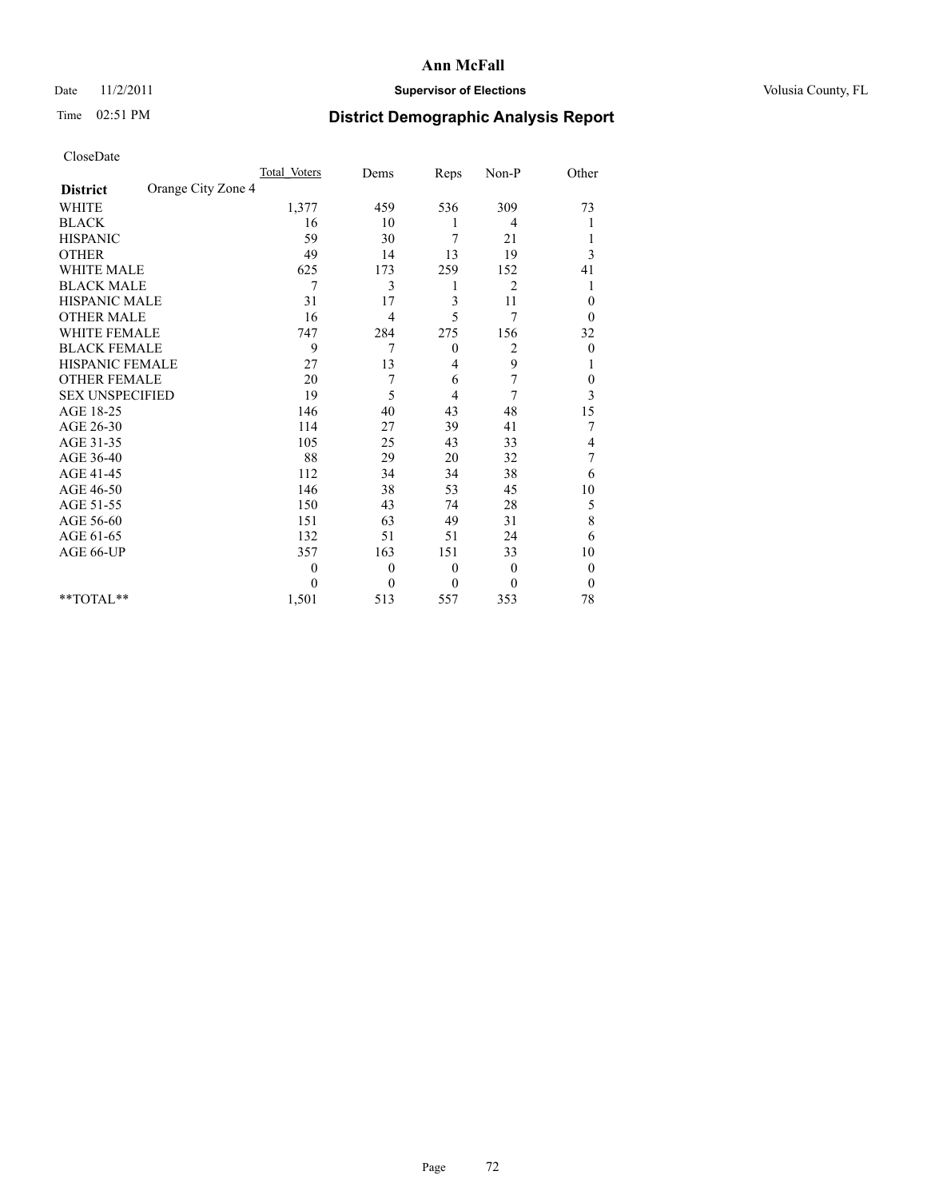# Ann McFall

Date 11/2/2011 **Supervisor of Elections** Volusia County, FL

Time 02:51 PM **District Demographic Analysis Report**

CloseDate

| | Total_Voters | Dems | Reps | Non-P | Other |
|---|---|---|---|---|---|
| **District** Orange City Zone 4 | | | | | |
| WHITE | 1,377 | 459 | 536 | 309 | 73 |
| BLACK | 16 | 10 | 1 | 4 | 1 |
| HISPANIC | 59 | 30 | 7 | 21 | 1 |
| OTHER | 49 | 14 | 13 | 19 | 3 |
| WHITE MALE | 625 | 173 | 259 | 152 | 41 |
| BLACK MALE | 7 | 3 | 1 | 2 | 1 |
| HISPANIC MALE | 31 | 17 | 3 | 11 | 0 |
| OTHER MALE | 16 | 4 | 5 | 7 | 0 |
| WHITE FEMALE | 747 | 284 | 275 | 156 | 32 |
| BLACK FEMALE | 9 | 7 | 0 | 2 | 0 |
| HISPANIC FEMALE | 27 | 13 | 4 | 9 | 1 |
| OTHER FEMALE | 20 | 7 | 6 | 7 | 0 |
| SEX UNSPECIFIED | 19 | 5 | 4 | 7 | 3 |
| AGE 18-25 | 146 | 40 | 43 | 48 | 15 |
| AGE 26-30 | 114 | 27 | 39 | 41 | 7 |
| AGE 31-35 | 105 | 25 | 43 | 33 | 4 |
| AGE 36-40 | 88 | 29 | 20 | 32 | 7 |
| AGE 41-45 | 112 | 34 | 34 | 38 | 6 |
| AGE 46-50 | 146 | 38 | 53 | 45 | 10 |
| AGE 51-55 | 150 | 43 | 74 | 28 | 5 |
| AGE 56-60 | 151 | 63 | 49 | 31 | 8 |
| AGE 61-65 | 132 | 51 | 51 | 24 | 6 |
| AGE 66-UP | 357 | 163 | 151 | 33 | 10 |
| | 0 | 0 | 0 | 0 | 0 |
| | 0 | 0 | 0 | 0 | 0 |
| **TOTAL** | 1,501 | 513 | 557 | 353 | 78 |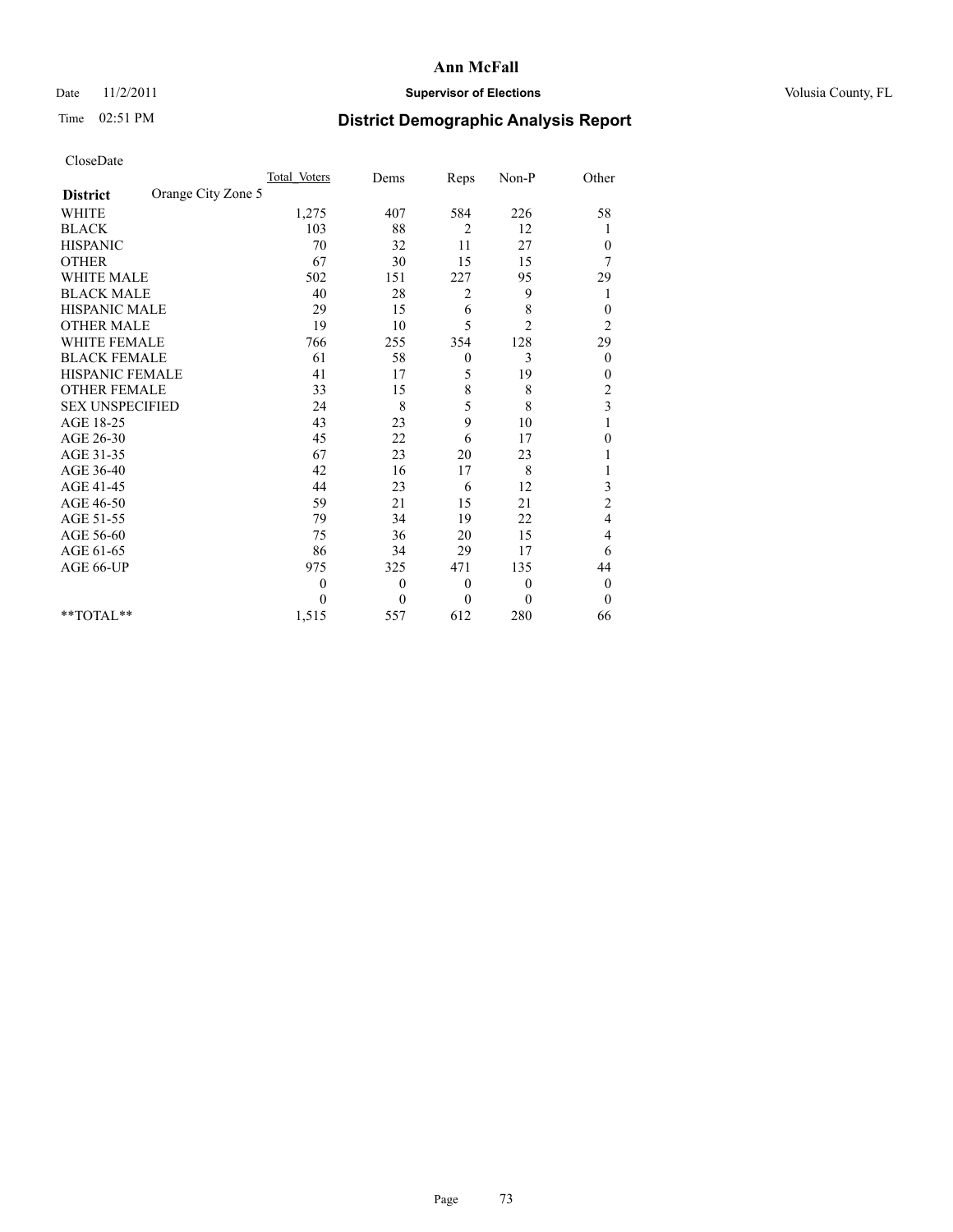# Ann McFall

Date 11/2/2011 **Supervisor of Elections** Volusia County, FL

Time 02:51 PM **District Demographic Analysis Report**

CloseDate

| | Total Voters | Dems | Reps | Non-P | Other |
|---|---|---|---|---|---|
| **District** Orange City Zone 5 | | | | | |
| WHITE | 1,275 | 407 | 584 | 226 | 58 |
| BLACK | 103 | 88 | 2 | 12 | 1 |
| HISPANIC | 70 | 32 | 11 | 27 | 0 |
| OTHER | 67 | 30 | 15 | 15 | 7 |
| WHITE MALE | 502 | 151 | 227 | 95 | 29 |
| BLACK MALE | 40 | 28 | 2 | 9 | 1 |
| HISPANIC MALE | 29 | 15 | 6 | 8 | 0 |
| OTHER MALE | 19 | 10 | 5 | 2 | 2 |
| WHITE FEMALE | 766 | 255 | 354 | 128 | 29 |
| BLACK FEMALE | 61 | 58 | 0 | 3 | 0 |
| HISPANIC FEMALE | 41 | 17 | 5 | 19 | 0 |
| OTHER FEMALE | 33 | 15 | 8 | 8 | 2 |
| SEX UNSPECIFIED | 24 | 8 | 5 | 8 | 3 |
| AGE 18-25 | 43 | 23 | 9 | 10 | 1 |
| AGE 26-30 | 45 | 22 | 6 | 17 | 0 |
| AGE 31-35 | 67 | 23 | 20 | 23 | 1 |
| AGE 36-40 | 42 | 16 | 17 | 8 | 1 |
| AGE 41-45 | 44 | 23 | 6 | 12 | 3 |
| AGE 46-50 | 59 | 21 | 15 | 21 | 2 |
| AGE 51-55 | 79 | 34 | 19 | 22 | 4 |
| AGE 56-60 | 75 | 36 | 20 | 15 | 4 |
| AGE 61-65 | 86 | 34 | 29 | 17 | 6 |
| AGE 66-UP | 975 | 325 | 471 | 135 | 44 |
| | 0 | 0 | 0 | 0 | 0 |
| | 0 | 0 | 0 | 0 | 0 |
| **TOTAL** | 1,515 | 557 | 612 | 280 | 66 |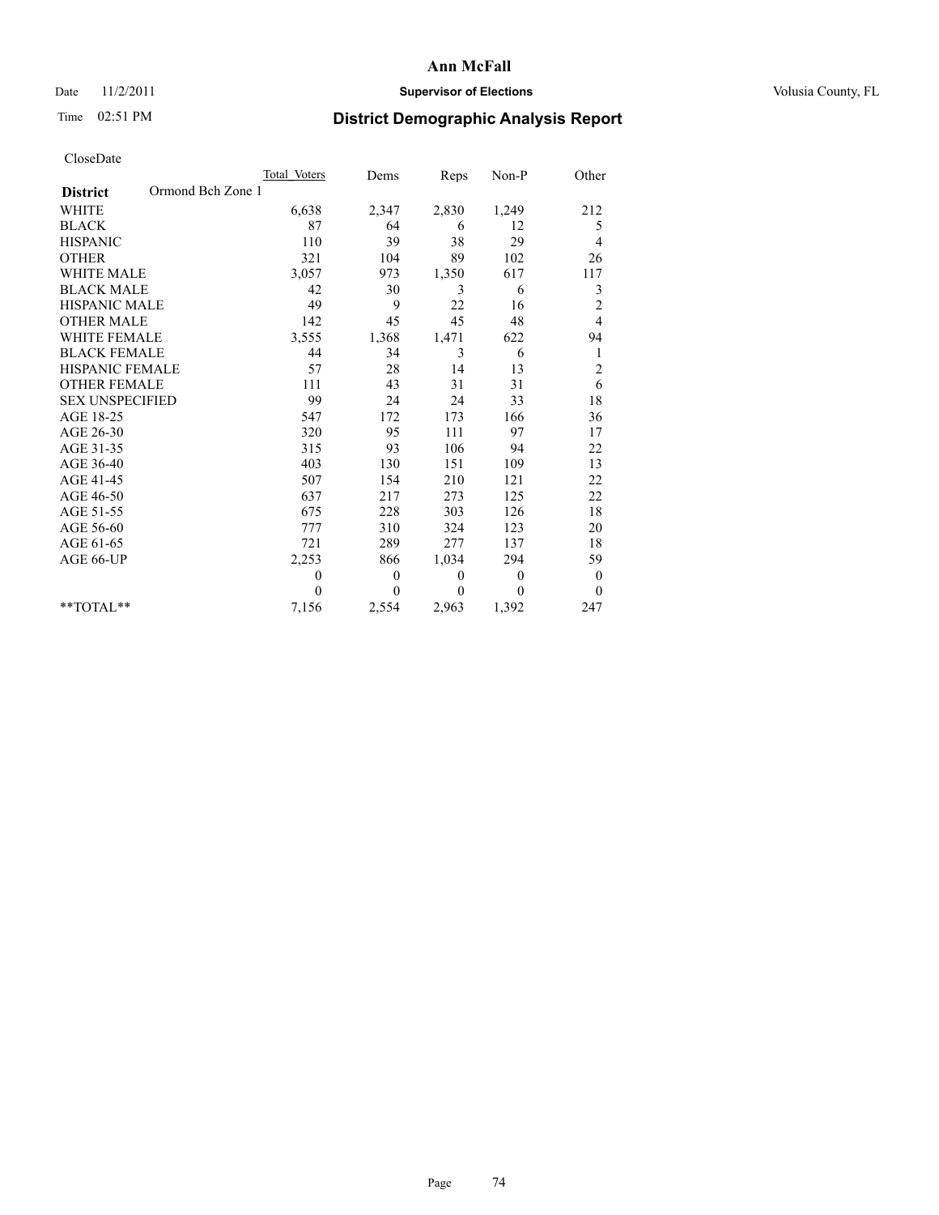# Ann McFall

Date 11/2/2011 **Supervisor of Elections** Volusia County, FL

Time 02:51 PM

## District Demographic Analysis Report

CloseDate

| **District** Ormond Bch Zone 1 | Total Voters | Dems | Reps | Non-P | Other |
|---|---|---|---|---|---|
| WHITE | 6,638 | 2,347 | 2,830 | 1,249 | 212 |
| BLACK | 87 | 64 | 6 | 12 | 5 |
| HISPANIC | 110 | 39 | 38 | 29 | 4 |
| OTHER | 321 | 104 | 89 | 102 | 26 |
| WHITE MALE | 3,057 | 973 | 1,350 | 617 | 117 |
| BLACK MALE | 42 | 30 | 3 | 6 | 3 |
| HISPANIC MALE | 49 | 9 | 22 | 16 | 2 |
| OTHER MALE | 142 | 45 | 45 | 48 | 4 |
| WHITE FEMALE | 3,555 | 1,368 | 1,471 | 622 | 94 |
| BLACK FEMALE | 44 | 34 | 3 | 6 | 1 |
| HISPANIC FEMALE | 57 | 28 | 14 | 13 | 2 |
| OTHER FEMALE | 111 | 43 | 31 | 31 | 6 |
| SEX UNSPECIFIED | 99 | 24 | 24 | 33 | 18 |
| AGE 18-25 | 547 | 172 | 173 | 166 | 36 |
| AGE 26-30 | 320 | 95 | 111 | 97 | 17 |
| AGE 31-35 | 315 | 93 | 106 | 94 | 22 |
| AGE 36-40 | 403 | 130 | 151 | 109 | 13 |
| AGE 41-45 | 507 | 154 | 210 | 121 | 22 |
| AGE 46-50 | 637 | 217 | 273 | 125 | 22 |
| AGE 51-55 | 675 | 228 | 303 | 126 | 18 |
| AGE 56-60 | 777 | 310 | 324 | 123 | 20 |
| AGE 61-65 | 721 | 289 | 277 | 137 | 18 |
| AGE 66-UP | 2,253 | 866 | 1,034 | 294 | 59 |
| | 0 | 0 | 0 | 0 | 0 |
| | 0 | 0 | 0 | 0 | 0 |
| **TOTAL** | 7,156 | 2,554 | 2,963 | 1,392 | 247 |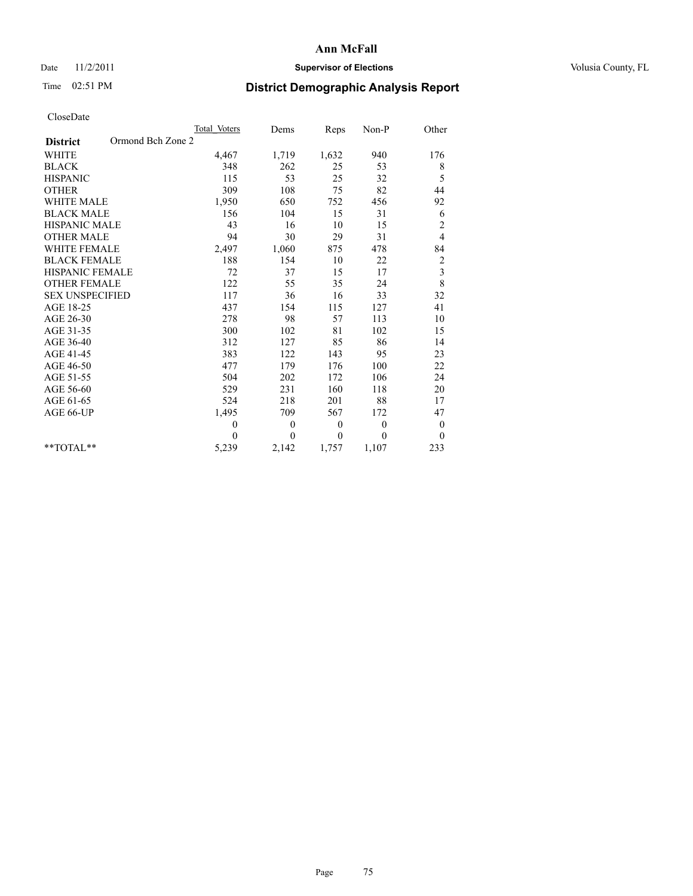# Ann McFall

Date 11/2/2011 **Supervisor of Elections** Volusia County, FL

Time 02:51 PM **District Demographic Analysis Report**

CloseDate

| | Total Voters | Dems | Reps | Non-P | Other |
|---|---|---|---|---|---|
| **District** Ormond Bch Zone 2 | | | | | |
| WHITE | 4,467 | 1,719 | 1,632 | 940 | 176 |
| BLACK | 348 | 262 | 25 | 53 | 8 |
| HISPANIC | 115 | 53 | 25 | 32 | 5 |
| OTHER | 309 | 108 | 75 | 82 | 44 |
| WHITE MALE | 1,950 | 650 | 752 | 456 | 92 |
| BLACK MALE | 156 | 104 | 15 | 31 | 6 |
| HISPANIC MALE | 43 | 16 | 10 | 15 | 2 |
| OTHER MALE | 94 | 30 | 29 | 31 | 4 |
| WHITE FEMALE | 2,497 | 1,060 | 875 | 478 | 84 |
| BLACK FEMALE | 188 | 154 | 10 | 22 | 2 |
| HISPANIC FEMALE | 72 | 37 | 15 | 17 | 3 |
| OTHER FEMALE | 122 | 55 | 35 | 24 | 8 |
| SEX UNSPECIFIED | 117 | 36 | 16 | 33 | 32 |
| AGE 18-25 | 437 | 154 | 115 | 127 | 41 |
| AGE 26-30 | 278 | 98 | 57 | 113 | 10 |
| AGE 31-35 | 300 | 102 | 81 | 102 | 15 |
| AGE 36-40 | 312 | 127 | 85 | 86 | 14 |
| AGE 41-45 | 383 | 122 | 143 | 95 | 23 |
| AGE 46-50 | 477 | 179 | 176 | 100 | 22 |
| AGE 51-55 | 504 | 202 | 172 | 106 | 24 |
| AGE 56-60 | 529 | 231 | 160 | 118 | 20 |
| AGE 61-65 | 524 | 218 | 201 | 88 | 17 |
| AGE 66-UP | 1,495 | 709 | 567 | 172 | 47 |
| | 0 | 0 | 0 | 0 | 0 |
| | 0 | 0 | 0 | 0 | 0 |
| **TOTAL** | 5,239 | 2,142 | 1,757 | 1,107 | 233 |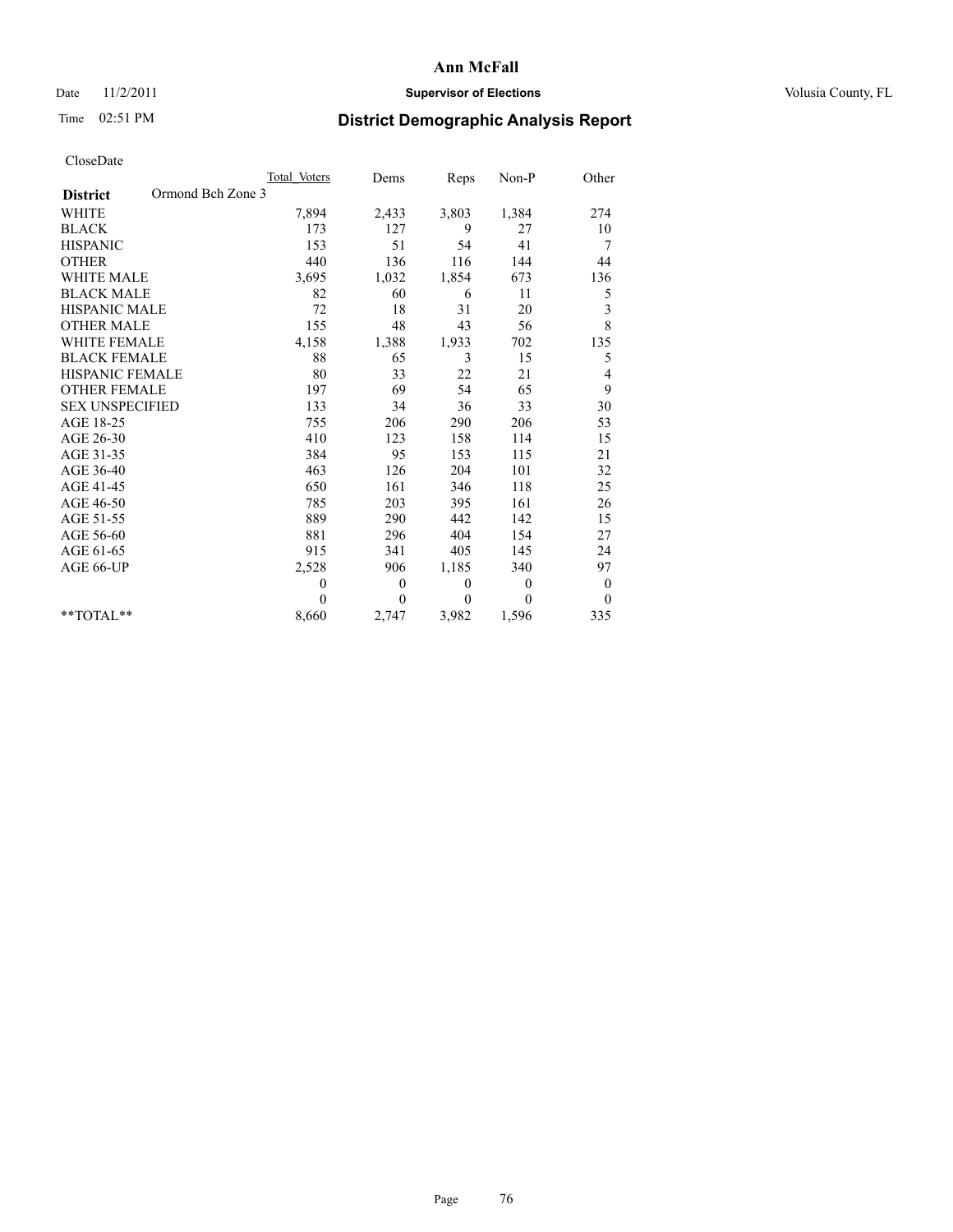# Ann McFall

Date 11/2/2011 **Supervisor of Elections** Volusia County, FL

Time 02:51 PM **District Demographic Analysis Report**

CloseDate

| | Total Voters | Dems | Reps | Non-P | Other |
|---|---|---|---|---|---|
| **District** Ormond Bch Zone 3 | | | | | |
| WHITE | 7,894 | 2,433 | 3,803 | 1,384 | 274 |
| BLACK | 173 | 127 | 9 | 27 | 10 |
| HISPANIC | 153 | 51 | 54 | 41 | 7 |
| OTHER | 440 | 136 | 116 | 144 | 44 |
| WHITE MALE | 3,695 | 1,032 | 1,854 | 673 | 136 |
| BLACK MALE | 82 | 60 | 6 | 11 | 5 |
| HISPANIC MALE | 72 | 18 | 31 | 20 | 3 |
| OTHER MALE | 155 | 48 | 43 | 56 | 8 |
| WHITE FEMALE | 4,158 | 1,388 | 1,933 | 702 | 135 |
| BLACK FEMALE | 88 | 65 | 3 | 15 | 5 |
| HISPANIC FEMALE | 80 | 33 | 22 | 21 | 4 |
| OTHER FEMALE | 197 | 69 | 54 | 65 | 9 |
| SEX UNSPECIFIED | 133 | 34 | 36 | 33 | 30 |
| AGE 18-25 | 755 | 206 | 290 | 206 | 53 |
| AGE 26-30 | 410 | 123 | 158 | 114 | 15 |
| AGE 31-35 | 384 | 95 | 153 | 115 | 21 |
| AGE 36-40 | 463 | 126 | 204 | 101 | 32 |
| AGE 41-45 | 650 | 161 | 346 | 118 | 25 |
| AGE 46-50 | 785 | 203 | 395 | 161 | 26 |
| AGE 51-55 | 889 | 290 | 442 | 142 | 15 |
| AGE 56-60 | 881 | 296 | 404 | 154 | 27 |
| AGE 61-65 | 915 | 341 | 405 | 145 | 24 |
| AGE 66-UP | 2,528 | 906 | 1,185 | 340 | 97 |
| | 0 | 0 | 0 | 0 | 0 |
| | 0 | 0 | 0 | 0 | 0 |
| **TOTAL** | 8,660 | 2,747 | 3,982 | 1,596 | 335 |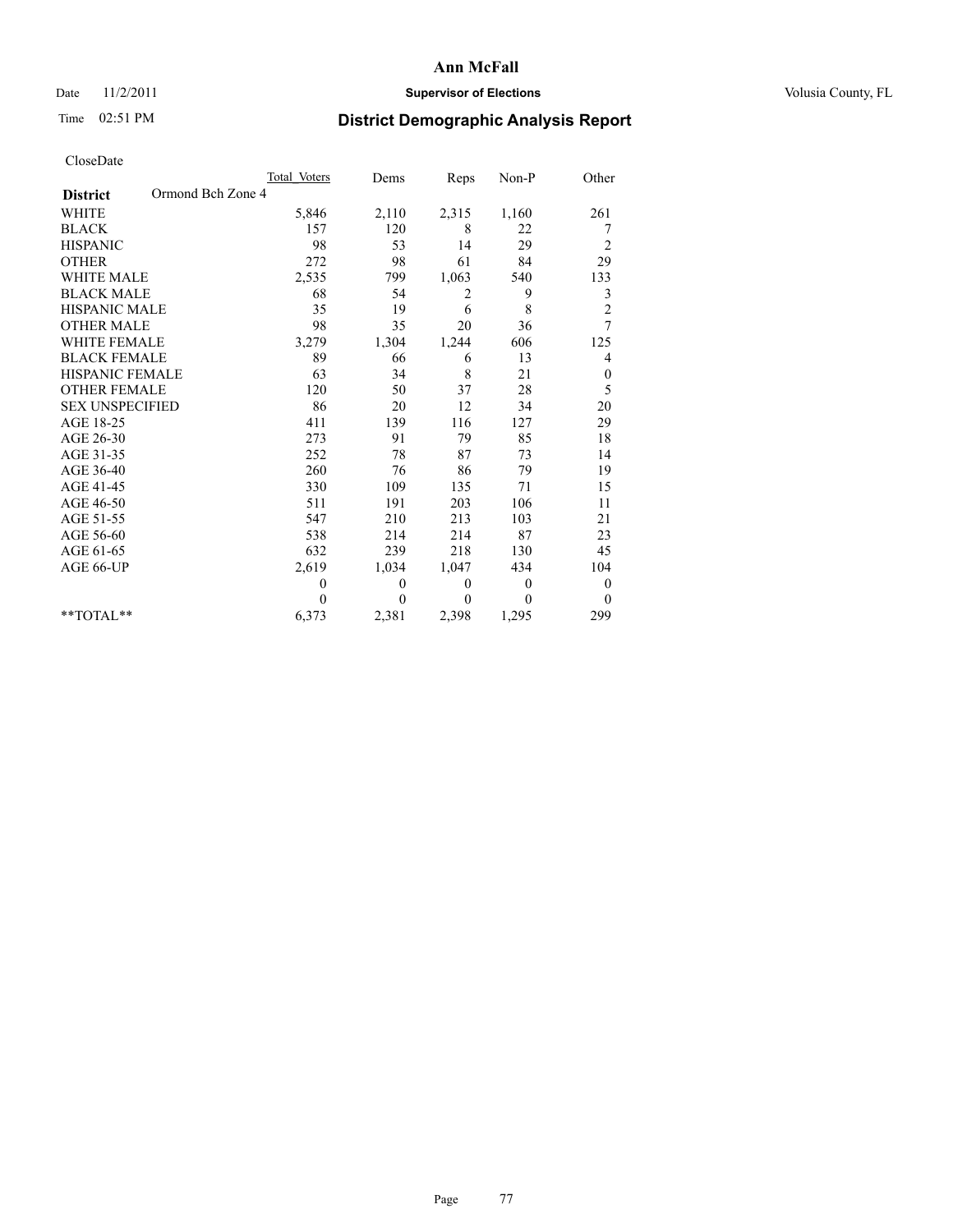# Ann McFall

Date 11/2/2011 **Supervisor of Elections** Volusia County, FL

Time 02:51 PM **District Demographic Analysis Report**

CloseDate

| **District** Ormond Bch Zone 4 | Total Voters | Dems | Reps | Non-P | Other |
|---|---|---|---|---|---|
| WHITE | 5,846 | 2,110 | 2,315 | 1,160 | 261 |
| BLACK | 157 | 120 | 8 | 22 | 7 |
| HISPANIC | 98 | 53 | 14 | 29 | 2 |
| OTHER | 272 | 98 | 61 | 84 | 29 |
| WHITE MALE | 2,535 | 799 | 1,063 | 540 | 133 |
| BLACK MALE | 68 | 54 | 2 | 9 | 3 |
| HISPANIC MALE | 35 | 19 | 6 | 8 | 2 |
| OTHER MALE | 98 | 35 | 20 | 36 | 7 |
| WHITE FEMALE | 3,279 | 1,304 | 1,244 | 606 | 125 |
| BLACK FEMALE | 89 | 66 | 6 | 13 | 4 |
| HISPANIC FEMALE | 63 | 34 | 8 | 21 | 0 |
| OTHER FEMALE | 120 | 50 | 37 | 28 | 5 |
| SEX UNSPECIFIED | 86 | 20 | 12 | 34 | 20 |
| AGE 18-25 | 411 | 139 | 116 | 127 | 29 |
| AGE 26-30 | 273 | 91 | 79 | 85 | 18 |
| AGE 31-35 | 252 | 78 | 87 | 73 | 14 |
| AGE 36-40 | 260 | 76 | 86 | 79 | 19 |
| AGE 41-45 | 330 | 109 | 135 | 71 | 15 |
| AGE 46-50 | 511 | 191 | 203 | 106 | 11 |
| AGE 51-55 | 547 | 210 | 213 | 103 | 21 |
| AGE 56-60 | 538 | 214 | 214 | 87 | 23 |
| AGE 61-65 | 632 | 239 | 218 | 130 | 45 |
| AGE 66-UP | 2,619 | 1,034 | 1,047 | 434 | 104 |
| | 0 | 0 | 0 | 0 | 0 |
| | 0 | 0 | 0 | 0 | 0 |
| **TOTAL** | 6,373 | 2,381 | 2,398 | 1,295 | 299 |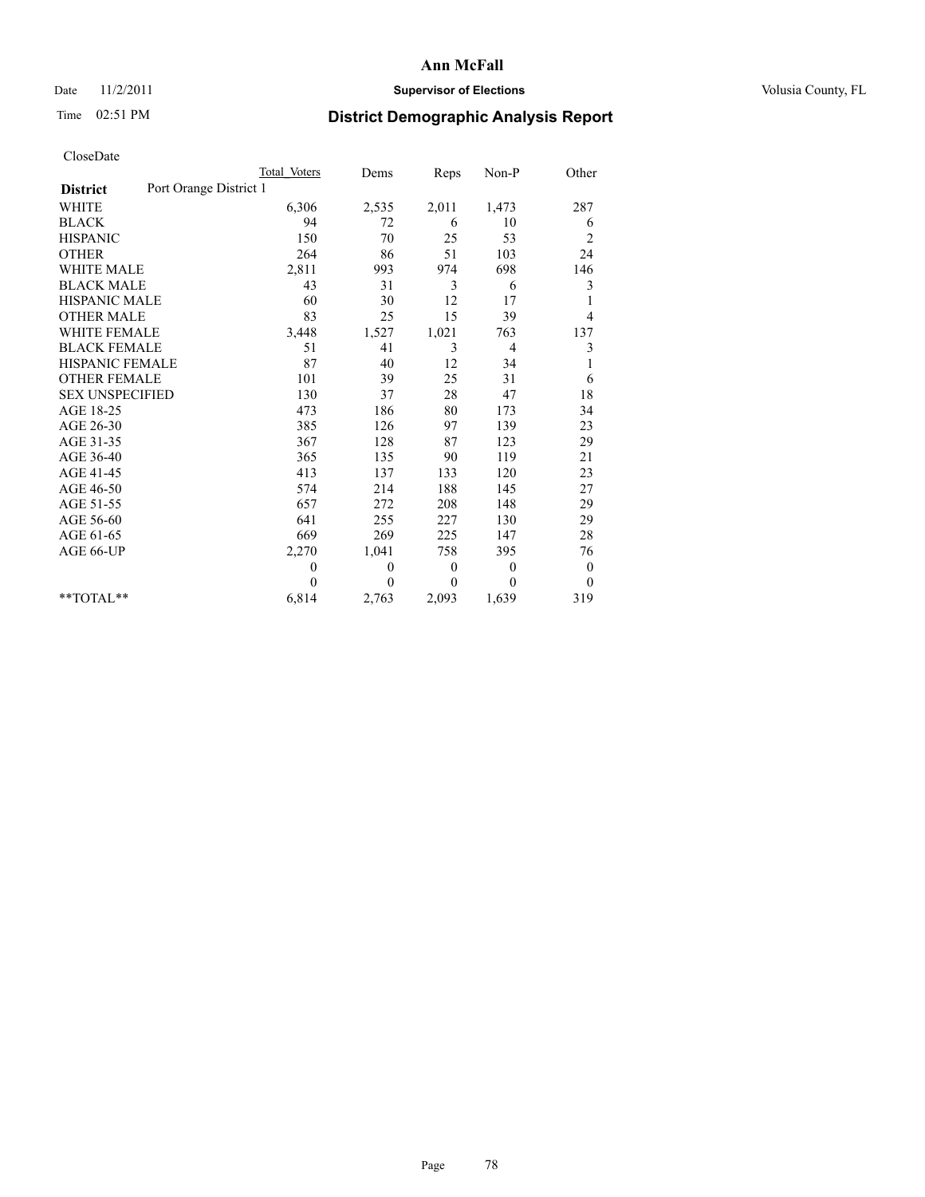# Ann McFall

Date 11/2/2011 **Supervisor of Elections** Volusia County, FL

Time 02:51 PM **District Demographic Analysis Report**

CloseDate

| **District** Port Orange District 1 | Total Voters | Dems | Reps | Non-P | Other |
|---|---|---|---|---|---|
| WHITE | 6,306 | 2,535 | 2,011 | 1,473 | 287 |
| BLACK | 94 | 72 | 6 | 10 | 6 |
| HISPANIC | 150 | 70 | 25 | 53 | 2 |
| OTHER | 264 | 86 | 51 | 103 | 24 |
| WHITE MALE | 2,811 | 993 | 974 | 698 | 146 |
| BLACK MALE | 43 | 31 | 3 | 6 | 3 |
| HISPANIC MALE | 60 | 30 | 12 | 17 | 1 |
| OTHER MALE | 83 | 25 | 15 | 39 | 4 |
| WHITE FEMALE | 3,448 | 1,527 | 1,021 | 763 | 137 |
| BLACK FEMALE | 51 | 41 | 3 | 4 | 3 |
| HISPANIC FEMALE | 87 | 40 | 12 | 34 | 1 |
| OTHER FEMALE | 101 | 39 | 25 | 31 | 6 |
| SEX UNSPECIFIED | 130 | 37 | 28 | 47 | 18 |
| AGE 18-25 | 473 | 186 | 80 | 173 | 34 |
| AGE 26-30 | 385 | 126 | 97 | 139 | 23 |
| AGE 31-35 | 367 | 128 | 87 | 123 | 29 |
| AGE 36-40 | 365 | 135 | 90 | 119 | 21 |
| AGE 41-45 | 413 | 137 | 133 | 120 | 23 |
| AGE 46-50 | 574 | 214 | 188 | 145 | 27 |
| AGE 51-55 | 657 | 272 | 208 | 148 | 29 |
| AGE 56-60 | 641 | 255 | 227 | 130 | 29 |
| AGE 61-65 | 669 | 269 | 225 | 147 | 28 |
| AGE 66-UP | 2,270 | 1,041 | 758 | 395 | 76 |
| | 0 | 0 | 0 | 0 | 0 |
| | 0 | 0 | 0 | 0 | 0 |
| **TOTAL** | 6,814 | 2,763 | 2,093 | 1,639 | 319 |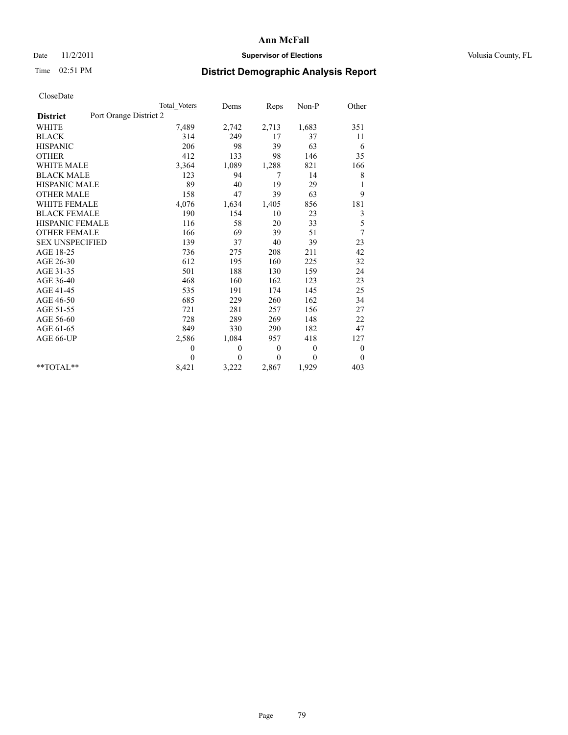# Ann McFall

Date 11/2/2011 **Supervisor of Elections** Volusia County, FL

Time 02:51 PM **District Demographic Analysis Report**

CloseDate

| **District** Port Orange District 2 | Total Voters | Dems | Reps | Non-P | Other |
|---|---|---|---|---|---|
| WHITE | 7,489 | 2,742 | 2,713 | 1,683 | 351 |
| BLACK | 314 | 249 | 17 | 37 | 11 |
| HISPANIC | 206 | 98 | 39 | 63 | 6 |
| OTHER | 412 | 133 | 98 | 146 | 35 |
| WHITE MALE | 3,364 | 1,089 | 1,288 | 821 | 166 |
| BLACK MALE | 123 | 94 | 7 | 14 | 8 |
| HISPANIC MALE | 89 | 40 | 19 | 29 | 1 |
| OTHER MALE | 158 | 47 | 39 | 63 | 9 |
| WHITE FEMALE | 4,076 | 1,634 | 1,405 | 856 | 181 |
| BLACK FEMALE | 190 | 154 | 10 | 23 | 3 |
| HISPANIC FEMALE | 116 | 58 | 20 | 33 | 5 |
| OTHER FEMALE | 166 | 69 | 39 | 51 | 7 |
| SEX UNSPECIFIED | 139 | 37 | 40 | 39 | 23 |
| AGE 18-25 | 736 | 275 | 208 | 211 | 42 |
| AGE 26-30 | 612 | 195 | 160 | 225 | 32 |
| AGE 31-35 | 501 | 188 | 130 | 159 | 24 |
| AGE 36-40 | 468 | 160 | 162 | 123 | 23 |
| AGE 41-45 | 535 | 191 | 174 | 145 | 25 |
| AGE 46-50 | 685 | 229 | 260 | 162 | 34 |
| AGE 51-55 | 721 | 281 | 257 | 156 | 27 |
| AGE 56-60 | 728 | 289 | 269 | 148 | 22 |
| AGE 61-65 | 849 | 330 | 290 | 182 | 47 |
| AGE 66-UP | 2,586 | 1,084 | 957 | 418 | 127 |
| | 0 | 0 | 0 | 0 | 0 |
| | 0 | 0 | 0 | 0 | 0 |
| **TOTAL** | 8,421 | 3,222 | 2,867 | 1,929 | 403 |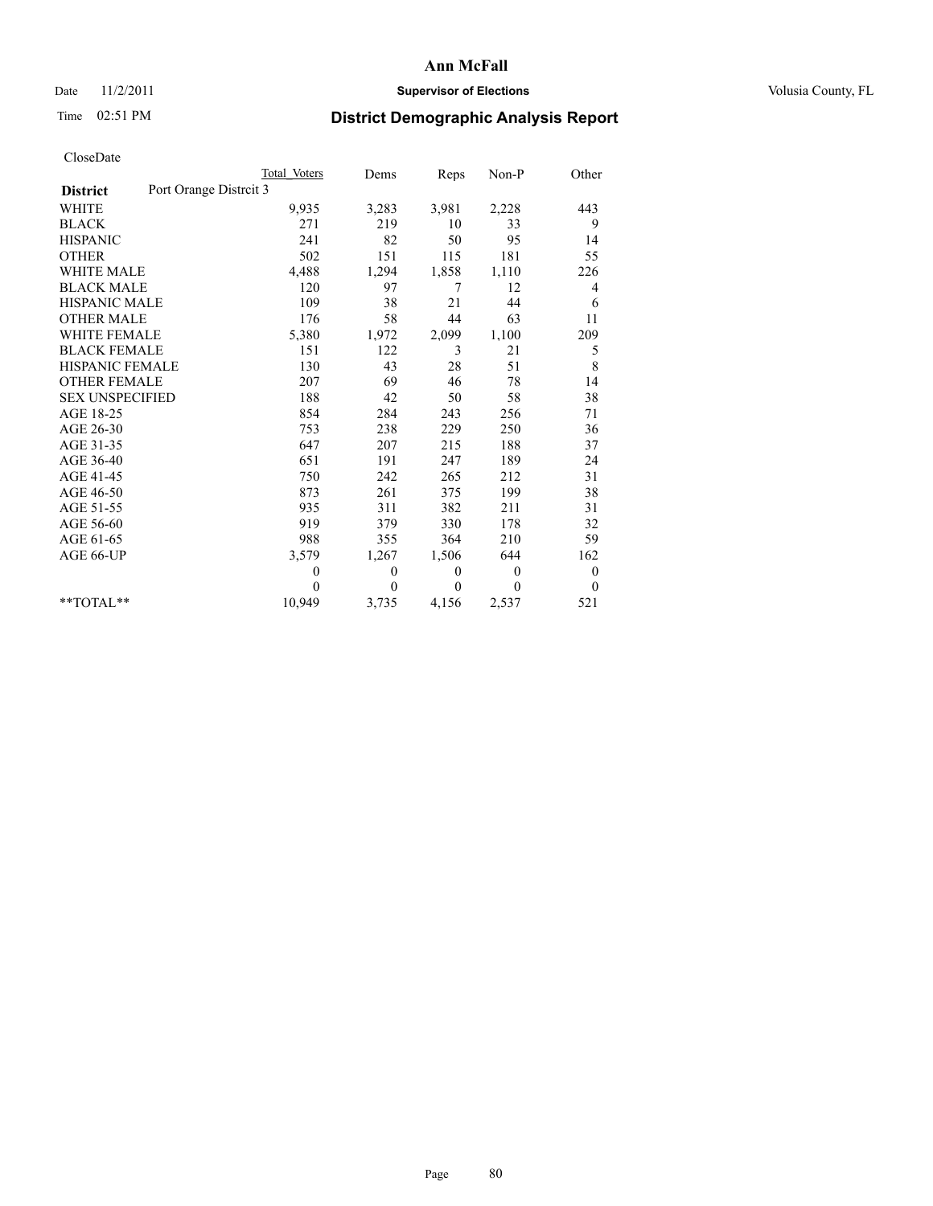**Ann McFall**

Date 11/2/2011 **Supervisor of Elections** Volusia County, FL

Time 02:51 PM **District Demographic Analysis Report**

CloseDate

| | Total Voters | Dems | Reps | Non-P | Other |
|---|---|---|---|---|---|
| **District** Port Orange Distrcit 3 | | | | | |
| WHITE | 9,935 | 3,283 | 3,981 | 2,228 | 443 |
| BLACK | 271 | 219 | 10 | 33 | 9 |
| HISPANIC | 241 | 82 | 50 | 95 | 14 |
| OTHER | 502 | 151 | 115 | 181 | 55 |
| WHITE MALE | 4,488 | 1,294 | 1,858 | 1,110 | 226 |
| BLACK MALE | 120 | 97 | 7 | 12 | 4 |
| HISPANIC MALE | 109 | 38 | 21 | 44 | 6 |
| OTHER MALE | 176 | 58 | 44 | 63 | 11 |
| WHITE FEMALE | 5,380 | 1,972 | 2,099 | 1,100 | 209 |
| BLACK FEMALE | 151 | 122 | 3 | 21 | 5 |
| HISPANIC FEMALE | 130 | 43 | 28 | 51 | 8 |
| OTHER FEMALE | 207 | 69 | 46 | 78 | 14 |
| SEX UNSPECIFIED | 188 | 42 | 50 | 58 | 38 |
| AGE 18-25 | 854 | 284 | 243 | 256 | 71 |
| AGE 26-30 | 753 | 238 | 229 | 250 | 36 |
| AGE 31-35 | 647 | 207 | 215 | 188 | 37 |
| AGE 36-40 | 651 | 191 | 247 | 189 | 24 |
| AGE 41-45 | 750 | 242 | 265 | 212 | 31 |
| AGE 46-50 | 873 | 261 | 375 | 199 | 38 |
| AGE 51-55 | 935 | 311 | 382 | 211 | 31 |
| AGE 56-60 | 919 | 379 | 330 | 178 | 32 |
| AGE 61-65 | 988 | 355 | 364 | 210 | 59 |
| AGE 66-UP | 3,579 | 1,267 | 1,506 | 644 | 162 |
| | 0 | 0 | 0 | 0 | 0 |
| | 0 | 0 | 0 | 0 | 0 |
| **TOTAL** | 10,949 | 3,735 | 4,156 | 2,537 | 521 |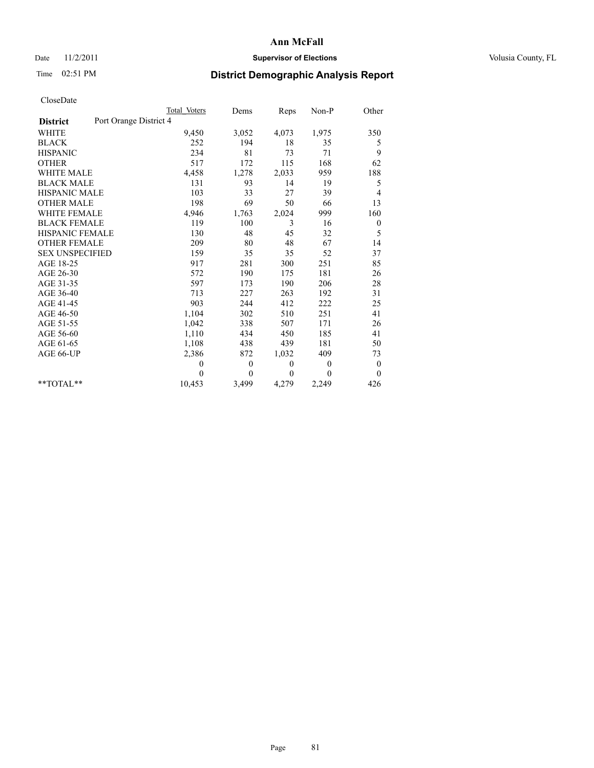# Ann McFall

Date 11/2/2011 **Supervisor of Elections** Volusia County, FL

Time 02:51 PM **District Demographic Analysis Report**

CloseDate

| **District** Port Orange District 4 | Total Voters | Dems | Reps | Non-P | Other |
|---|---|---|---|---|---|
| WHITE | 9,450 | 3,052 | 4,073 | 1,975 | 350 |
| BLACK | 252 | 194 | 18 | 35 | 5 |
| HISPANIC | 234 | 81 | 73 | 71 | 9 |
| OTHER | 517 | 172 | 115 | 168 | 62 |
| WHITE MALE | 4,458 | 1,278 | 2,033 | 959 | 188 |
| BLACK MALE | 131 | 93 | 14 | 19 | 5 |
| HISPANIC MALE | 103 | 33 | 27 | 39 | 4 |
| OTHER MALE | 198 | 69 | 50 | 66 | 13 |
| WHITE FEMALE | 4,946 | 1,763 | 2,024 | 999 | 160 |
| BLACK FEMALE | 119 | 100 | 3 | 16 | 0 |
| HISPANIC FEMALE | 130 | 48 | 45 | 32 | 5 |
| OTHER FEMALE | 209 | 80 | 48 | 67 | 14 |
| SEX UNSPECIFIED | 159 | 35 | 35 | 52 | 37 |
| AGE 18-25 | 917 | 281 | 300 | 251 | 85 |
| AGE 26-30 | 572 | 190 | 175 | 181 | 26 |
| AGE 31-35 | 597 | 173 | 190 | 206 | 28 |
| AGE 36-40 | 713 | 227 | 263 | 192 | 31 |
| AGE 41-45 | 903 | 244 | 412 | 222 | 25 |
| AGE 46-50 | 1,104 | 302 | 510 | 251 | 41 |
| AGE 51-55 | 1,042 | 338 | 507 | 171 | 26 |
| AGE 56-60 | 1,110 | 434 | 450 | 185 | 41 |
| AGE 61-65 | 1,108 | 438 | 439 | 181 | 50 |
| AGE 66-UP | 2,386 | 872 | 1,032 | 409 | 73 |
| | 0 | 0 | 0 | 0 | 0 |
| | 0 | 0 | 0 | 0 | 0 |
| **TOTAL** | 10,453 | 3,499 | 4,279 | 2,249 | 426 |